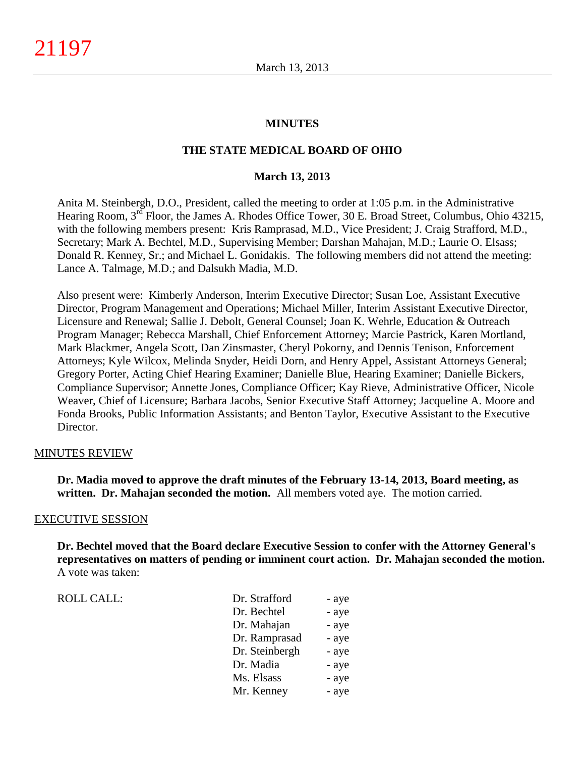# MINUTES

## THE STATE MEDICAL BOARD OF OHIO

### March 13, 2013

Anita M. Steinbergh, D.O., President, called the meeting to order at 1:05 p.m. in the Administrative Hearing Room, 3rd Floor, the James A. Rhodes Office Tower, 30 E. Broad Street, Columbus, Ohio 43215, with the following members present: Kris Ramprasad, M.D., Vice President; J. Craig Strafford, M.D., Secretary; Mark A. Bechtel, M.D., Supervising Member; Darshan Mahajan, M.D.; Laurie O. Elsass; Donald R. Kenney, Sr.; and Michael L. Gonidakis. The following members did not attend the meeting: Lance A. Talmage, M.D.; and Dalsukh Madia, M.D.

Also present were: Kimberly Anderson, Interim Executive Director; Susan Loe, Assistant Executive Director, Program Management and Operations; Michael Miller, Interim Assistant Executive Director, Licensure and Renewal; Sallie J. Debolt, General Counsel; Joan K. Wehrle, Education & Outreach Program Manager; Rebecca Marshall, Chief Enforcement Attorney; Marcie Pastrick, Karen Mortland, Mark Blackmer, Angela Scott, Dan Zinsmaster, Cheryl Pokorny, and Dennis Tenison, Enforcement Attorneys; Kyle Wilcox, Melinda Snyder, Heidi Dorn, and Henry Appel, Assistant Attorneys General; Gregory Porter, Acting Chief Hearing Examiner; Danielle Blue, Hearing Examiner; Danielle Bickers, Compliance Supervisor; Annette Jones, Compliance Officer; Kay Rieve, Administrative Officer, Nicole Weaver, Chief of Licensure; Barbara Jacobs, Senior Executive Staff Attorney; Jacqueline A. Moore and Fonda Brooks, Public Information Assistants; and Benton Taylor, Executive Assistant to the Executive Director.

MINUTES REVIEW

**Dr. Madia moved to approve the draft minutes of the February 13-14, 2013, Board meeting, as written. Dr. Mahajan seconded the motion.** All members voted aye. The motion carried.

EXECUTIVE SESSION

**Dr. Bechtel moved that the Board declare Executive Session to confer with the Attorney General's representatives on matters of pending or imminent court action. Dr. Mahajan seconded the motion.** A vote was taken:

| ROLL CALL: | | |
|---|---|---|
| | Dr. Strafford | - aye |
| | Dr. Bechtel | - aye |
| | Dr. Mahajan | - aye |
| | Dr. Ramprasad | - aye |
| | Dr. Steinbergh | - aye |
| | Dr. Madia | - aye |
| | Ms. Elsass | - aye |
| | Mr. Kenney | - aye |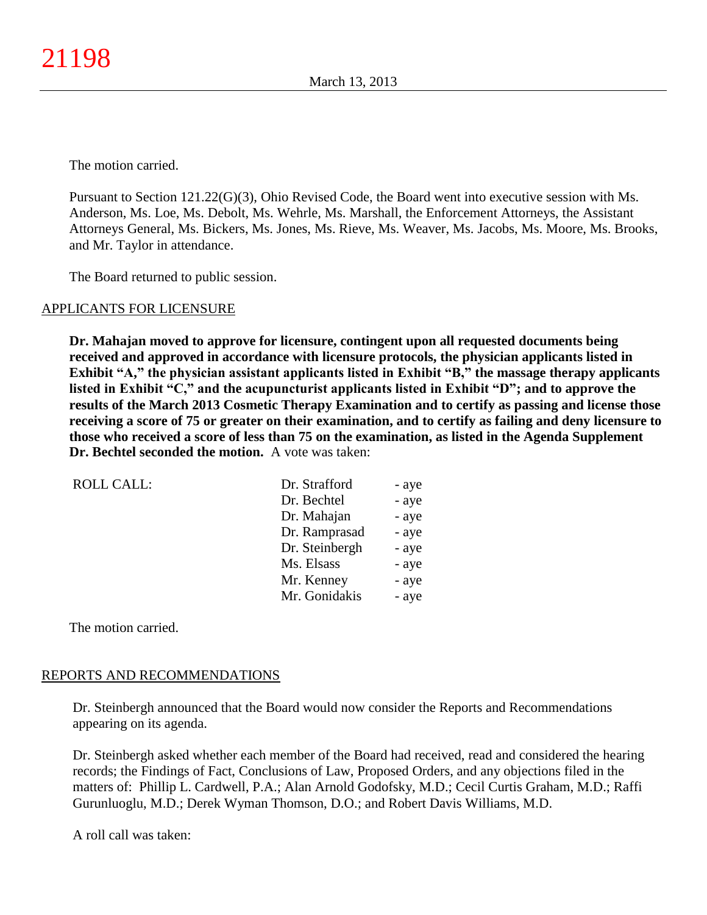The motion carried.

Pursuant to Section 121.22(G)(3), Ohio Revised Code, the Board went into executive session with Ms. Anderson, Ms. Loe, Ms. Debolt, Ms. Wehrle, Ms. Marshall, the Enforcement Attorneys, the Assistant Attorneys General, Ms. Bickers, Ms. Jones, Ms. Rieve, Ms. Weaver, Ms. Jacobs, Ms. Moore, Ms. Brooks, and Mr. Taylor in attendance.

The Board returned to public session.

APPLICANTS FOR LICENSURE

**Dr. Mahajan moved to approve for licensure, contingent upon all requested documents being received and approved in accordance with licensure protocols, the physician applicants listed in Exhibit "A," the physician assistant applicants listed in Exhibit "B," the massage therapy applicants listed in Exhibit "C," and the acupuncturist applicants listed in Exhibit "D"; and to approve the results of the March 2013 Cosmetic Therapy Examination and to certify as passing and license those receiving a score of 75 or greater on their examination, and to certify as failing and deny licensure to those who received a score of less than 75 on the examination, as listed in the Agenda Supplement Dr. Bechtel seconded the motion.** A vote was taken:

| ROLL CALL: | Dr. Strafford | - aye |
|---|---|---|
| | Dr. Bechtel | - aye |
| | Dr. Mahajan | - aye |
| | Dr. Ramprasad | - aye |
| | Dr. Steinbergh | - aye |
| | Ms. Elsass | - aye |
| | Mr. Kenney | - aye |
| | Mr. Gonidakis | - aye |

The motion carried.

REPORTS AND RECOMMENDATIONS

Dr. Steinbergh announced that the Board would now consider the Reports and Recommendations appearing on its agenda.

Dr. Steinbergh asked whether each member of the Board had received, read and considered the hearing records; the Findings of Fact, Conclusions of Law, Proposed Orders, and any objections filed in the matters of: Phillip L. Cardwell, P.A.; Alan Arnold Godofsky, M.D.; Cecil Curtis Graham, M.D.; Raffi Gurunluoglu, M.D.; Derek Wyman Thomson, D.O.; and Robert Davis Williams, M.D.

A roll call was taken: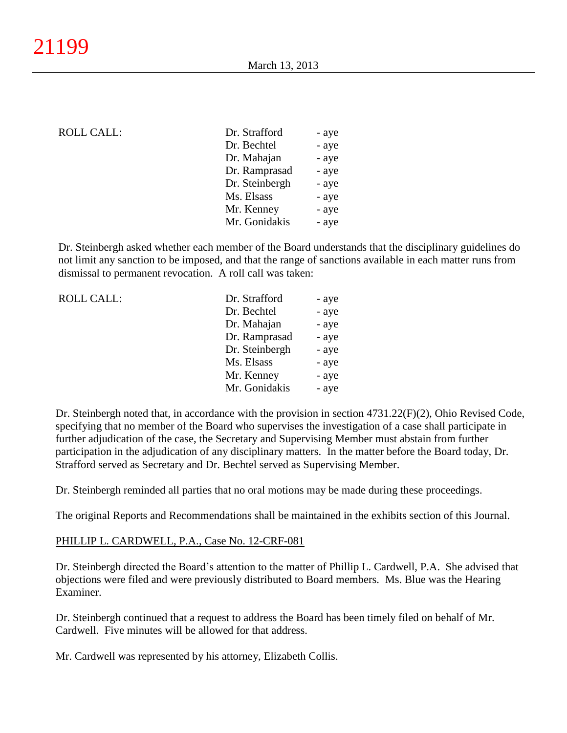| ROLL CALL: | Dr. Strafford | - aye |
|---|---|---|
| | Dr. Bechtel | - aye |
| | Dr. Mahajan | - aye |
| | Dr. Ramprasad | - aye |
| | Dr. Steinbergh | - aye |
| | Ms. Elsass | - aye |
| | Mr. Kenney | - aye |
| | Mr. Gonidakis | - aye |

Dr. Steinbergh asked whether each member of the Board understands that the disciplinary guidelines do not limit any sanction to be imposed, and that the range of sanctions available in each matter runs from dismissal to permanent revocation. A roll call was taken:

| ROLL CALL: | Dr. Strafford | - aye |
|---|---|---|
| | Dr. Bechtel | - aye |
| | Dr. Mahajan | - aye |
| | Dr. Ramprasad | - aye |
| | Dr. Steinbergh | - aye |
| | Ms. Elsass | - aye |
| | Mr. Kenney | - aye |
| | Mr. Gonidakis | - aye |

Dr. Steinbergh noted that, in accordance with the provision in section 4731.22(F)(2), Ohio Revised Code, specifying that no member of the Board who supervises the investigation of a case shall participate in further adjudication of the case, the Secretary and Supervising Member must abstain from further participation in the adjudication of any disciplinary matters. In the matter before the Board today, Dr. Strafford served as Secretary and Dr. Bechtel served as Supervising Member.

Dr. Steinbergh reminded all parties that no oral motions may be made during these proceedings.

The original Reports and Recommendations shall be maintained in the exhibits section of this Journal.

PHILLIP L. CARDWELL, P.A., Case No. 12-CRF-081

Dr. Steinbergh directed the Board's attention to the matter of Phillip L. Cardwell, P.A. She advised that objections were filed and were previously distributed to Board members. Ms. Blue was the Hearing Examiner.

Dr. Steinbergh continued that a request to address the Board has been timely filed on behalf of Mr. Cardwell. Five minutes will be allowed for that address.

Mr. Cardwell was represented by his attorney, Elizabeth Collis.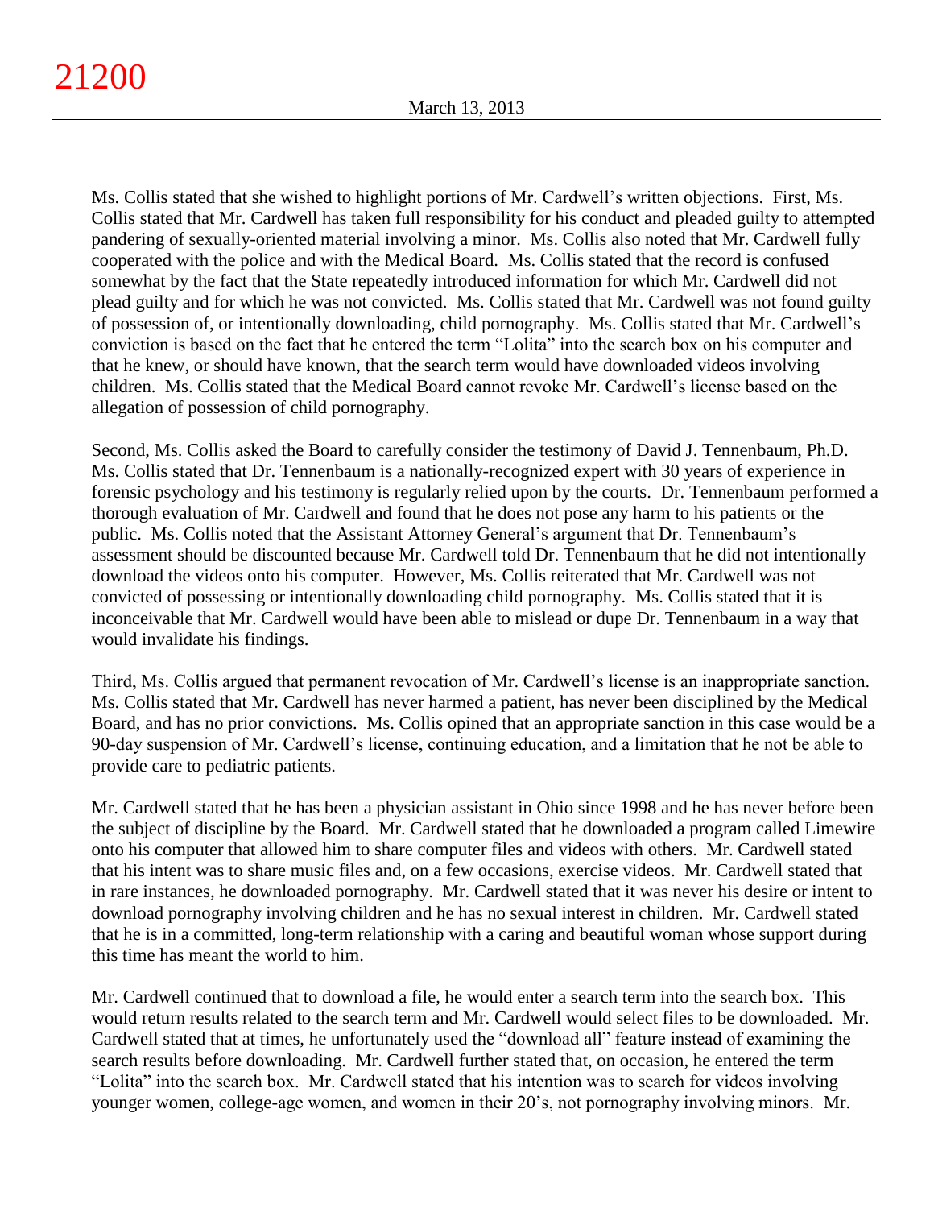Ms. Collis stated that she wished to highlight portions of Mr. Cardwell's written objections. First, Ms. Collis stated that Mr. Cardwell has taken full responsibility for his conduct and pleaded guilty to attempted pandering of sexually-oriented material involving a minor. Ms. Collis also noted that Mr. Cardwell fully cooperated with the police and with the Medical Board. Ms. Collis stated that the record is confused somewhat by the fact that the State repeatedly introduced information for which Mr. Cardwell did not plead guilty and for which he was not convicted. Ms. Collis stated that Mr. Cardwell was not found guilty of possession of, or intentionally downloading, child pornography. Ms. Collis stated that Mr. Cardwell's conviction is based on the fact that he entered the term "Lolita" into the search box on his computer and that he knew, or should have known, that the search term would have downloaded videos involving children. Ms. Collis stated that the Medical Board cannot revoke Mr. Cardwell's license based on the allegation of possession of child pornography.

Second, Ms. Collis asked the Board to carefully consider the testimony of David J. Tennenbaum, Ph.D. Ms. Collis stated that Dr. Tennenbaum is a nationally-recognized expert with 30 years of experience in forensic psychology and his testimony is regularly relied upon by the courts. Dr. Tennenbaum performed a thorough evaluation of Mr. Cardwell and found that he does not pose any harm to his patients or the public. Ms. Collis noted that the Assistant Attorney General's argument that Dr. Tennenbaum's assessment should be discounted because Mr. Cardwell told Dr. Tennenbaum that he did not intentionally download the videos onto his computer. However, Ms. Collis reiterated that Mr. Cardwell was not convicted of possessing or intentionally downloading child pornography. Ms. Collis stated that it is inconceivable that Mr. Cardwell would have been able to mislead or dupe Dr. Tennenbaum in a way that would invalidate his findings.

Third, Ms. Collis argued that permanent revocation of Mr. Cardwell's license is an inappropriate sanction. Ms. Collis stated that Mr. Cardwell has never harmed a patient, has never been disciplined by the Medical Board, and has no prior convictions. Ms. Collis opined that an appropriate sanction in this case would be a 90-day suspension of Mr. Cardwell's license, continuing education, and a limitation that he not be able to provide care to pediatric patients.

Mr. Cardwell stated that he has been a physician assistant in Ohio since 1998 and he has never before been the subject of discipline by the Board. Mr. Cardwell stated that he downloaded a program called Limewire onto his computer that allowed him to share computer files and videos with others. Mr. Cardwell stated that his intent was to share music files and, on a few occasions, exercise videos. Mr. Cardwell stated that in rare instances, he downloaded pornography. Mr. Cardwell stated that it was never his desire or intent to download pornography involving children and he has no sexual interest in children. Mr. Cardwell stated that he is in a committed, long-term relationship with a caring and beautiful woman whose support during this time has meant the world to him.

Mr. Cardwell continued that to download a file, he would enter a search term into the search box. This would return results related to the search term and Mr. Cardwell would select files to be downloaded. Mr. Cardwell stated that at times, he unfortunately used the "download all" feature instead of examining the search results before downloading. Mr. Cardwell further stated that, on occasion, he entered the term "Lolita" into the search box. Mr. Cardwell stated that his intention was to search for videos involving younger women, college-age women, and women in their 20's, not pornography involving minors. Mr.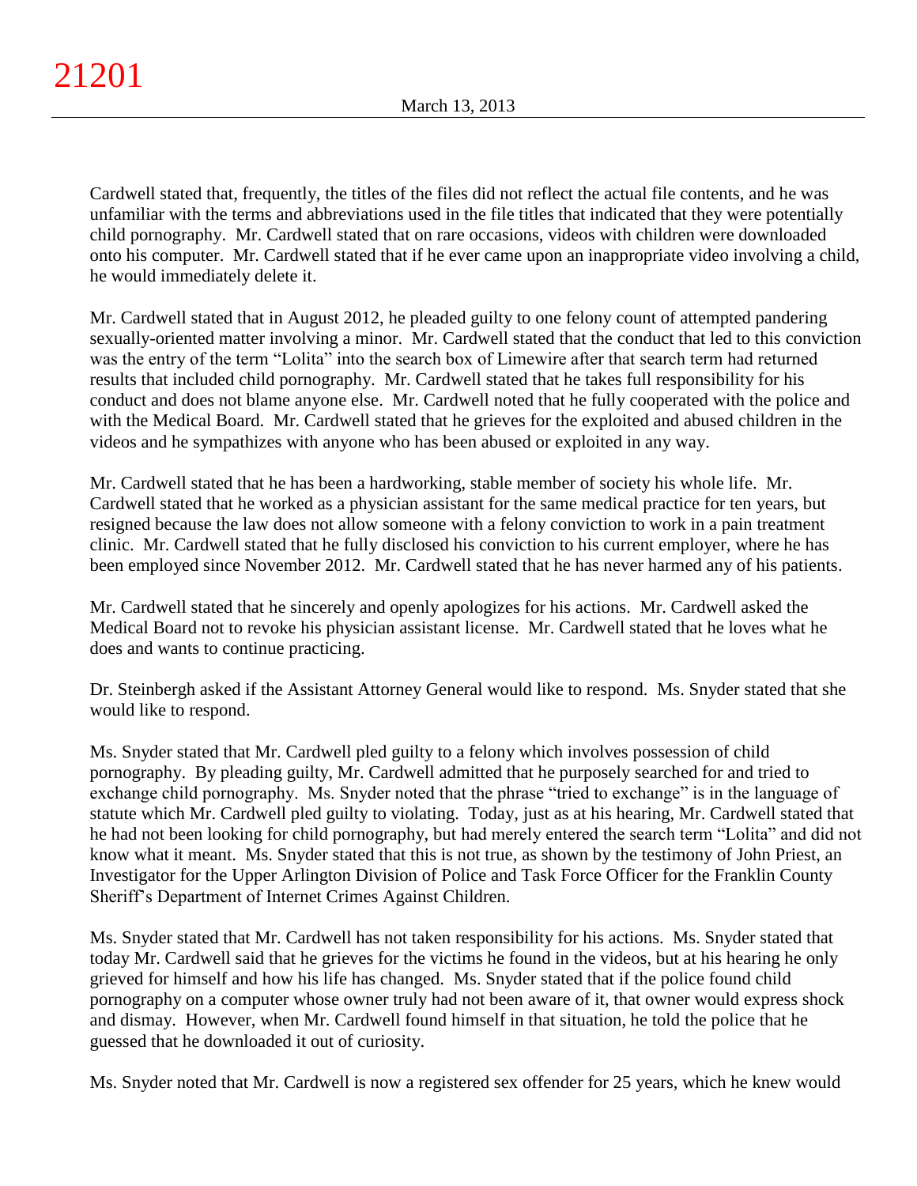Cardwell stated that, frequently, the titles of the files did not reflect the actual file contents, and he was unfamiliar with the terms and abbreviations used in the file titles that indicated that they were potentially child pornography. Mr. Cardwell stated that on rare occasions, videos with children were downloaded onto his computer. Mr. Cardwell stated that if he ever came upon an inappropriate video involving a child, he would immediately delete it.

Mr. Cardwell stated that in August 2012, he pleaded guilty to one felony count of attempted pandering sexually-oriented matter involving a minor. Mr. Cardwell stated that the conduct that led to this conviction was the entry of the term "Lolita" into the search box of Limewire after that search term had returned results that included child pornography. Mr. Cardwell stated that he takes full responsibility for his conduct and does not blame anyone else. Mr. Cardwell noted that he fully cooperated with the police and with the Medical Board. Mr. Cardwell stated that he grieves for the exploited and abused children in the videos and he sympathizes with anyone who has been abused or exploited in any way.

Mr. Cardwell stated that he has been a hardworking, stable member of society his whole life. Mr. Cardwell stated that he worked as a physician assistant for the same medical practice for ten years, but resigned because the law does not allow someone with a felony conviction to work in a pain treatment clinic. Mr. Cardwell stated that he fully disclosed his conviction to his current employer, where he has been employed since November 2012. Mr. Cardwell stated that he has never harmed any of his patients.

Mr. Cardwell stated that he sincerely and openly apologizes for his actions. Mr. Cardwell asked the Medical Board not to revoke his physician assistant license. Mr. Cardwell stated that he loves what he does and wants to continue practicing.

Dr. Steinbergh asked if the Assistant Attorney General would like to respond. Ms. Snyder stated that she would like to respond.

Ms. Snyder stated that Mr. Cardwell pled guilty to a felony which involves possession of child pornography. By pleading guilty, Mr. Cardwell admitted that he purposely searched for and tried to exchange child pornography. Ms. Snyder noted that the phrase "tried to exchange" is in the language of statute which Mr. Cardwell pled guilty to violating. Today, just as at his hearing, Mr. Cardwell stated that he had not been looking for child pornography, but had merely entered the search term "Lolita" and did not know what it meant. Ms. Snyder stated that this is not true, as shown by the testimony of John Priest, an Investigator for the Upper Arlington Division of Police and Task Force Officer for the Franklin County Sheriff's Department of Internet Crimes Against Children.

Ms. Snyder stated that Mr. Cardwell has not taken responsibility for his actions. Ms. Snyder stated that today Mr. Cardwell said that he grieves for the victims he found in the videos, but at his hearing he only grieved for himself and how his life has changed. Ms. Snyder stated that if the police found child pornography on a computer whose owner truly had not been aware of it, that owner would express shock and dismay. However, when Mr. Cardwell found himself in that situation, he told the police that he guessed that he downloaded it out of curiosity.

Ms. Snyder noted that Mr. Cardwell is now a registered sex offender for 25 years, which he knew would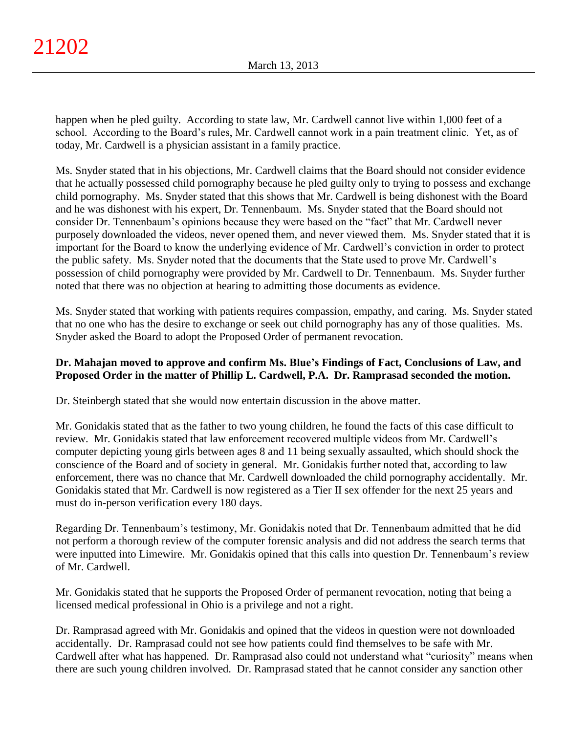happen when he pled guilty. According to state law, Mr. Cardwell cannot live within 1,000 feet of a school. According to the Board's rules, Mr. Cardwell cannot work in a pain treatment clinic. Yet, as of today, Mr. Cardwell is a physician assistant in a family practice.

Ms. Snyder stated that in his objections, Mr. Cardwell claims that the Board should not consider evidence that he actually possessed child pornography because he pled guilty only to trying to possess and exchange child pornography. Ms. Snyder stated that this shows that Mr. Cardwell is being dishonest with the Board and he was dishonest with his expert, Dr. Tennenbaum. Ms. Snyder stated that the Board should not consider Dr. Tennenbaum's opinions because they were based on the "fact" that Mr. Cardwell never purposely downloaded the videos, never opened them, and never viewed them. Ms. Snyder stated that it is important for the Board to know the underlying evidence of Mr. Cardwell's conviction in order to protect the public safety. Ms. Snyder noted that the documents that the State used to prove Mr. Cardwell's possession of child pornography were provided by Mr. Cardwell to Dr. Tennenbaum. Ms. Snyder further noted that there was no objection at hearing to admitting those documents as evidence.

Ms. Snyder stated that working with patients requires compassion, empathy, and caring. Ms. Snyder stated that no one who has the desire to exchange or seek out child pornography has any of those qualities. Ms. Snyder asked the Board to adopt the Proposed Order of permanent revocation.

**Dr. Mahajan moved to approve and confirm Ms. Blue's Findings of Fact, Conclusions of Law, and Proposed Order in the matter of Phillip L. Cardwell, P.A. Dr. Ramprasad seconded the motion.**

Dr. Steinbergh stated that she would now entertain discussion in the above matter.

Mr. Gonidakis stated that as the father to two young children, he found the facts of this case difficult to review. Mr. Gonidakis stated that law enforcement recovered multiple videos from Mr. Cardwell's computer depicting young girls between ages 8 and 11 being sexually assaulted, which should shock the conscience of the Board and of society in general. Mr. Gonidakis further noted that, according to law enforcement, there was no chance that Mr. Cardwell downloaded the child pornography accidentally. Mr. Gonidakis stated that Mr. Cardwell is now registered as a Tier II sex offender for the next 25 years and must do in-person verification every 180 days.

Regarding Dr. Tennenbaum's testimony, Mr. Gonidakis noted that Dr. Tennenbaum admitted that he did not perform a thorough review of the computer forensic analysis and did not address the search terms that were inputted into Limewire. Mr. Gonidakis opined that this calls into question Dr. Tennenbaum's review of Mr. Cardwell.

Mr. Gonidakis stated that he supports the Proposed Order of permanent revocation, noting that being a licensed medical professional in Ohio is a privilege and not a right.

Dr. Ramprasad agreed with Mr. Gonidakis and opined that the videos in question were not downloaded accidentally. Dr. Ramprasad could not see how patients could find themselves to be safe with Mr. Cardwell after what has happened. Dr. Ramprasad also could not understand what "curiosity" means when there are such young children involved. Dr. Ramprasad stated that he cannot consider any sanction other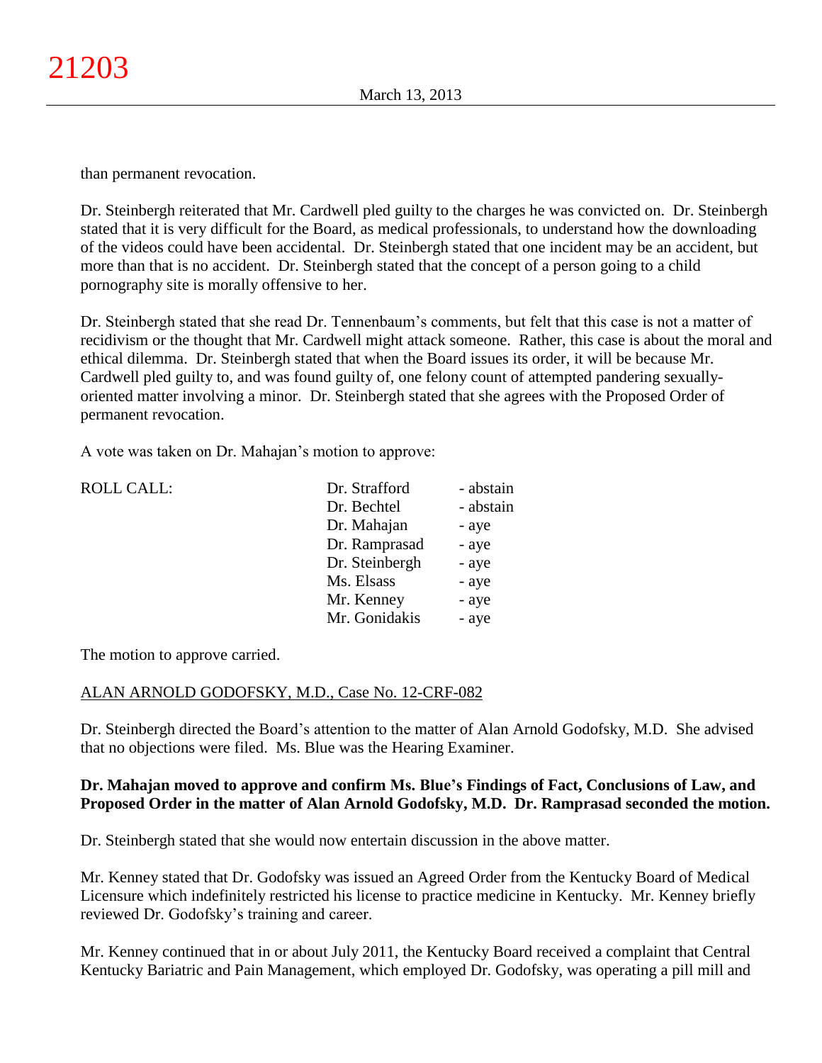than permanent revocation.

Dr. Steinbergh reiterated that Mr. Cardwell pled guilty to the charges he was convicted on. Dr. Steinbergh stated that it is very difficult for the Board, as medical professionals, to understand how the downloading of the videos could have been accidental. Dr. Steinbergh stated that one incident may be an accident, but more than that is no accident. Dr. Steinbergh stated that the concept of a person going to a child pornography site is morally offensive to her.

Dr. Steinbergh stated that she read Dr. Tennenbaum's comments, but felt that this case is not a matter of recidivism or the thought that Mr. Cardwell might attack someone. Rather, this case is about the moral and ethical dilemma. Dr. Steinbergh stated that when the Board issues its order, it will be because Mr. Cardwell pled guilty to, and was found guilty of, one felony count of attempted pandering sexually-oriented matter involving a minor. Dr. Steinbergh stated that she agrees with the Proposed Order of permanent revocation.

A vote was taken on Dr. Mahajan's motion to approve:

| ROLL CALL: | | |
|---|---|---|
| | Dr. Strafford | - abstain |
| | Dr. Bechtel | - abstain |
| | Dr. Mahajan | - aye |
| | Dr. Ramprasad | - aye |
| | Dr. Steinbergh | - aye |
| | Ms. Elsass | - aye |
| | Mr. Kenney | - aye |
| | Mr. Gonidakis | - aye |

The motion to approve carried.

ALAN ARNOLD GODOFSKY, M.D., Case No. 12-CRF-082

Dr. Steinbergh directed the Board's attention to the matter of Alan Arnold Godofsky, M.D. She advised that no objections were filed. Ms. Blue was the Hearing Examiner.

**Dr. Mahajan moved to approve and confirm Ms. Blue's Findings of Fact, Conclusions of Law, and Proposed Order in the matter of Alan Arnold Godofsky, M.D. Dr. Ramprasad seconded the motion.**

Dr. Steinbergh stated that she would now entertain discussion in the above matter.

Mr. Kenney stated that Dr. Godofsky was issued an Agreed Order from the Kentucky Board of Medical Licensure which indefinitely restricted his license to practice medicine in Kentucky. Mr. Kenney briefly reviewed Dr. Godofsky's training and career.

Mr. Kenney continued that in or about July 2011, the Kentucky Board received a complaint that Central Kentucky Bariatric and Pain Management, which employed Dr. Godofsky, was operating a pill mill and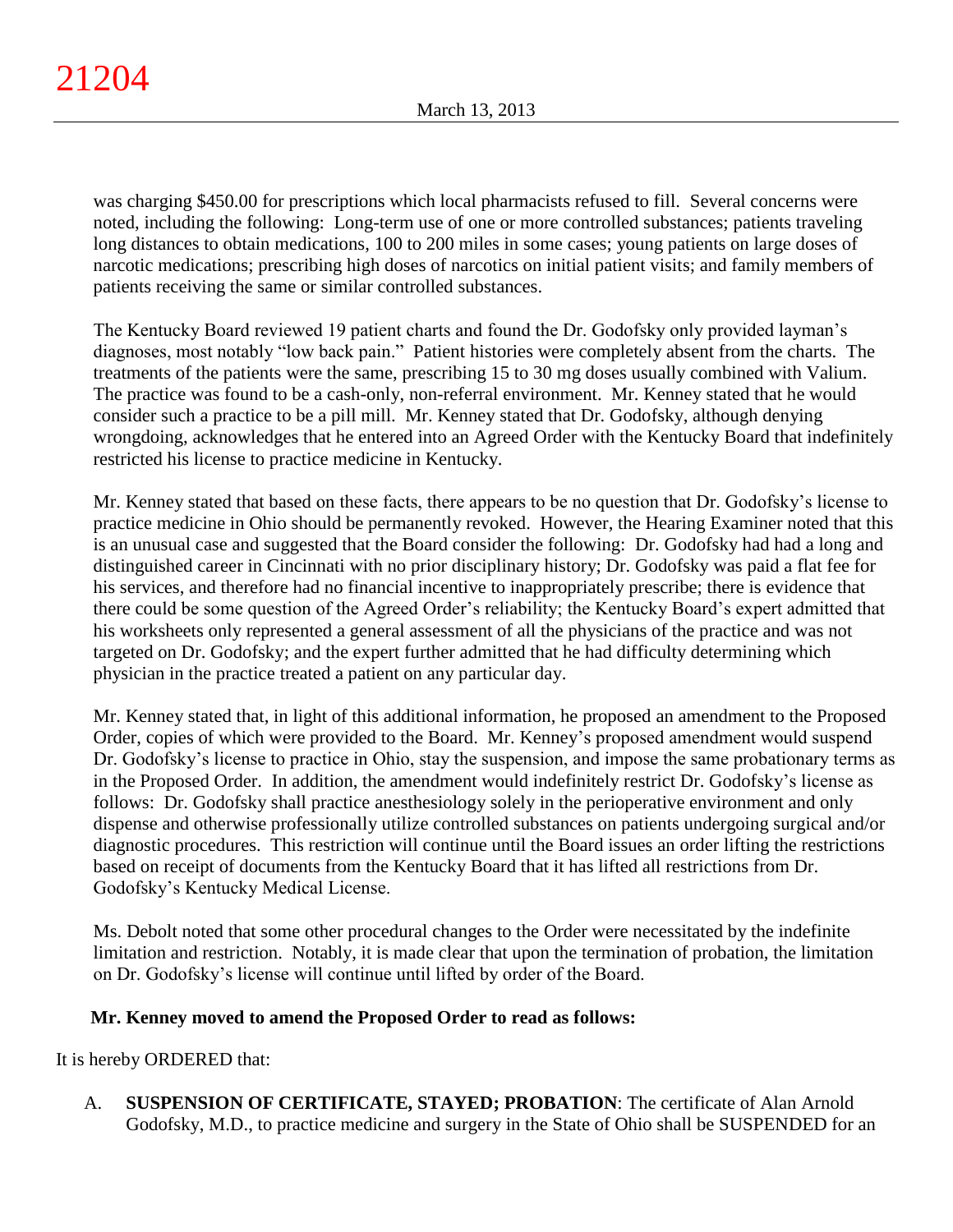was charging $450.00 for prescriptions which local pharmacists refused to fill. Several concerns were noted, including the following: Long-term use of one or more controlled substances; patients traveling long distances to obtain medications, 100 to 200 miles in some cases; young patients on large doses of narcotic medications; prescribing high doses of narcotics on initial patient visits; and family members of patients receiving the same or similar controlled substances.

The Kentucky Board reviewed 19 patient charts and found the Dr. Godofsky only provided layman's diagnoses, most notably "low back pain." Patient histories were completely absent from the charts. The treatments of the patients were the same, prescribing 15 to 30 mg doses usually combined with Valium. The practice was found to be a cash-only, non-referral environment. Mr. Kenney stated that he would consider such a practice to be a pill mill. Mr. Kenney stated that Dr. Godofsky, although denying wrongdoing, acknowledges that he entered into an Agreed Order with the Kentucky Board that indefinitely restricted his license to practice medicine in Kentucky.

Mr. Kenney stated that based on these facts, there appears to be no question that Dr. Godofsky's license to practice medicine in Ohio should be permanently revoked. However, the Hearing Examiner noted that this is an unusual case and suggested that the Board consider the following: Dr. Godofsky had had a long and distinguished career in Cincinnati with no prior disciplinary history; Dr. Godofsky was paid a flat fee for his services, and therefore had no financial incentive to inappropriately prescribe; there is evidence that there could be some question of the Agreed Order's reliability; the Kentucky Board's expert admitted that his worksheets only represented a general assessment of all the physicians of the practice and was not targeted on Dr. Godofsky; and the expert further admitted that he had difficulty determining which physician in the practice treated a patient on any particular day.

Mr. Kenney stated that, in light of this additional information, he proposed an amendment to the Proposed Order, copies of which were provided to the Board. Mr. Kenney's proposed amendment would suspend Dr. Godofsky's license to practice in Ohio, stay the suspension, and impose the same probationary terms as in the Proposed Order. In addition, the amendment would indefinitely restrict Dr. Godofsky's license as follows: Dr. Godofsky shall practice anesthesiology solely in the perioperative environment and only dispense and otherwise professionally utilize controlled substances on patients undergoing surgical and/or diagnostic procedures. This restriction will continue until the Board issues an order lifting the restrictions based on receipt of documents from the Kentucky Board that it has lifted all restrictions from Dr. Godofsky's Kentucky Medical License.

Ms. Debolt noted that some other procedural changes to the Order were necessitated by the indefinite limitation and restriction. Notably, it is made clear that upon the termination of probation, the limitation on Dr. Godofsky's license will continue until lifted by order of the Board.

**Mr. Kenney moved to amend the Proposed Order to read as follows:**

It is hereby ORDERED that:

A. **SUSPENSION OF CERTIFICATE, STAYED; PROBATION**: The certificate of Alan Arnold Godofsky, M.D., to practice medicine and surgery in the State of Ohio shall be SUSPENDED for an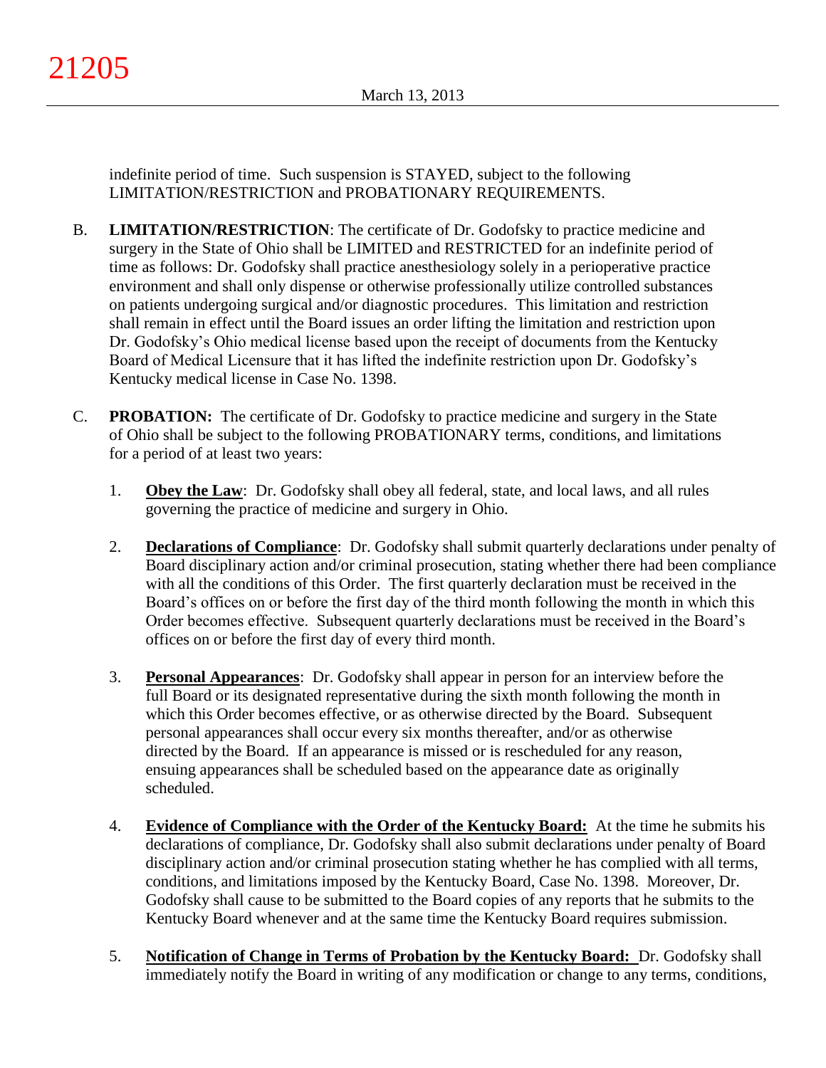indefinite period of time. Such suspension is STAYED, subject to the following LIMITATION/RESTRICTION and PROBATIONARY REQUIREMENTS.

B. **LIMITATION/RESTRICTION**: The certificate of Dr. Godofsky to practice medicine and surgery in the State of Ohio shall be LIMITED and RESTRICTED for an indefinite period of time as follows: Dr. Godofsky shall practice anesthesiology solely in a perioperative practice environment and shall only dispense or otherwise professionally utilize controlled substances on patients undergoing surgical and/or diagnostic procedures. This limitation and restriction shall remain in effect until the Board issues an order lifting the limitation and restriction upon Dr. Godofsky's Ohio medical license based upon the receipt of documents from the Kentucky Board of Medical Licensure that it has lifted the indefinite restriction upon Dr. Godofsky's Kentucky medical license in Case No. 1398.

C. **PROBATION:** The certificate of Dr. Godofsky to practice medicine and surgery in the State of Ohio shall be subject to the following PROBATIONARY terms, conditions, and limitations for a period of at least two years:

1. **Obey the Law**: Dr. Godofsky shall obey all federal, state, and local laws, and all rules governing the practice of medicine and surgery in Ohio.

2. **Declarations of Compliance**: Dr. Godofsky shall submit quarterly declarations under penalty of Board disciplinary action and/or criminal prosecution, stating whether there had been compliance with all the conditions of this Order. The first quarterly declaration must be received in the Board's offices on or before the first day of the third month following the month in which this Order becomes effective. Subsequent quarterly declarations must be received in the Board's offices on or before the first day of every third month.

3. **Personal Appearances**: Dr. Godofsky shall appear in person for an interview before the full Board or its designated representative during the sixth month following the month in which this Order becomes effective, or as otherwise directed by the Board. Subsequent personal appearances shall occur every six months thereafter, and/or as otherwise directed by the Board. If an appearance is missed or is rescheduled for any reason, ensuing appearances shall be scheduled based on the appearance date as originally scheduled.

4. **Evidence of Compliance with the Order of the Kentucky Board:** At the time he submits his declarations of compliance, Dr. Godofsky shall also submit declarations under penalty of Board disciplinary action and/or criminal prosecution stating whether he has complied with all terms, conditions, and limitations imposed by the Kentucky Board, Case No. 1398. Moreover, Dr. Godofsky shall cause to be submitted to the Board copies of any reports that he submits to the Kentucky Board whenever and at the same time the Kentucky Board requires submission.

5. **Notification of Change in Terms of Probation by the Kentucky Board:** Dr. Godofsky shall immediately notify the Board in writing of any modification or change to any terms, conditions,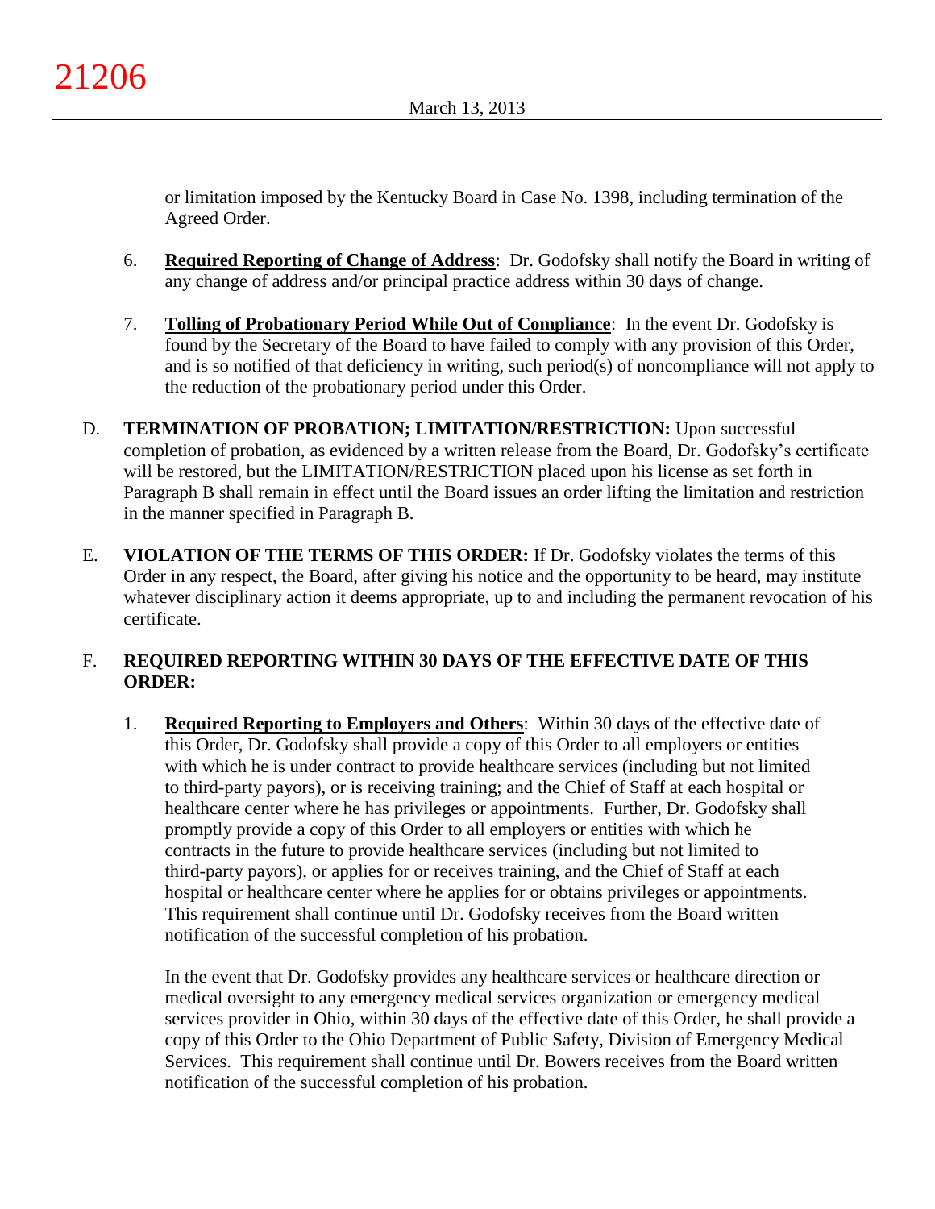or limitation imposed by the Kentucky Board in Case No. 1398, including termination of the Agreed Order.

6. **Required Reporting of Change of Address**: Dr. Godofsky shall notify the Board in writing of any change of address and/or principal practice address within 30 days of change.

7. **Tolling of Probationary Period While Out of Compliance**: In the event Dr. Godofsky is found by the Secretary of the Board to have failed to comply with any provision of this Order, and is so notified of that deficiency in writing, such period(s) of noncompliance will not apply to the reduction of the probationary period under this Order.

D. **TERMINATION OF PROBATION; LIMITATION/RESTRICTION:** Upon successful completion of probation, as evidenced by a written release from the Board, Dr. Godofsky's certificate will be restored, but the LIMITATION/RESTRICTION placed upon his license as set forth in Paragraph B shall remain in effect until the Board issues an order lifting the limitation and restriction in the manner specified in Paragraph B.

E. **VIOLATION OF THE TERMS OF THIS ORDER:** If Dr. Godofsky violates the terms of this Order in any respect, the Board, after giving his notice and the opportunity to be heard, may institute whatever disciplinary action it deems appropriate, up to and including the permanent revocation of his certificate.

F. **REQUIRED REPORTING WITHIN 30 DAYS OF THE EFFECTIVE DATE OF THIS ORDER:**

1. **Required Reporting to Employers and Others**: Within 30 days of the effective date of this Order, Dr. Godofsky shall provide a copy of this Order to all employers or entities with which he is under contract to provide healthcare services (including but not limited to third-party payors), or is receiving training; and the Chief of Staff at each hospital or healthcare center where he has privileges or appointments. Further, Dr. Godofsky shall promptly provide a copy of this Order to all employers or entities with which he contracts in the future to provide healthcare services (including but not limited to third-party payors), or applies for or receives training, and the Chief of Staff at each hospital or healthcare center where he applies for or obtains privileges or appointments. This requirement shall continue until Dr. Godofsky receives from the Board written notification of the successful completion of his probation.

   In the event that Dr. Godofsky provides any healthcare services or healthcare direction or medical oversight to any emergency medical services organization or emergency medical services provider in Ohio, within 30 days of the effective date of this Order, he shall provide a copy of this Order to the Ohio Department of Public Safety, Division of Emergency Medical Services. This requirement shall continue until Dr. Bowers receives from the Board written notification of the successful completion of his probation.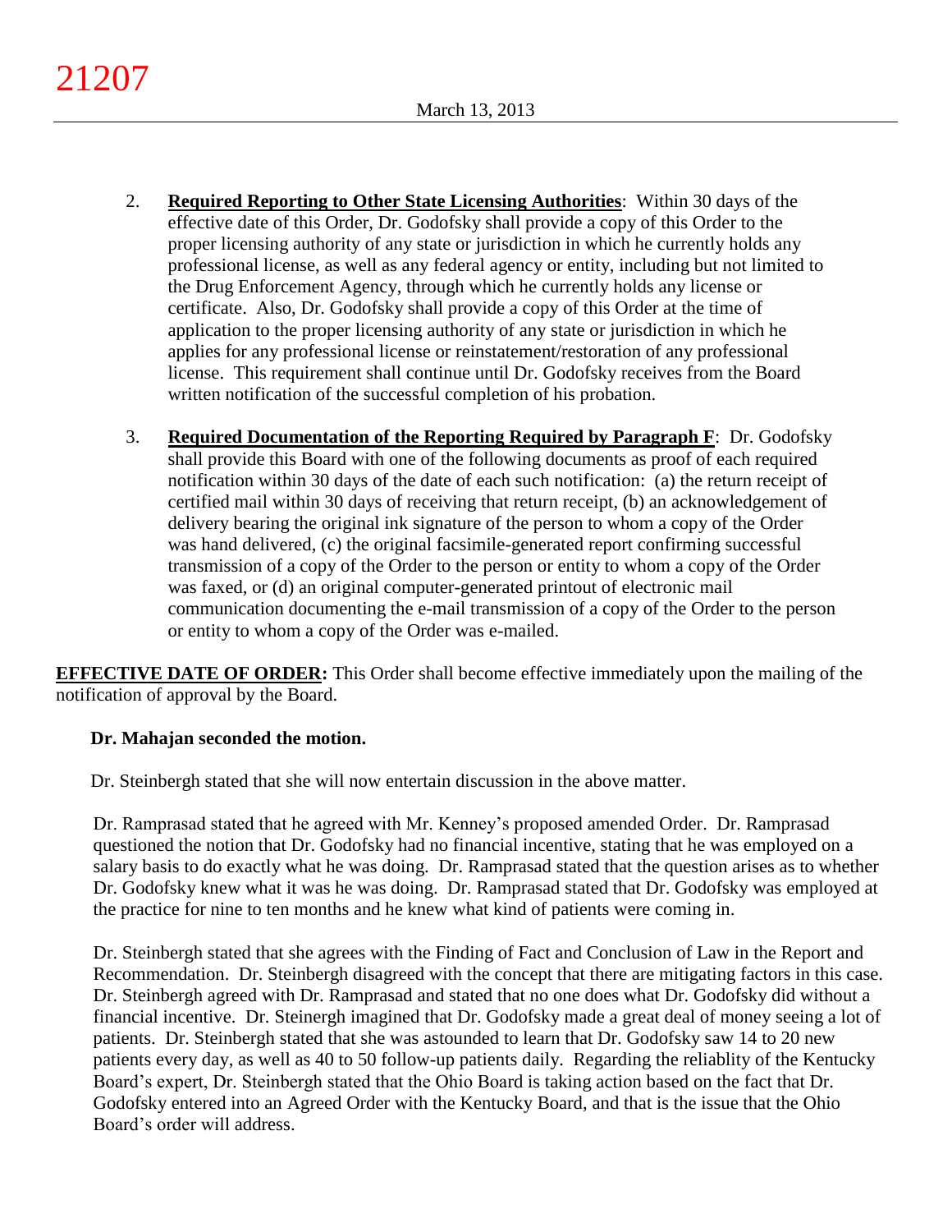2. **Required Reporting to Other State Licensing Authorities**: Within 30 days of the effective date of this Order, Dr. Godofsky shall provide a copy of this Order to the proper licensing authority of any state or jurisdiction in which he currently holds any professional license, as well as any federal agency or entity, including but not limited to the Drug Enforcement Agency, through which he currently holds any license or certificate. Also, Dr. Godofsky shall provide a copy of this Order at the time of application to the proper licensing authority of any state or jurisdiction in which he applies for any professional license or reinstatement/restoration of any professional license. This requirement shall continue until Dr. Godofsky receives from the Board written notification of the successful completion of his probation.

3. **Required Documentation of the Reporting Required by Paragraph F**: Dr. Godofsky shall provide this Board with one of the following documents as proof of each required notification within 30 days of the date of each such notification: (a) the return receipt of certified mail within 30 days of receiving that return receipt, (b) an acknowledgement of delivery bearing the original ink signature of the person to whom a copy of the Order was hand delivered, (c) the original facsimile-generated report confirming successful transmission of a copy of the Order to the person or entity to whom a copy of the Order was faxed, or (d) an original computer-generated printout of electronic mail communication documenting the e-mail transmission of a copy of the Order to the person or entity to whom a copy of the Order was e-mailed.

**EFFECTIVE DATE OF ORDER:** This Order shall become effective immediately upon the mailing of the notification of approval by the Board.

**Dr. Mahajan seconded the motion.**

Dr. Steinbergh stated that she will now entertain discussion in the above matter.

Dr. Ramprasad stated that he agreed with Mr. Kenney's proposed amended Order. Dr. Ramprasad questioned the notion that Dr. Godofsky had no financial incentive, stating that he was employed on a salary basis to do exactly what he was doing. Dr. Ramprasad stated that the question arises as to whether Dr. Godofsky knew what it was he was doing. Dr. Ramprasad stated that Dr. Godofsky was employed at the practice for nine to ten months and he knew what kind of patients were coming in.

Dr. Steinbergh stated that she agrees with the Finding of Fact and Conclusion of Law in the Report and Recommendation. Dr. Steinbergh disagreed with the concept that there are mitigating factors in this case. Dr. Steinbergh agreed with Dr. Ramprasad and stated that no one does what Dr. Godofsky did without a financial incentive. Dr. Steinergh imagined that Dr. Godofsky made a great deal of money seeing a lot of patients. Dr. Steinbergh stated that she was astounded to learn that Dr. Godofsky saw 14 to 20 new patients every day, as well as 40 to 50 follow-up patients daily. Regarding the reliablity of the Kentucky Board's expert, Dr. Steinbergh stated that the Ohio Board is taking action based on the fact that Dr. Godofsky entered into an Agreed Order with the Kentucky Board, and that is the issue that the Ohio Board's order will address.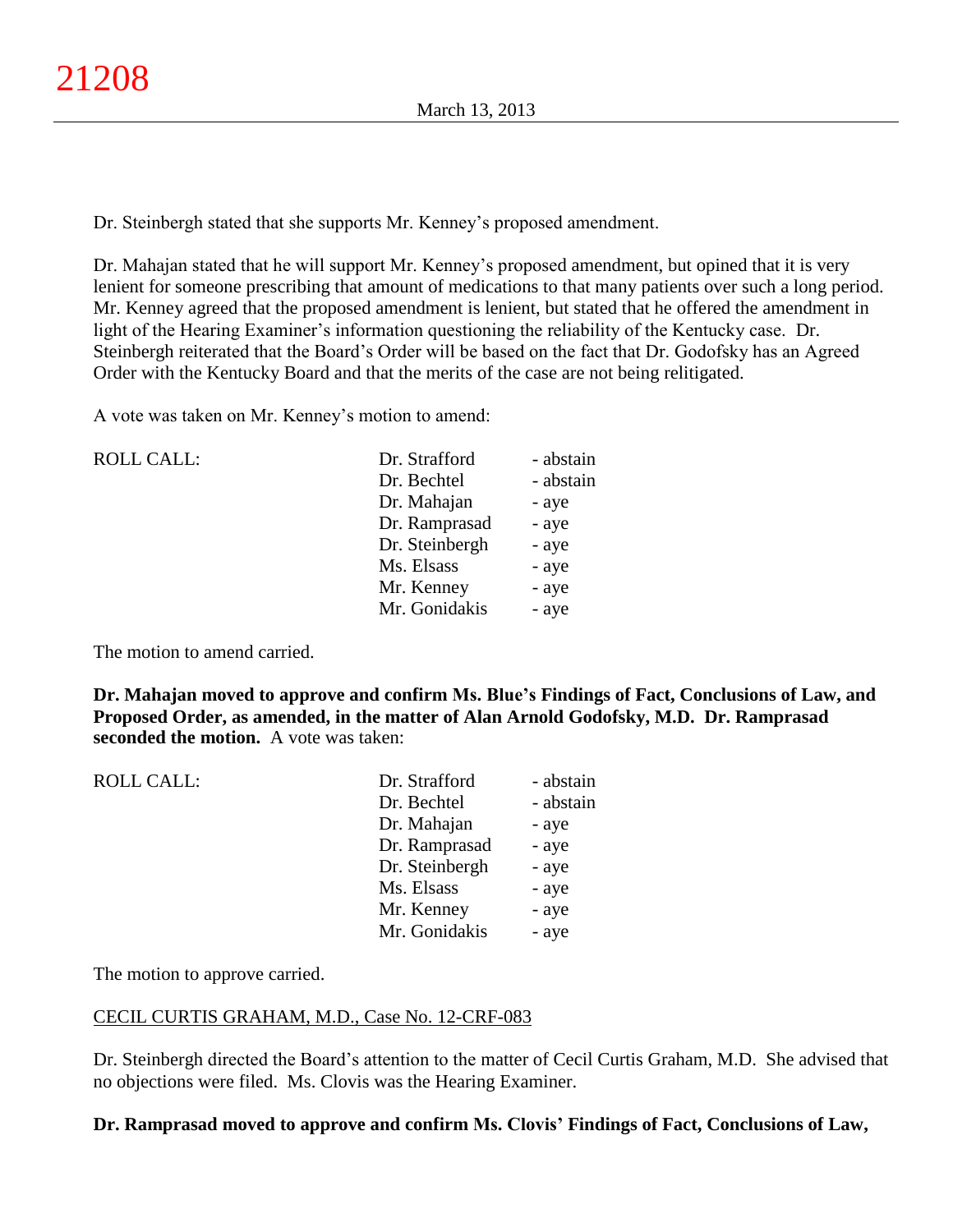Dr. Steinbergh stated that she supports Mr. Kenney's proposed amendment.

Dr. Mahajan stated that he will support Mr. Kenney's proposed amendment, but opined that it is very lenient for someone prescribing that amount of medications to that many patients over such a long period. Mr. Kenney agreed that the proposed amendment is lenient, but stated that he offered the amendment in light of the Hearing Examiner's information questioning the reliability of the Kentucky case. Dr. Steinbergh reiterated that the Board's Order will be based on the fact that Dr. Godofsky has an Agreed Order with the Kentucky Board and that the merits of the case are not being relitigated.

A vote was taken on Mr. Kenney's motion to amend:

| ROLL CALL: | Dr. Strafford | - abstain |
|---|---|---|
| | Dr. Bechtel | - abstain |
| | Dr. Mahajan | - aye |
| | Dr. Ramprasad | - aye |
| | Dr. Steinbergh | - aye |
| | Ms. Elsass | - aye |
| | Mr. Kenney | - aye |
| | Mr. Gonidakis | - aye |

The motion to amend carried.

**Dr. Mahajan moved to approve and confirm Ms. Blue's Findings of Fact, Conclusions of Law, and Proposed Order, as amended, in the matter of Alan Arnold Godofsky, M.D. Dr. Ramprasad seconded the motion.** A vote was taken:

| ROLL CALL: | Dr. Strafford | - abstain |
|---|---|---|
| | Dr. Bechtel | - abstain |
| | Dr. Mahajan | - aye |
| | Dr. Ramprasad | - aye |
| | Dr. Steinbergh | - aye |
| | Ms. Elsass | - aye |
| | Mr. Kenney | - aye |
| | Mr. Gonidakis | - aye |

The motion to approve carried.

CECIL CURTIS GRAHAM, M.D., Case No. 12-CRF-083

Dr. Steinbergh directed the Board's attention to the matter of Cecil Curtis Graham, M.D. She advised that no objections were filed. Ms. Clovis was the Hearing Examiner.

**Dr. Ramprasad moved to approve and confirm Ms. Clovis' Findings of Fact, Conclusions of Law,**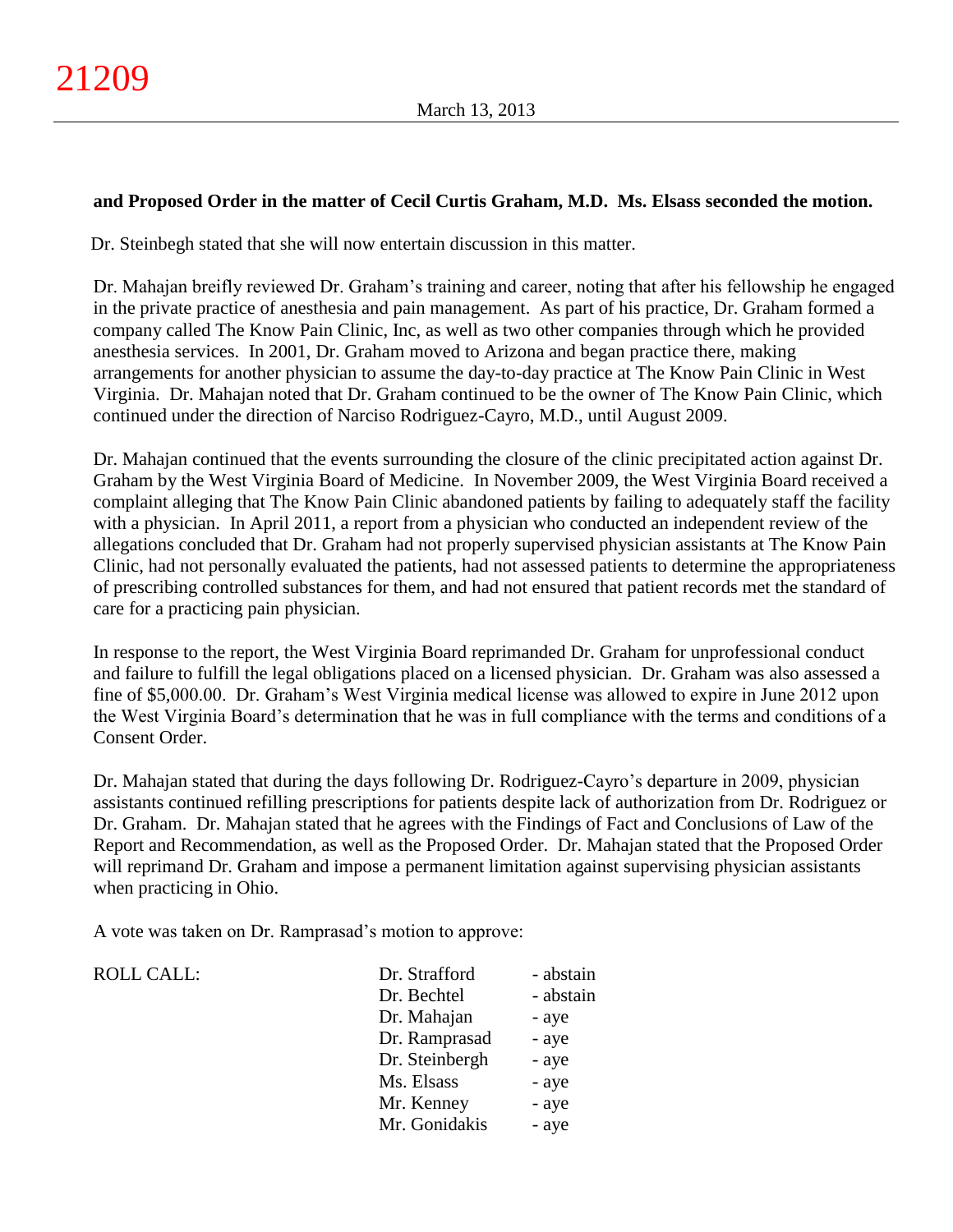**and Proposed Order in the matter of Cecil Curtis Graham, M.D. Ms. Elsass seconded the motion.**

Dr. Steinbegh stated that she will now entertain discussion in this matter.

Dr. Mahajan breifly reviewed Dr. Graham's training and career, noting that after his fellowship he engaged in the private practice of anesthesia and pain management. As part of his practice, Dr. Graham formed a company called The Know Pain Clinic, Inc, as well as two other companies through which he provided anesthesia services. In 2001, Dr. Graham moved to Arizona and began practice there, making arrangements for another physician to assume the day-to-day practice at The Know Pain Clinic in West Virginia. Dr. Mahajan noted that Dr. Graham continued to be the owner of The Know Pain Clinic, which continued under the direction of Narciso Rodriguez-Cayro, M.D., until August 2009.

Dr. Mahajan continued that the events surrounding the closure of the clinic precipitated action against Dr. Graham by the West Virginia Board of Medicine. In November 2009, the West Virginia Board received a complaint alleging that The Know Pain Clinic abandoned patients by failing to adequately staff the facility with a physician. In April 2011, a report from a physician who conducted an independent review of the allegations concluded that Dr. Graham had not properly supervised physician assistants at The Know Pain Clinic, had not personally evaluated the patients, had not assessed patients to determine the appropriateness of prescribing controlled substances for them, and had not ensured that patient records met the standard of care for a practicing pain physician.

In response to the report, the West Virginia Board reprimanded Dr. Graham for unprofessional conduct and failure to fulfill the legal obligations placed on a licensed physician. Dr. Graham was also assessed a fine of $5,000.00. Dr. Graham's West Virginia medical license was allowed to expire in June 2012 upon the West Virginia Board's determination that he was in full compliance with the terms and conditions of a Consent Order.

Dr. Mahajan stated that during the days following Dr. Rodriguez-Cayro's departure in 2009, physician assistants continued refilling prescriptions for patients despite lack of authorization from Dr. Rodriguez or Dr. Graham. Dr. Mahajan stated that he agrees with the Findings of Fact and Conclusions of Law of the Report and Recommendation, as well as the Proposed Order. Dr. Mahajan stated that the Proposed Order will reprimand Dr. Graham and impose a permanent limitation against supervising physician assistants when practicing in Ohio.

A vote was taken on Dr. Ramprasad's motion to approve:

| ROLL CALL: | | |
|---|---|---|
| | Dr. Strafford | - abstain |
| | Dr. Bechtel | - abstain |
| | Dr. Mahajan | - aye |
| | Dr. Ramprasad | - aye |
| | Dr. Steinbergh | - aye |
| | Ms. Elsass | - aye |
| | Mr. Kenney | - aye |
| | Mr. Gonidakis | - aye |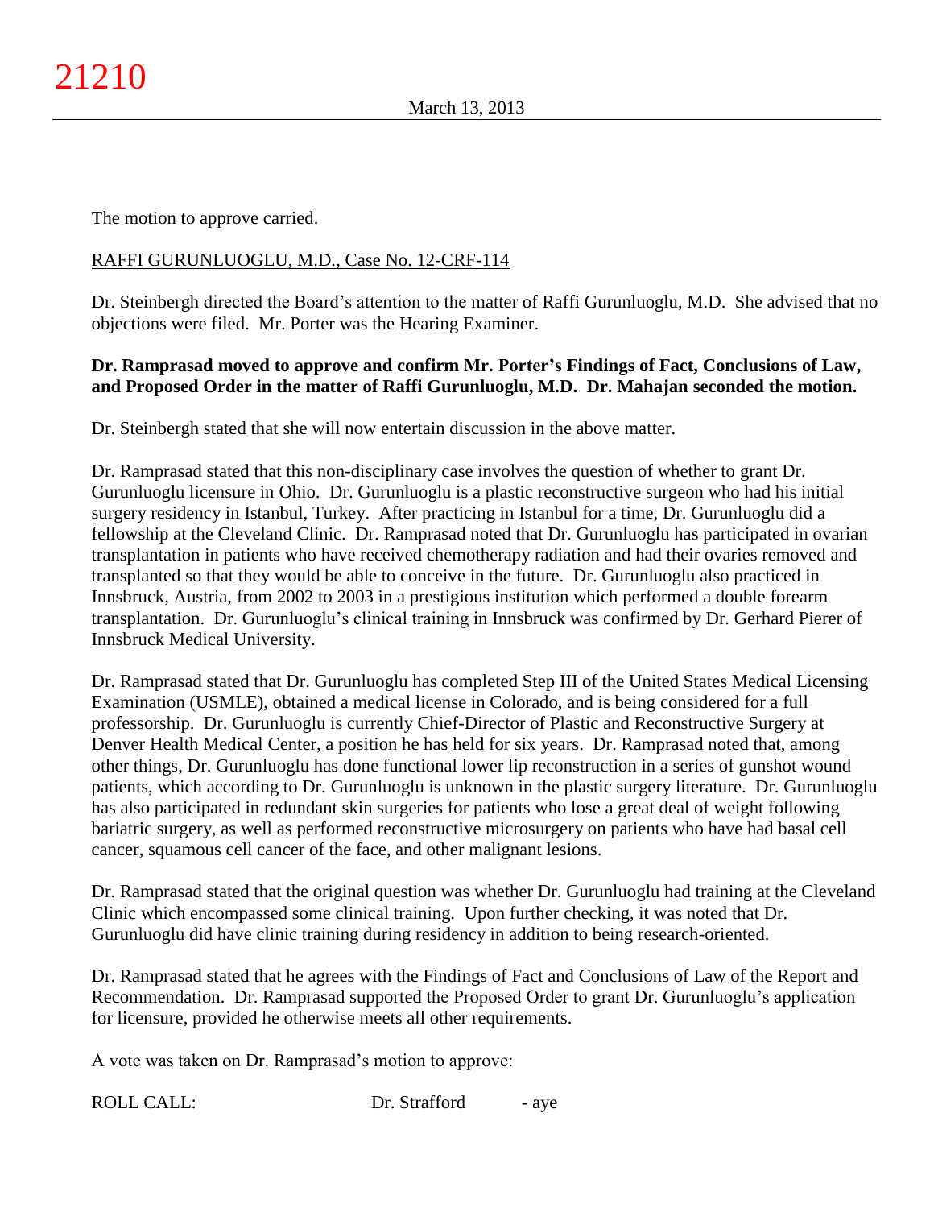The motion to approve carried.

RAFFI GURUNLUOGLU, M.D., Case No. 12-CRF-114

Dr. Steinbergh directed the Board's attention to the matter of Raffi Gurunluoglu, M.D. She advised that no objections were filed. Mr. Porter was the Hearing Examiner.

**Dr. Ramprasad moved to approve and confirm Mr. Porter's Findings of Fact, Conclusions of Law, and Proposed Order in the matter of Raffi Gurunluoglu, M.D. Dr. Mahajan seconded the motion.**

Dr. Steinbergh stated that she will now entertain discussion in the above matter.

Dr. Ramprasad stated that this non-disciplinary case involves the question of whether to grant Dr. Gurunluoglu licensure in Ohio. Dr. Gurunluoglu is a plastic reconstructive surgeon who had his initial surgery residency in Istanbul, Turkey. After practicing in Istanbul for a time, Dr. Gurunluoglu did a fellowship at the Cleveland Clinic. Dr. Ramprasad noted that Dr. Gurunluoglu has participated in ovarian transplantation in patients who have received chemotherapy radiation and had their ovaries removed and transplanted so that they would be able to conceive in the future. Dr. Gurunluoglu also practiced in Innsbruck, Austria, from 2002 to 2003 in a prestigious institution which performed a double forearm transplantation. Dr. Gurunluoglu's clinical training in Innsbruck was confirmed by Dr. Gerhard Pierer of Innsbruck Medical University.

Dr. Ramprasad stated that Dr. Gurunluoglu has completed Step III of the United States Medical Licensing Examination (USMLE), obtained a medical license in Colorado, and is being considered for a full professorship. Dr. Gurunluoglu is currently Chief-Director of Plastic and Reconstructive Surgery at Denver Health Medical Center, a position he has held for six years. Dr. Ramprasad noted that, among other things, Dr. Gurunluoglu has done functional lower lip reconstruction in a series of gunshot wound patients, which according to Dr. Gurunluoglu is unknown in the plastic surgery literature. Dr. Gurunluoglu has also participated in redundant skin surgeries for patients who lose a great deal of weight following bariatric surgery, as well as performed reconstructive microsurgery on patients who have had basal cell cancer, squamous cell cancer of the face, and other malignant lesions.

Dr. Ramprasad stated that the original question was whether Dr. Gurunluoglu had training at the Cleveland Clinic which encompassed some clinical training. Upon further checking, it was noted that Dr. Gurunluoglu did have clinic training during residency in addition to being research-oriented.

Dr. Ramprasad stated that he agrees with the Findings of Fact and Conclusions of Law of the Report and Recommendation. Dr. Ramprasad supported the Proposed Order to grant Dr. Gurunluoglu's application for licensure, provided he otherwise meets all other requirements.

A vote was taken on Dr. Ramprasad's motion to approve:

| ROLL CALL: | Dr. Strafford | - aye |
|---|---|---|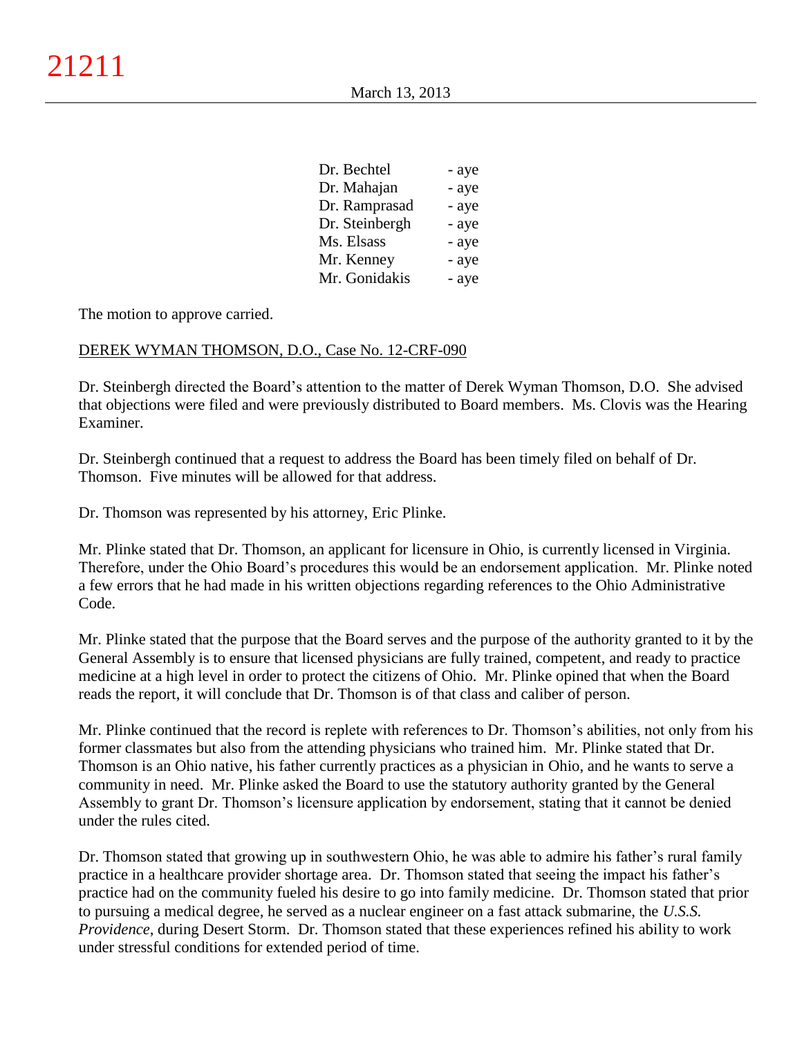| | |
|---|---|
| Dr. Bechtel | - aye |
| Dr. Mahajan | - aye |
| Dr. Ramprasad | - aye |
| Dr. Steinbergh | - aye |
| Ms. Elsass | - aye |
| Mr. Kenney | - aye |
| Mr. Gonidakis | - aye |

The motion to approve carried.

DEREK WYMAN THOMSON, D.O., Case No. 12-CRF-090

Dr. Steinbergh directed the Board's attention to the matter of Derek Wyman Thomson, D.O. She advised that objections were filed and were previously distributed to Board members. Ms. Clovis was the Hearing Examiner.

Dr. Steinbergh continued that a request to address the Board has been timely filed on behalf of Dr. Thomson. Five minutes will be allowed for that address.

Dr. Thomson was represented by his attorney, Eric Plinke.

Mr. Plinke stated that Dr. Thomson, an applicant for licensure in Ohio, is currently licensed in Virginia. Therefore, under the Ohio Board's procedures this would be an endorsement application. Mr. Plinke noted a few errors that he had made in his written objections regarding references to the Ohio Administrative Code.

Mr. Plinke stated that the purpose that the Board serves and the purpose of the authority granted to it by the General Assembly is to ensure that licensed physicians are fully trained, competent, and ready to practice medicine at a high level in order to protect the citizens of Ohio. Mr. Plinke opined that when the Board reads the report, it will conclude that Dr. Thomson is of that class and caliber of person.

Mr. Plinke continued that the record is replete with references to Dr. Thomson's abilities, not only from his former classmates but also from the attending physicians who trained him. Mr. Plinke stated that Dr. Thomson is an Ohio native, his father currently practices as a physician in Ohio, and he wants to serve a community in need. Mr. Plinke asked the Board to use the statutory authority granted by the General Assembly to grant Dr. Thomson's licensure application by endorsement, stating that it cannot be denied under the rules cited.

Dr. Thomson stated that growing up in southwestern Ohio, he was able to admire his father's rural family practice in a healthcare provider shortage area. Dr. Thomson stated that seeing the impact his father's practice had on the community fueled his desire to go into family medicine. Dr. Thomson stated that prior to pursuing a medical degree, he served as a nuclear engineer on a fast attack submarine, the *U.S.S. Providence*, during Desert Storm. Dr. Thomson stated that these experiences refined his ability to work under stressful conditions for extended period of time.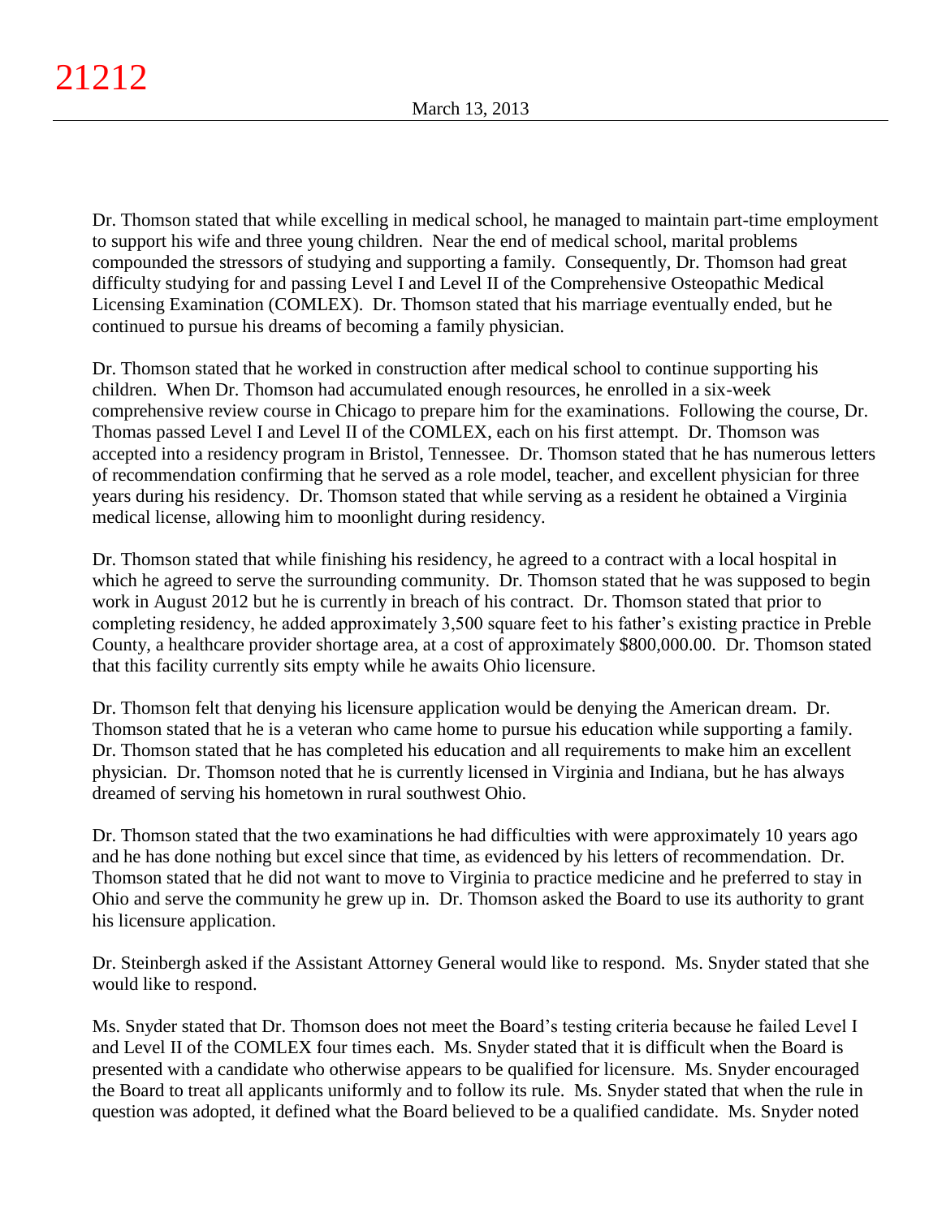Dr. Thomson stated that while excelling in medical school, he managed to maintain part-time employment to support his wife and three young children. Near the end of medical school, marital problems compounded the stressors of studying and supporting a family. Consequently, Dr. Thomson had great difficulty studying for and passing Level I and Level II of the Comprehensive Osteopathic Medical Licensing Examination (COMLEX). Dr. Thomson stated that his marriage eventually ended, but he continued to pursue his dreams of becoming a family physician.

Dr. Thomson stated that he worked in construction after medical school to continue supporting his children. When Dr. Thomson had accumulated enough resources, he enrolled in a six-week comprehensive review course in Chicago to prepare him for the examinations. Following the course, Dr. Thomas passed Level I and Level II of the COMLEX, each on his first attempt. Dr. Thomson was accepted into a residency program in Bristol, Tennessee. Dr. Thomson stated that he has numerous letters of recommendation confirming that he served as a role model, teacher, and excellent physician for three years during his residency. Dr. Thomson stated that while serving as a resident he obtained a Virginia medical license, allowing him to moonlight during residency.

Dr. Thomson stated that while finishing his residency, he agreed to a contract with a local hospital in which he agreed to serve the surrounding community. Dr. Thomson stated that he was supposed to begin work in August 2012 but he is currently in breach of his contract. Dr. Thomson stated that prior to completing residency, he added approximately 3,500 square feet to his father's existing practice in Preble County, a healthcare provider shortage area, at a cost of approximately $800,000.00. Dr. Thomson stated that this facility currently sits empty while he awaits Ohio licensure.

Dr. Thomson felt that denying his licensure application would be denying the American dream. Dr. Thomson stated that he is a veteran who came home to pursue his education while supporting a family. Dr. Thomson stated that he has completed his education and all requirements to make him an excellent physician. Dr. Thomson noted that he is currently licensed in Virginia and Indiana, but he has always dreamed of serving his hometown in rural southwest Ohio.

Dr. Thomson stated that the two examinations he had difficulties with were approximately 10 years ago and he has done nothing but excel since that time, as evidenced by his letters of recommendation. Dr. Thomson stated that he did not want to move to Virginia to practice medicine and he preferred to stay in Ohio and serve the community he grew up in. Dr. Thomson asked the Board to use its authority to grant his licensure application.

Dr. Steinbergh asked if the Assistant Attorney General would like to respond. Ms. Snyder stated that she would like to respond.

Ms. Snyder stated that Dr. Thomson does not meet the Board's testing criteria because he failed Level I and Level II of the COMLEX four times each. Ms. Snyder stated that it is difficult when the Board is presented with a candidate who otherwise appears to be qualified for licensure. Ms. Snyder encouraged the Board to treat all applicants uniformly and to follow its rule. Ms. Snyder stated that when the rule in question was adopted, it defined what the Board believed to be a qualified candidate. Ms. Snyder noted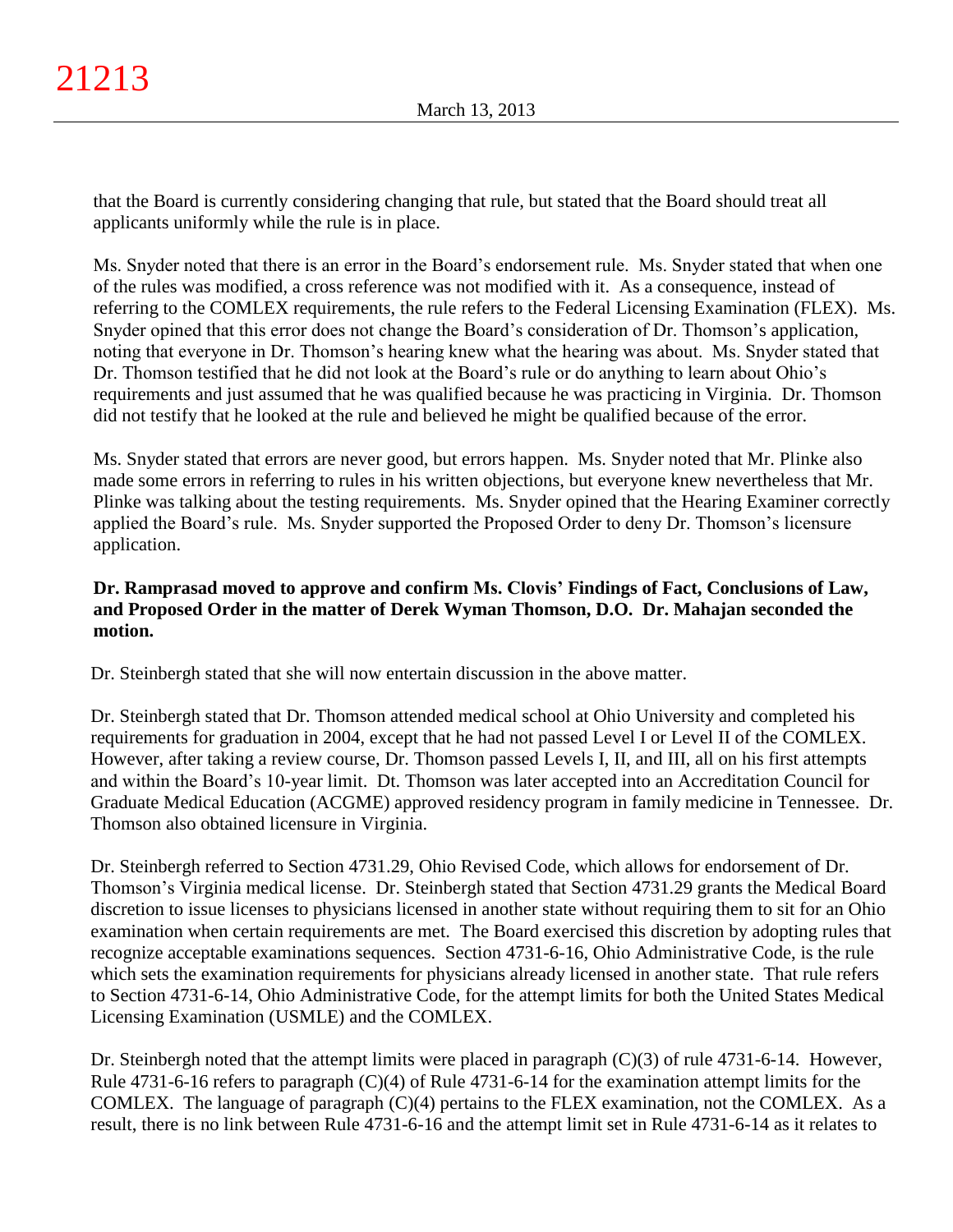that the Board is currently considering changing that rule, but stated that the Board should treat all applicants uniformly while the rule is in place.

Ms. Snyder noted that there is an error in the Board's endorsement rule. Ms. Snyder stated that when one of the rules was modified, a cross reference was not modified with it. As a consequence, instead of referring to the COMLEX requirements, the rule refers to the Federal Licensing Examination (FLEX). Ms. Snyder opined that this error does not change the Board's consideration of Dr. Thomson's application, noting that everyone in Dr. Thomson's hearing knew what the hearing was about. Ms. Snyder stated that Dr. Thomson testified that he did not look at the Board's rule or do anything to learn about Ohio's requirements and just assumed that he was qualified because he was practicing in Virginia. Dr. Thomson did not testify that he looked at the rule and believed he might be qualified because of the error.

Ms. Snyder stated that errors are never good, but errors happen. Ms. Snyder noted that Mr. Plinke also made some errors in referring to rules in his written objections, but everyone knew nevertheless that Mr. Plinke was talking about the testing requirements. Ms. Snyder opined that the Hearing Examiner correctly applied the Board's rule. Ms. Snyder supported the Proposed Order to deny Dr. Thomson's licensure application.

**Dr. Ramprasad moved to approve and confirm Ms. Clovis' Findings of Fact, Conclusions of Law, and Proposed Order in the matter of Derek Wyman Thomson, D.O. Dr. Mahajan seconded the motion.**

Dr. Steinbergh stated that she will now entertain discussion in the above matter.

Dr. Steinbergh stated that Dr. Thomson attended medical school at Ohio University and completed his requirements for graduation in 2004, except that he had not passed Level I or Level II of the COMLEX. However, after taking a review course, Dr. Thomson passed Levels I, II, and III, all on his first attempts and within the Board's 10-year limit. Dt. Thomson was later accepted into an Accreditation Council for Graduate Medical Education (ACGME) approved residency program in family medicine in Tennessee. Dr. Thomson also obtained licensure in Virginia.

Dr. Steinbergh referred to Section 4731.29, Ohio Revised Code, which allows for endorsement of Dr. Thomson's Virginia medical license. Dr. Steinbergh stated that Section 4731.29 grants the Medical Board discretion to issue licenses to physicians licensed in another state without requiring them to sit for an Ohio examination when certain requirements are met. The Board exercised this discretion by adopting rules that recognize acceptable examinations sequences. Section 4731-6-16, Ohio Administrative Code, is the rule which sets the examination requirements for physicians already licensed in another state. That rule refers to Section 4731-6-14, Ohio Administrative Code, for the attempt limits for both the United States Medical Licensing Examination (USMLE) and the COMLEX.

Dr. Steinbergh noted that the attempt limits were placed in paragraph (C)(3) of rule 4731-6-14. However, Rule 4731-6-16 refers to paragraph (C)(4) of Rule 4731-6-14 for the examination attempt limits for the COMLEX. The language of paragraph (C)(4) pertains to the FLEX examination, not the COMLEX. As a result, there is no link between Rule 4731-6-16 and the attempt limit set in Rule 4731-6-14 as it relates to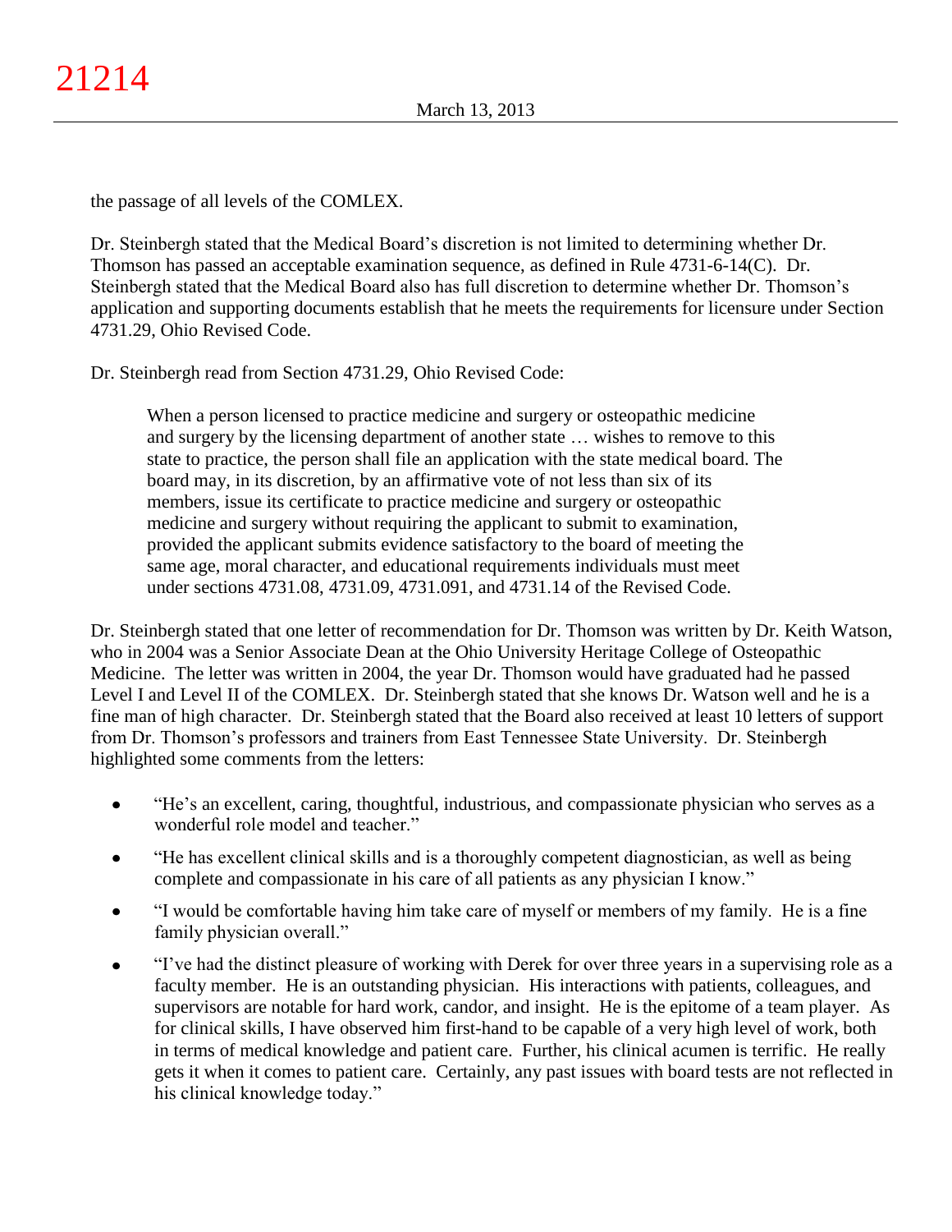the passage of all levels of the COMLEX.

Dr. Steinbergh stated that the Medical Board's discretion is not limited to determining whether Dr. Thomson has passed an acceptable examination sequence, as defined in Rule 4731-6-14(C). Dr. Steinbergh stated that the Medical Board also has full discretion to determine whether Dr. Thomson's application and supporting documents establish that he meets the requirements for licensure under Section 4731.29, Ohio Revised Code.

Dr. Steinbergh read from Section 4731.29, Ohio Revised Code:

> When a person licensed to practice medicine and surgery or osteopathic medicine and surgery by the licensing department of another state … wishes to remove to this state to practice, the person shall file an application with the state medical board. The board may, in its discretion, by an affirmative vote of not less than six of its members, issue its certificate to practice medicine and surgery or osteopathic medicine and surgery without requiring the applicant to submit to examination, provided the applicant submits evidence satisfactory to the board of meeting the same age, moral character, and educational requirements individuals must meet under sections 4731.08, 4731.09, 4731.091, and 4731.14 of the Revised Code.

Dr. Steinbergh stated that one letter of recommendation for Dr. Thomson was written by Dr. Keith Watson, who in 2004 was a Senior Associate Dean at the Ohio University Heritage College of Osteopathic Medicine. The letter was written in 2004, the year Dr. Thomson would have graduated had he passed Level I and Level II of the COMLEX. Dr. Steinbergh stated that she knows Dr. Watson well and he is a fine man of high character. Dr. Steinbergh stated that the Board also received at least 10 letters of support from Dr. Thomson's professors and trainers from East Tennessee State University. Dr. Steinbergh highlighted some comments from the letters:

- "He's an excellent, caring, thoughtful, industrious, and compassionate physician who serves as a wonderful role model and teacher."
- "He has excellent clinical skills and is a thoroughly competent diagnostician, as well as being complete and compassionate in his care of all patients as any physician I know."
- "I would be comfortable having him take care of myself or members of my family. He is a fine family physician overall."
- "I've had the distinct pleasure of working with Derek for over three years in a supervising role as a faculty member. He is an outstanding physician. His interactions with patients, colleagues, and supervisors are notable for hard work, candor, and insight. He is the epitome of a team player. As for clinical skills, I have observed him first-hand to be capable of a very high level of work, both in terms of medical knowledge and patient care. Further, his clinical acumen is terrific. He really gets it when it comes to patient care. Certainly, any past issues with board tests are not reflected in his clinical knowledge today."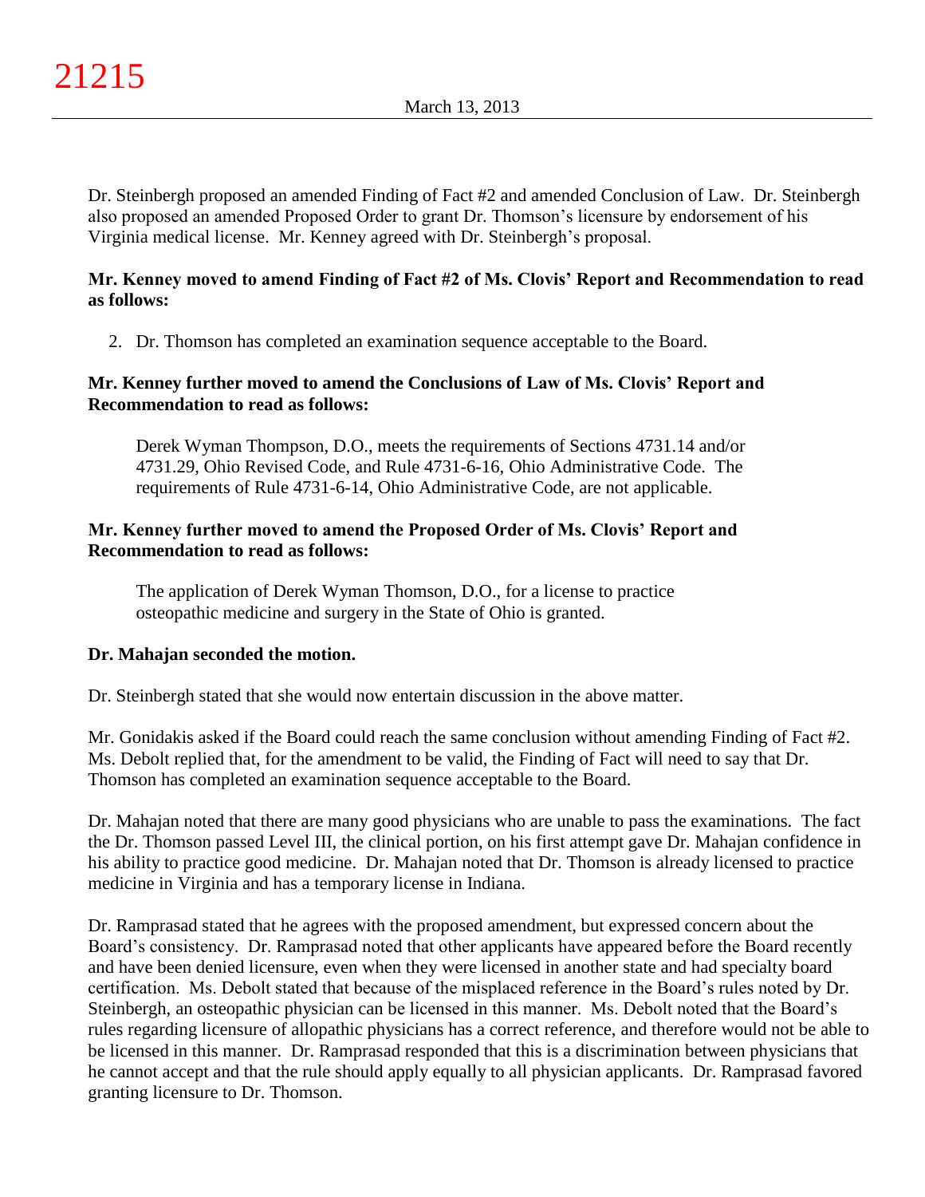Dr. Steinbergh proposed an amended Finding of Fact #2 and amended Conclusion of Law. Dr. Steinbergh also proposed an amended Proposed Order to grant Dr. Thomson's licensure by endorsement of his Virginia medical license. Mr. Kenney agreed with Dr. Steinbergh's proposal.

**Mr. Kenney moved to amend Finding of Fact #2 of Ms. Clovis' Report and Recommendation to read as follows:**

2. Dr. Thomson has completed an examination sequence acceptable to the Board.

**Mr. Kenney further moved to amend the Conclusions of Law of Ms. Clovis' Report and Recommendation to read as follows:**

> Derek Wyman Thompson, D.O., meets the requirements of Sections 4731.14 and/or 4731.29, Ohio Revised Code, and Rule 4731-6-16, Ohio Administrative Code. The requirements of Rule 4731-6-14, Ohio Administrative Code, are not applicable.

**Mr. Kenney further moved to amend the Proposed Order of Ms. Clovis' Report and Recommendation to read as follows:**

> The application of Derek Wyman Thomson, D.O., for a license to practice osteopathic medicine and surgery in the State of Ohio is granted.

**Dr. Mahajan seconded the motion.**

Dr. Steinbergh stated that she would now entertain discussion in the above matter.

Mr. Gonidakis asked if the Board could reach the same conclusion without amending Finding of Fact #2. Ms. Debolt replied that, for the amendment to be valid, the Finding of Fact will need to say that Dr. Thomson has completed an examination sequence acceptable to the Board.

Dr. Mahajan noted that there are many good physicians who are unable to pass the examinations. The fact the Dr. Thomson passed Level III, the clinical portion, on his first attempt gave Dr. Mahajan confidence in his ability to practice good medicine. Dr. Mahajan noted that Dr. Thomson is already licensed to practice medicine in Virginia and has a temporary license in Indiana.

Dr. Ramprasad stated that he agrees with the proposed amendment, but expressed concern about the Board's consistency. Dr. Ramprasad noted that other applicants have appeared before the Board recently and have been denied licensure, even when they were licensed in another state and had specialty board certification. Ms. Debolt stated that because of the misplaced reference in the Board's rules noted by Dr. Steinbergh, an osteopathic physician can be licensed in this manner. Ms. Debolt noted that the Board's rules regarding licensure of allopathic physicians has a correct reference, and therefore would not be able to be licensed in this manner. Dr. Ramprasad responded that this is a discrimination between physicians that he cannot accept and that the rule should apply equally to all physician applicants. Dr. Ramprasad favored granting licensure to Dr. Thomson.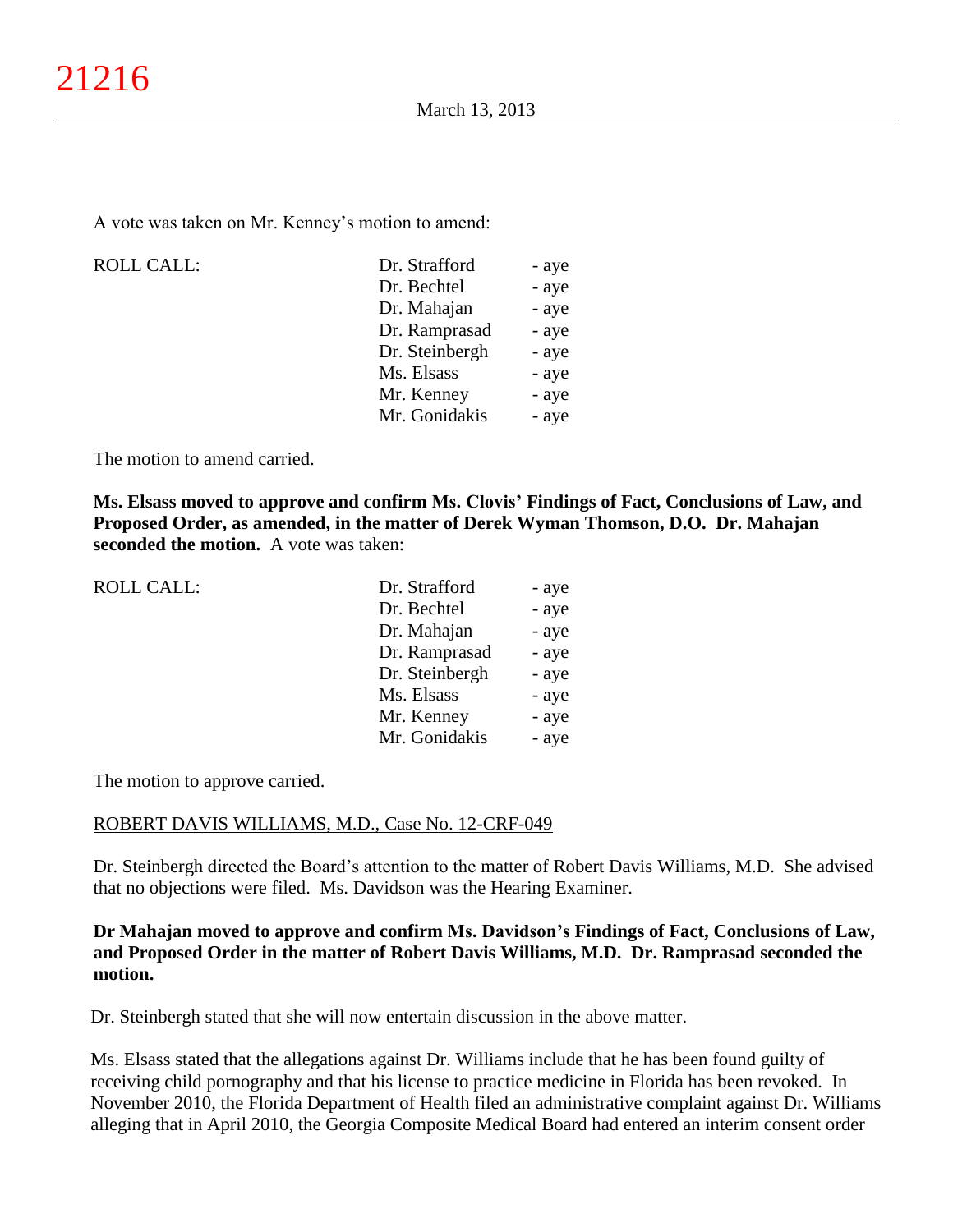A vote was taken on Mr. Kenney's motion to amend:

| ROLL CALL: | Dr. Strafford | - aye |
|---|---|---|
| | Dr. Bechtel | - aye |
| | Dr. Mahajan | - aye |
| | Dr. Ramprasad | - aye |
| | Dr. Steinbergh | - aye |
| | Ms. Elsass | - aye |
| | Mr. Kenney | - aye |
| | Mr. Gonidakis | - aye |

The motion to amend carried.

**Ms. Elsass moved to approve and confirm Ms. Clovis' Findings of Fact, Conclusions of Law, and Proposed Order, as amended, in the matter of Derek Wyman Thomson, D.O. Dr. Mahajan seconded the motion.** A vote was taken:

| ROLL CALL: | Dr. Strafford | - aye |
|---|---|---|
| | Dr. Bechtel | - aye |
| | Dr. Mahajan | - aye |
| | Dr. Ramprasad | - aye |
| | Dr. Steinbergh | - aye |
| | Ms. Elsass | - aye |
| | Mr. Kenney | - aye |
| | Mr. Gonidakis | - aye |

The motion to approve carried.

ROBERT DAVIS WILLIAMS, M.D., Case No. 12-CRF-049

Dr. Steinbergh directed the Board's attention to the matter of Robert Davis Williams, M.D. She advised that no objections were filed. Ms. Davidson was the Hearing Examiner.

**Dr Mahajan moved to approve and confirm Ms. Davidson's Findings of Fact, Conclusions of Law, and Proposed Order in the matter of Robert Davis Williams, M.D. Dr. Ramprasad seconded the motion.**

Dr. Steinbergh stated that she will now entertain discussion in the above matter.

Ms. Elsass stated that the allegations against Dr. Williams include that he has been found guilty of receiving child pornography and that his license to practice medicine in Florida has been revoked. In November 2010, the Florida Department of Health filed an administrative complaint against Dr. Williams alleging that in April 2010, the Georgia Composite Medical Board had entered an interim consent order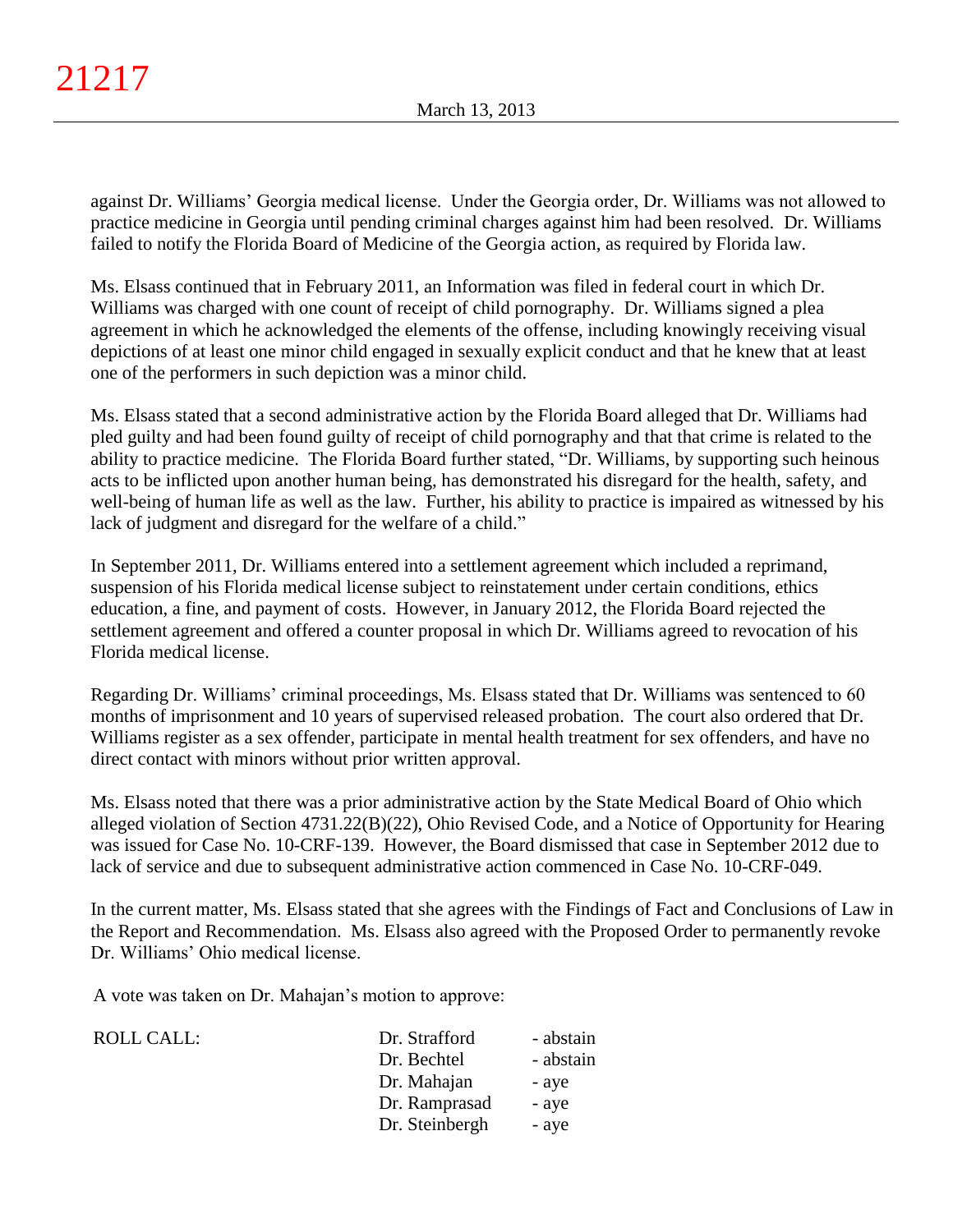against Dr. Williams' Georgia medical license. Under the Georgia order, Dr. Williams was not allowed to practice medicine in Georgia until pending criminal charges against him had been resolved. Dr. Williams failed to notify the Florida Board of Medicine of the Georgia action, as required by Florida law.

Ms. Elsass continued that in February 2011, an Information was filed in federal court in which Dr. Williams was charged with one count of receipt of child pornography. Dr. Williams signed a plea agreement in which he acknowledged the elements of the offense, including knowingly receiving visual depictions of at least one minor child engaged in sexually explicit conduct and that he knew that at least one of the performers in such depiction was a minor child.

Ms. Elsass stated that a second administrative action by the Florida Board alleged that Dr. Williams had pled guilty and had been found guilty of receipt of child pornography and that that crime is related to the ability to practice medicine. The Florida Board further stated, "Dr. Williams, by supporting such heinous acts to be inflicted upon another human being, has demonstrated his disregard for the health, safety, and well-being of human life as well as the law. Further, his ability to practice is impaired as witnessed by his lack of judgment and disregard for the welfare of a child."

In September 2011, Dr. Williams entered into a settlement agreement which included a reprimand, suspension of his Florida medical license subject to reinstatement under certain conditions, ethics education, a fine, and payment of costs. However, in January 2012, the Florida Board rejected the settlement agreement and offered a counter proposal in which Dr. Williams agreed to revocation of his Florida medical license.

Regarding Dr. Williams' criminal proceedings, Ms. Elsass stated that Dr. Williams was sentenced to 60 months of imprisonment and 10 years of supervised released probation. The court also ordered that Dr. Williams register as a sex offender, participate in mental health treatment for sex offenders, and have no direct contact with minors without prior written approval.

Ms. Elsass noted that there was a prior administrative action by the State Medical Board of Ohio which alleged violation of Section 4731.22(B)(22), Ohio Revised Code, and a Notice of Opportunity for Hearing was issued for Case No. 10-CRF-139. However, the Board dismissed that case in September 2012 due to lack of service and due to subsequent administrative action commenced in Case No. 10-CRF-049.

In the current matter, Ms. Elsass stated that she agrees with the Findings of Fact and Conclusions of Law in the Report and Recommendation. Ms. Elsass also agreed with the Proposed Order to permanently revoke Dr. Williams' Ohio medical license.

A vote was taken on Dr. Mahajan's motion to approve:

| ROLL CALL: | Dr. Strafford | - abstain |
|---|---|---|
| | Dr. Bechtel | - abstain |
| | Dr. Mahajan | - aye |
| | Dr. Ramprasad | - aye |
| | Dr. Steinbergh | - aye |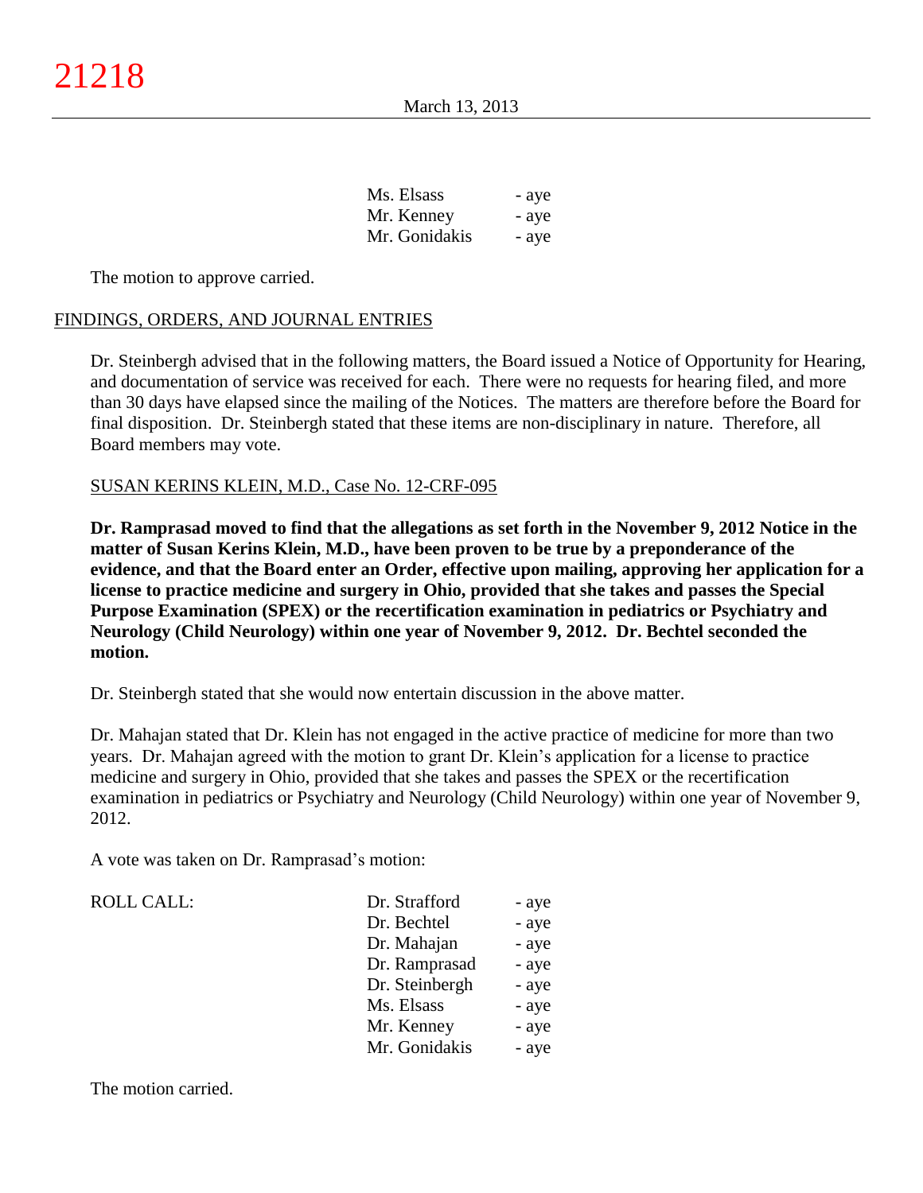| | |
|---|---|
| Ms. Elsass | - aye |
| Mr. Kenney | - aye |
| Mr. Gonidakis | - aye |

The motion to approve carried.

## FINDINGS, ORDERS, AND JOURNAL ENTRIES

Dr. Steinbergh advised that in the following matters, the Board issued a Notice of Opportunity for Hearing, and documentation of service was received for each. There were no requests for hearing filed, and more than 30 days have elapsed since the mailing of the Notices. The matters are therefore before the Board for final disposition. Dr. Steinbergh stated that these items are non-disciplinary in nature. Therefore, all Board members may vote.

### SUSAN KERINS KLEIN, M.D., Case No. 12-CRF-095

**Dr. Ramprasad moved to find that the allegations as set forth in the November 9, 2012 Notice in the matter of Susan Kerins Klein, M.D., have been proven to be true by a preponderance of the evidence, and that the Board enter an Order, effective upon mailing, approving her application for a license to practice medicine and surgery in Ohio, provided that she takes and passes the Special Purpose Examination (SPEX) or the recertification examination in pediatrics or Psychiatry and Neurology (Child Neurology) within one year of November 9, 2012. Dr. Bechtel seconded the motion.**

Dr. Steinbergh stated that she would now entertain discussion in the above matter.

Dr. Mahajan stated that Dr. Klein has not engaged in the active practice of medicine for more than two years. Dr. Mahajan agreed with the motion to grant Dr. Klein's application for a license to practice medicine and surgery in Ohio, provided that she takes and passes the SPEX or the recertification examination in pediatrics or Psychiatry and Neurology (Child Neurology) within one year of November 9, 2012.

A vote was taken on Dr. Ramprasad's motion:

| ROLL CALL: | | |
|---|---|---|
| | Dr. Strafford | - aye |
| | Dr. Bechtel | - aye |
| | Dr. Mahajan | - aye |
| | Dr. Ramprasad | - aye |
| | Dr. Steinbergh | - aye |
| | Ms. Elsass | - aye |
| | Mr. Kenney | - aye |
| | Mr. Gonidakis | - aye |

The motion carried.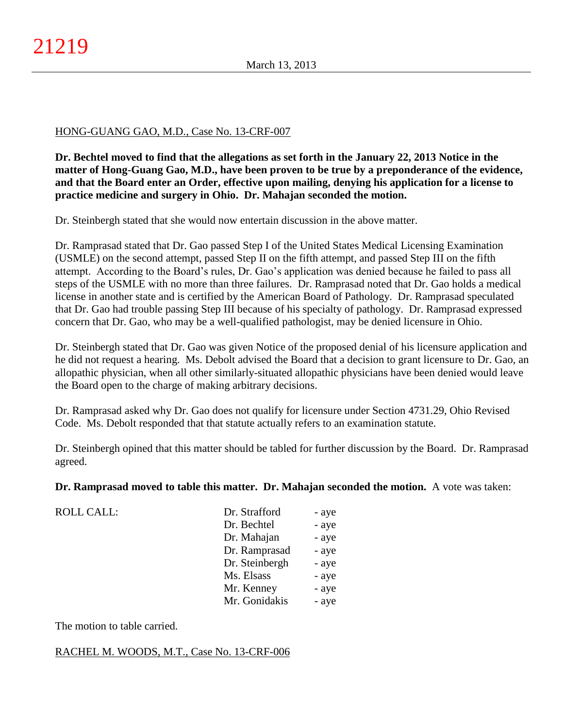HONG-GUANG GAO, M.D., Case No. 13-CRF-007

**Dr. Bechtel moved to find that the allegations as set forth in the January 22, 2013 Notice in the matter of Hong-Guang Gao, M.D., have been proven to be true by a preponderance of the evidence, and that the Board enter an Order, effective upon mailing, denying his application for a license to practice medicine and surgery in Ohio. Dr. Mahajan seconded the motion.**

Dr. Steinbergh stated that she would now entertain discussion in the above matter.

Dr. Ramprasad stated that Dr. Gao passed Step I of the United States Medical Licensing Examination (USMLE) on the second attempt, passed Step II on the fifth attempt, and passed Step III on the fifth attempt. According to the Board's rules, Dr. Gao's application was denied because he failed to pass all steps of the USMLE with no more than three failures. Dr. Ramprasad noted that Dr. Gao holds a medical license in another state and is certified by the American Board of Pathology. Dr. Ramprasad speculated that Dr. Gao had trouble passing Step III because of his specialty of pathology. Dr. Ramprasad expressed concern that Dr. Gao, who may be a well-qualified pathologist, may be denied licensure in Ohio.

Dr. Steinbergh stated that Dr. Gao was given Notice of the proposed denial of his licensure application and he did not request a hearing. Ms. Debolt advised the Board that a decision to grant licensure to Dr. Gao, an allopathic physician, when all other similarly-situated allopathic physicians have been denied would leave the Board open to the charge of making arbitrary decisions.

Dr. Ramprasad asked why Dr. Gao does not qualify for licensure under Section 4731.29, Ohio Revised Code. Ms. Debolt responded that that statute actually refers to an examination statute.

Dr. Steinbergh opined that this matter should be tabled for further discussion by the Board. Dr. Ramprasad agreed.

**Dr. Ramprasad moved to table this matter. Dr. Mahajan seconded the motion.** A vote was taken:

| ROLL CALL: | | |
|---|---|---|
| | Dr. Strafford | - aye |
| | Dr. Bechtel | - aye |
| | Dr. Mahajan | - aye |
| | Dr. Ramprasad | - aye |
| | Dr. Steinbergh | - aye |
| | Ms. Elsass | - aye |
| | Mr. Kenney | - aye |
| | Mr. Gonidakis | - aye |

The motion to table carried.

RACHEL M. WOODS, M.T., Case No. 13-CRF-006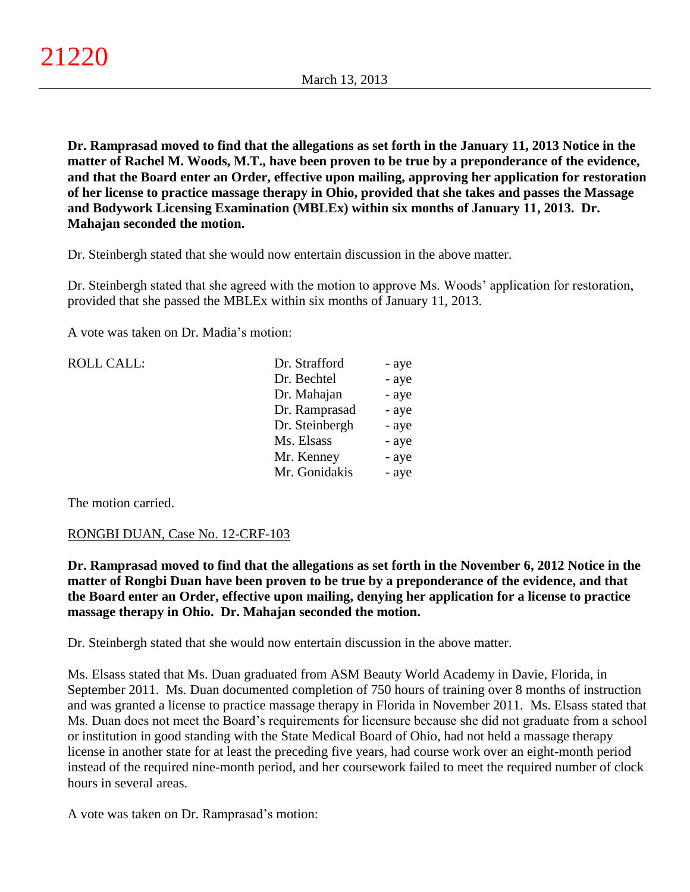**Dr. Ramprasad moved to find that the allegations as set forth in the January 11, 2013 Notice in the matter of Rachel M. Woods, M.T., have been proven to be true by a preponderance of the evidence, and that the Board enter an Order, effective upon mailing, approving her application for restoration of her license to practice massage therapy in Ohio, provided that she takes and passes the Massage and Bodywork Licensing Examination (MBLEx) within six months of January 11, 2013. Dr. Mahajan seconded the motion.**

Dr. Steinbergh stated that she would now entertain discussion in the above matter.

Dr. Steinbergh stated that she agreed with the motion to approve Ms. Woods' application for restoration, provided that she passed the MBLEx within six months of January 11, 2013.

A vote was taken on Dr. Madia's motion:

| ROLL CALL: | | |
|---|---|---|
| | Dr. Strafford | - aye |
| | Dr. Bechtel | - aye |
| | Dr. Mahajan | - aye |
| | Dr. Ramprasad | - aye |
| | Dr. Steinbergh | - aye |
| | Ms. Elsass | - aye |
| | Mr. Kenney | - aye |
| | Mr. Gonidakis | - aye |

The motion carried.

RONGBI DUAN, Case No. 12-CRF-103

**Dr. Ramprasad moved to find that the allegations as set forth in the November 6, 2012 Notice in the matter of Rongbi Duan have been proven to be true by a preponderance of the evidence, and that the Board enter an Order, effective upon mailing, denying her application for a license to practice massage therapy in Ohio. Dr. Mahajan seconded the motion.**

Dr. Steinbergh stated that she would now entertain discussion in the above matter.

Ms. Elsass stated that Ms. Duan graduated from ASM Beauty World Academy in Davie, Florida, in September 2011. Ms. Duan documented completion of 750 hours of training over 8 months of instruction and was granted a license to practice massage therapy in Florida in November 2011. Ms. Elsass stated that Ms. Duan does not meet the Board's requirements for licensure because she did not graduate from a school or institution in good standing with the State Medical Board of Ohio, had not held a massage therapy license in another state for at least the preceding five years, had course work over an eight-month period instead of the required nine-month period, and her coursework failed to meet the required number of clock hours in several areas.

A vote was taken on Dr. Ramprasad's motion: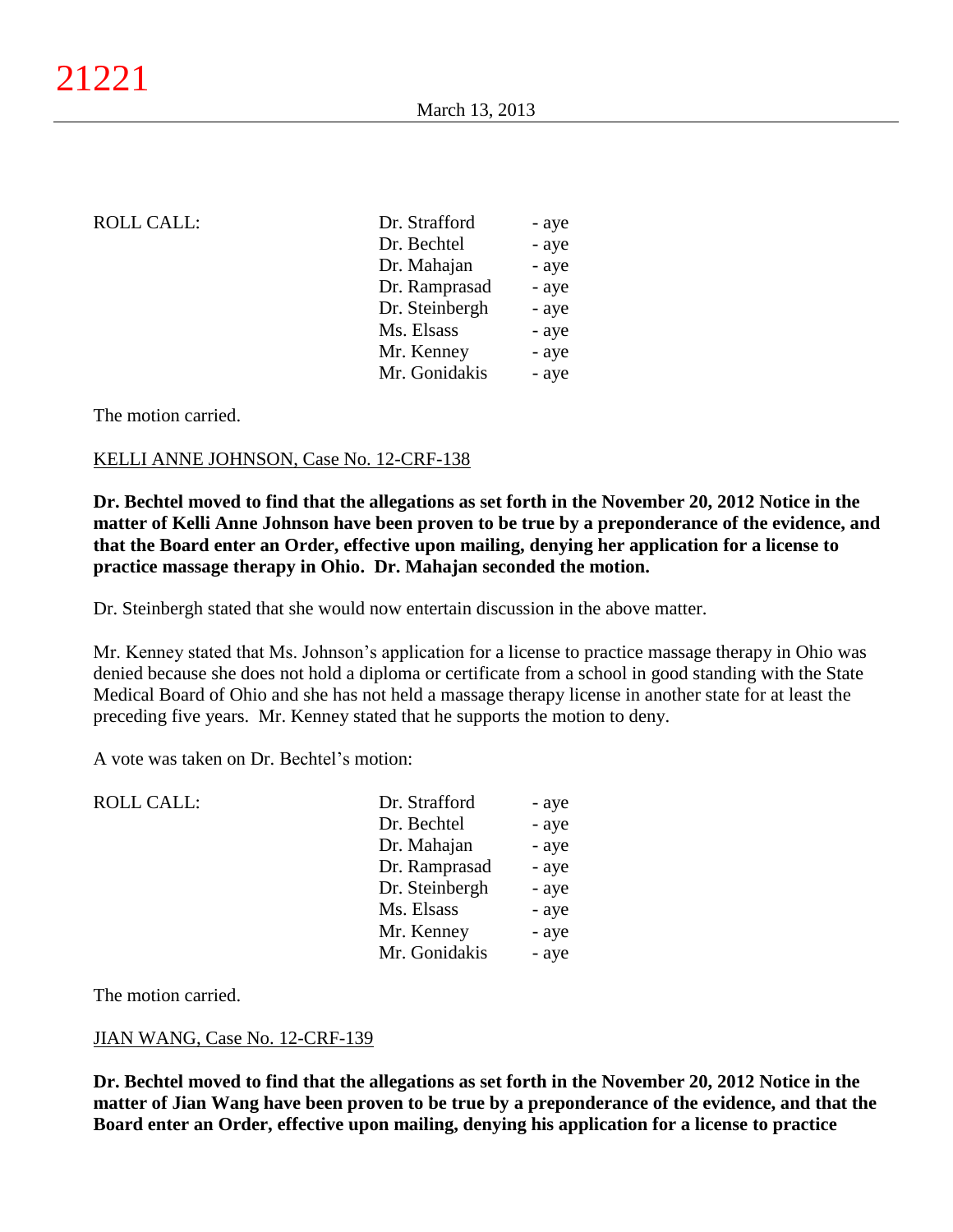| ROLL CALL: | Dr. Strafford | - aye |
|---|---|---|
| | Dr. Bechtel | - aye |
| | Dr. Mahajan | - aye |
| | Dr. Ramprasad | - aye |
| | Dr. Steinbergh | - aye |
| | Ms. Elsass | - aye |
| | Mr. Kenney | - aye |
| | Mr. Gonidakis | - aye |

The motion carried.

KELLI ANNE JOHNSON, Case No. 12-CRF-138

**Dr. Bechtel moved to find that the allegations as set forth in the November 20, 2012 Notice in the matter of Kelli Anne Johnson have been proven to be true by a preponderance of the evidence, and that the Board enter an Order, effective upon mailing, denying her application for a license to practice massage therapy in Ohio. Dr. Mahajan seconded the motion.**

Dr. Steinbergh stated that she would now entertain discussion in the above matter.

Mr. Kenney stated that Ms. Johnson's application for a license to practice massage therapy in Ohio was denied because she does not hold a diploma or certificate from a school in good standing with the State Medical Board of Ohio and she has not held a massage therapy license in another state for at least the preceding five years. Mr. Kenney stated that he supports the motion to deny.

A vote was taken on Dr. Bechtel's motion:

| ROLL CALL: | Dr. Strafford | - aye |
|---|---|---|
| | Dr. Bechtel | - aye |
| | Dr. Mahajan | - aye |
| | Dr. Ramprasad | - aye |
| | Dr. Steinbergh | - aye |
| | Ms. Elsass | - aye |
| | Mr. Kenney | - aye |
| | Mr. Gonidakis | - aye |

The motion carried.

JIAN WANG, Case No. 12-CRF-139

**Dr. Bechtel moved to find that the allegations as set forth in the November 20, 2012 Notice in the matter of Jian Wang have been proven to be true by a preponderance of the evidence, and that the Board enter an Order, effective upon mailing, denying his application for a license to practice**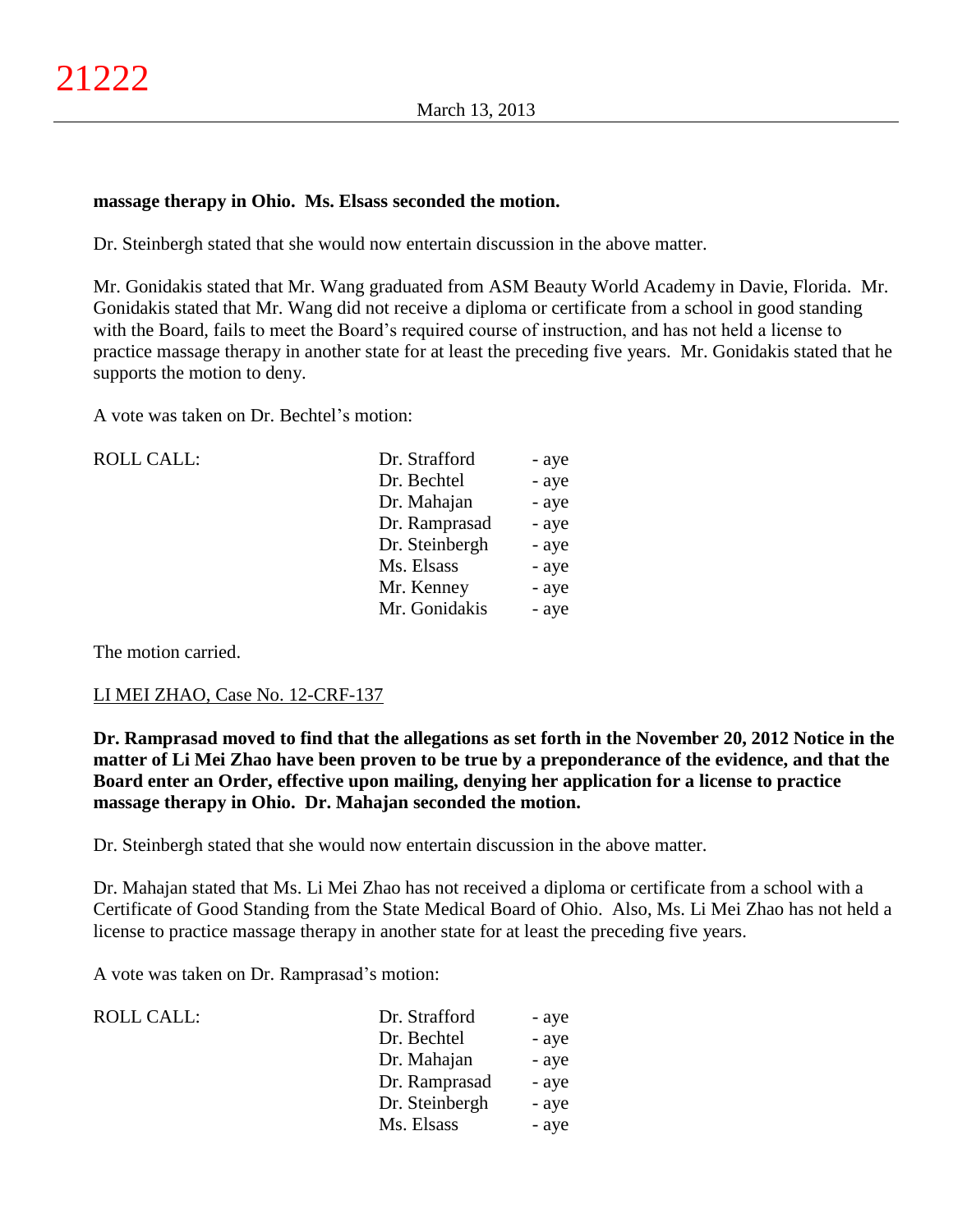**massage therapy in Ohio. Ms. Elsass seconded the motion.**

Dr. Steinbergh stated that she would now entertain discussion in the above matter.

Mr. Gonidakis stated that Mr. Wang graduated from ASM Beauty World Academy in Davie, Florida. Mr. Gonidakis stated that Mr. Wang did not receive a diploma or certificate from a school in good standing with the Board, fails to meet the Board's required course of instruction, and has not held a license to practice massage therapy in another state for at least the preceding five years. Mr. Gonidakis stated that he supports the motion to deny.

A vote was taken on Dr. Bechtel's motion:

| ROLL CALL: | Dr. Strafford | - aye |
|---|---|---|
| | Dr. Bechtel | - aye |
| | Dr. Mahajan | - aye |
| | Dr. Ramprasad | - aye |
| | Dr. Steinbergh | - aye |
| | Ms. Elsass | - aye |
| | Mr. Kenney | - aye |
| | Mr. Gonidakis | - aye |

The motion carried.

LI MEI ZHAO, Case No. 12-CRF-137

**Dr. Ramprasad moved to find that the allegations as set forth in the November 20, 2012 Notice in the matter of Li Mei Zhao have been proven to be true by a preponderance of the evidence, and that the Board enter an Order, effective upon mailing, denying her application for a license to practice massage therapy in Ohio. Dr. Mahajan seconded the motion.**

Dr. Steinbergh stated that she would now entertain discussion in the above matter.

Dr. Mahajan stated that Ms. Li Mei Zhao has not received a diploma or certificate from a school with a Certificate of Good Standing from the State Medical Board of Ohio. Also, Ms. Li Mei Zhao has not held a license to practice massage therapy in another state for at least the preceding five years.

A vote was taken on Dr. Ramprasad's motion:

| ROLL CALL: | Dr. Strafford | - aye |
|---|---|---|
| | Dr. Bechtel | - aye |
| | Dr. Mahajan | - aye |
| | Dr. Ramprasad | - aye |
| | Dr. Steinbergh | - aye |
| | Ms. Elsass | - aye |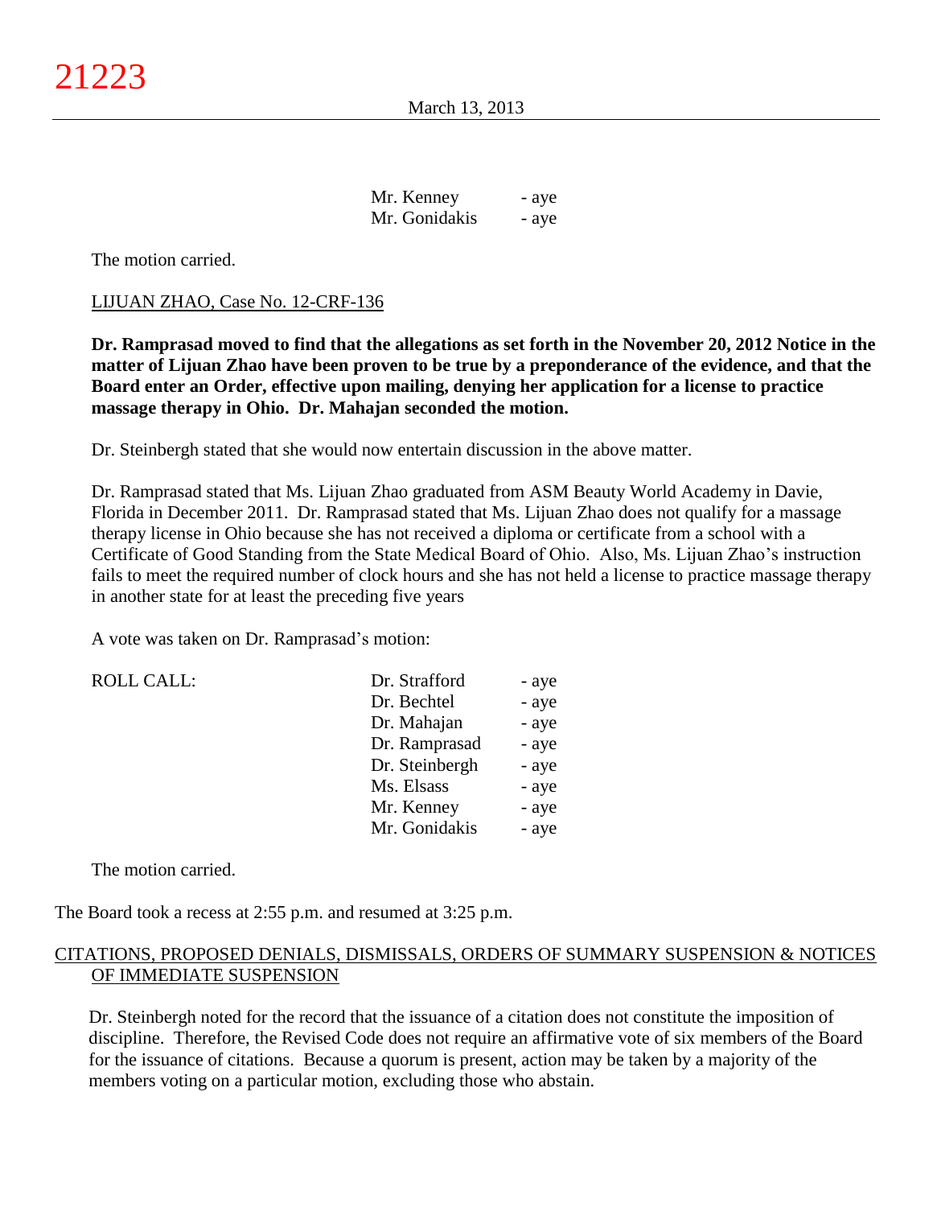| | | |
|---|---|---|
| | Mr. Kenney | - aye |
| | Mr. Gonidakis | - aye |

The motion carried.

LIJUAN ZHAO, Case No. 12-CRF-136

**Dr. Ramprasad moved to find that the allegations as set forth in the November 20, 2012 Notice in the matter of Lijuan Zhao have been proven to be true by a preponderance of the evidence, and that the Board enter an Order, effective upon mailing, denying her application for a license to practice massage therapy in Ohio. Dr. Mahajan seconded the motion.**

Dr. Steinbergh stated that she would now entertain discussion in the above matter.

Dr. Ramprasad stated that Ms. Lijuan Zhao graduated from ASM Beauty World Academy in Davie, Florida in December 2011. Dr. Ramprasad stated that Ms. Lijuan Zhao does not qualify for a massage therapy license in Ohio because she has not received a diploma or certificate from a school with a Certificate of Good Standing from the State Medical Board of Ohio. Also, Ms. Lijuan Zhao's instruction fails to meet the required number of clock hours and she has not held a license to practice massage therapy in another state for at least the preceding five years

A vote was taken on Dr. Ramprasad's motion:

| | | |
|---|---|---|
| ROLL CALL: | Dr. Strafford | - aye |
| | Dr. Bechtel | - aye |
| | Dr. Mahajan | - aye |
| | Dr. Ramprasad | - aye |
| | Dr. Steinbergh | - aye |
| | Ms. Elsass | - aye |
| | Mr. Kenney | - aye |
| | Mr. Gonidakis | - aye |

The motion carried.

The Board took a recess at 2:55 p.m. and resumed at 3:25 p.m.

CITATIONS, PROPOSED DENIALS, DISMISSALS, ORDERS OF SUMMARY SUSPENSION & NOTICES OF IMMEDIATE SUSPENSION

Dr. Steinbergh noted for the record that the issuance of a citation does not constitute the imposition of discipline. Therefore, the Revised Code does not require an affirmative vote of six members of the Board for the issuance of citations. Because a quorum is present, action may be taken by a majority of the members voting on a particular motion, excluding those who abstain.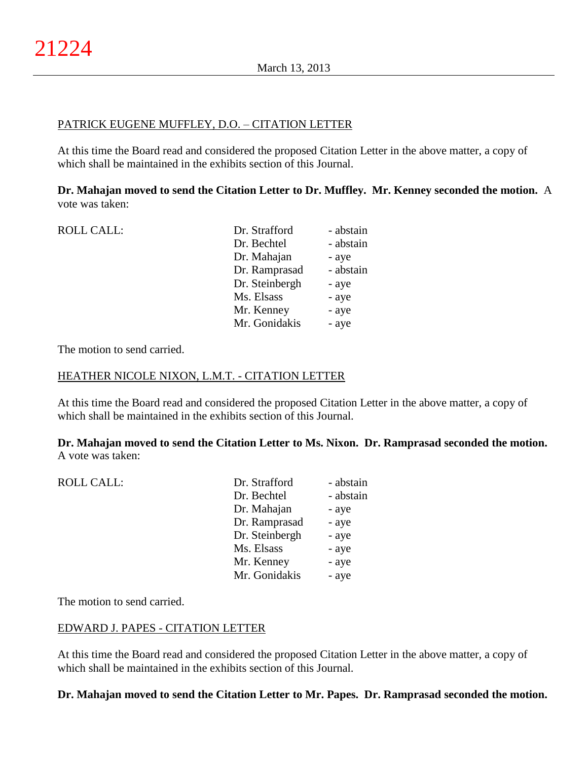PATRICK EUGENE MUFFLEY, D.O. – CITATION LETTER

At this time the Board read and considered the proposed Citation Letter in the above matter, a copy of which shall be maintained in the exhibits section of this Journal.

**Dr. Mahajan moved to send the Citation Letter to Dr. Muffley. Mr. Kenney seconded the motion.** A vote was taken:

| ROLL CALL: | | |
|---|---|---|
| | Dr. Strafford | - abstain |
| | Dr. Bechtel | - abstain |
| | Dr. Mahajan | - aye |
| | Dr. Ramprasad | - abstain |
| | Dr. Steinbergh | - aye |
| | Ms. Elsass | - aye |
| | Mr. Kenney | - aye |
| | Mr. Gonidakis | - aye |

The motion to send carried.

HEATHER NICOLE NIXON, L.M.T. - CITATION LETTER

At this time the Board read and considered the proposed Citation Letter in the above matter, a copy of which shall be maintained in the exhibits section of this Journal.

**Dr. Mahajan moved to send the Citation Letter to Ms. Nixon. Dr. Ramprasad seconded the motion.** A vote was taken:

| ROLL CALL: | | |
|---|---|---|
| | Dr. Strafford | - abstain |
| | Dr. Bechtel | - abstain |
| | Dr. Mahajan | - aye |
| | Dr. Ramprasad | - aye |
| | Dr. Steinbergh | - aye |
| | Ms. Elsass | - aye |
| | Mr. Kenney | - aye |
| | Mr. Gonidakis | - aye |

The motion to send carried.

EDWARD J. PAPES - CITATION LETTER

At this time the Board read and considered the proposed Citation Letter in the above matter, a copy of which shall be maintained in the exhibits section of this Journal.

**Dr. Mahajan moved to send the Citation Letter to Mr. Papes. Dr. Ramprasad seconded the motion.**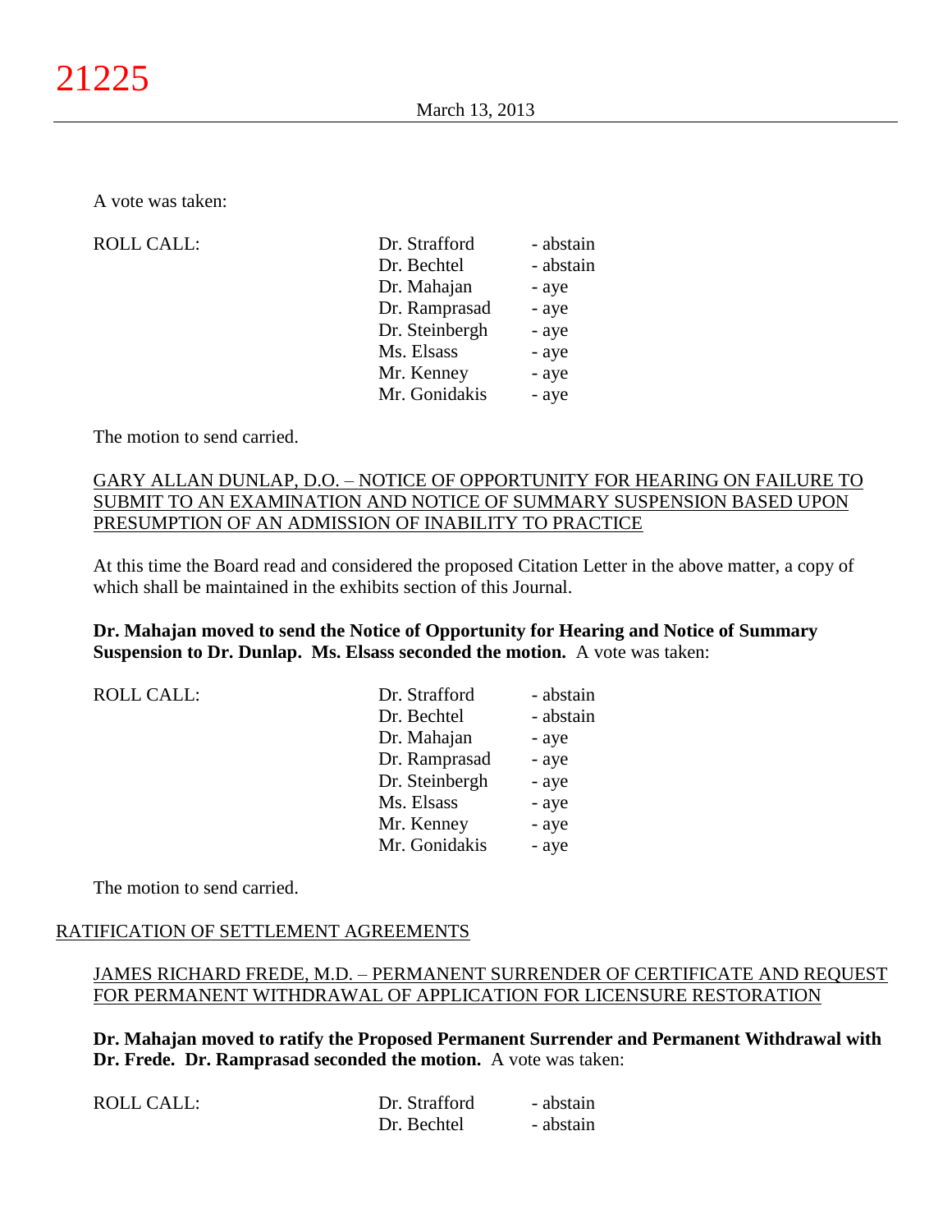A vote was taken:

| ROLL CALL: | Dr. Strafford | - abstain |
|---|---|---|
| | Dr. Bechtel | - abstain |
| | Dr. Mahajan | - aye |
| | Dr. Ramprasad | - aye |
| | Dr. Steinbergh | - aye |
| | Ms. Elsass | - aye |
| | Mr. Kenney | - aye |
| | Mr. Gonidakis | - aye |

The motion to send carried.

GARY ALLAN DUNLAP, D.O. – NOTICE OF OPPORTUNITY FOR HEARING ON FAILURE TO SUBMIT TO AN EXAMINATION AND NOTICE OF SUMMARY SUSPENSION BASED UPON PRESUMPTION OF AN ADMISSION OF INABILITY TO PRACTICE

At this time the Board read and considered the proposed Citation Letter in the above matter, a copy of which shall be maintained in the exhibits section of this Journal.

**Dr. Mahajan moved to send the Notice of Opportunity for Hearing and Notice of Summary Suspension to Dr. Dunlap. Ms. Elsass seconded the motion.** A vote was taken:

| ROLL CALL: | Dr. Strafford | - abstain |
|---|---|---|
| | Dr. Bechtel | - abstain |
| | Dr. Mahajan | - aye |
| | Dr. Ramprasad | - aye |
| | Dr. Steinbergh | - aye |
| | Ms. Elsass | - aye |
| | Mr. Kenney | - aye |
| | Mr. Gonidakis | - aye |

The motion to send carried.

## RATIFICATION OF SETTLEMENT AGREEMENTS

JAMES RICHARD FREDE, M.D. – PERMANENT SURRENDER OF CERTIFICATE AND REQUEST FOR PERMANENT WITHDRAWAL OF APPLICATION FOR LICENSURE RESTORATION

**Dr. Mahajan moved to ratify the Proposed Permanent Surrender and Permanent Withdrawal with Dr. Frede. Dr. Ramprasad seconded the motion.** A vote was taken:

| ROLL CALL: | Dr. Strafford | - abstain |
|---|---|---|
| | Dr. Bechtel | - abstain |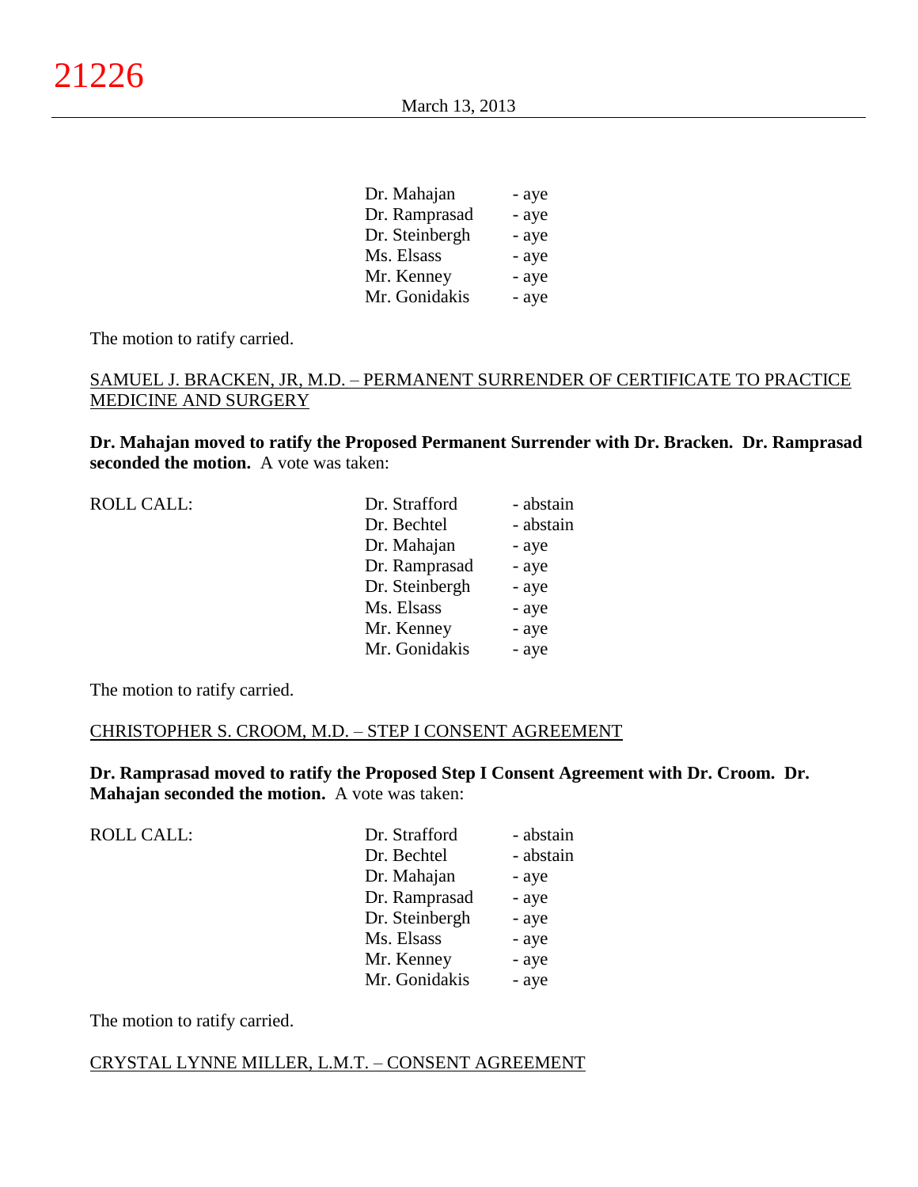| | |
|---|---|
| Dr. Mahajan | - aye |
| Dr. Ramprasad | - aye |
| Dr. Steinbergh | - aye |
| Ms. Elsass | - aye |
| Mr. Kenney | - aye |
| Mr. Gonidakis | - aye |

The motion to ratify carried.

SAMUEL J. BRACKEN, JR, M.D. – PERMANENT SURRENDER OF CERTIFICATE TO PRACTICE MEDICINE AND SURGERY

**Dr. Mahajan moved to ratify the Proposed Permanent Surrender with Dr. Bracken. Dr. Ramprasad seconded the motion.** A vote was taken:

| ROLL CALL: | | |
|---|---|---|
| | Dr. Strafford | - abstain |
| | Dr. Bechtel | - abstain |
| | Dr. Mahajan | - aye |
| | Dr. Ramprasad | - aye |
| | Dr. Steinbergh | - aye |
| | Ms. Elsass | - aye |
| | Mr. Kenney | - aye |
| | Mr. Gonidakis | - aye |

The motion to ratify carried.

CHRISTOPHER S. CROOM, M.D. – STEP I CONSENT AGREEMENT

**Dr. Ramprasad moved to ratify the Proposed Step I Consent Agreement with Dr. Croom. Dr. Mahajan seconded the motion.** A vote was taken:

| ROLL CALL: | | |
|---|---|---|
| | Dr. Strafford | - abstain |
| | Dr. Bechtel | - abstain |
| | Dr. Mahajan | - aye |
| | Dr. Ramprasad | - aye |
| | Dr. Steinbergh | - aye |
| | Ms. Elsass | - aye |
| | Mr. Kenney | - aye |
| | Mr. Gonidakis | - aye |

The motion to ratify carried.

CRYSTAL LYNNE MILLER, L.M.T. – CONSENT AGREEMENT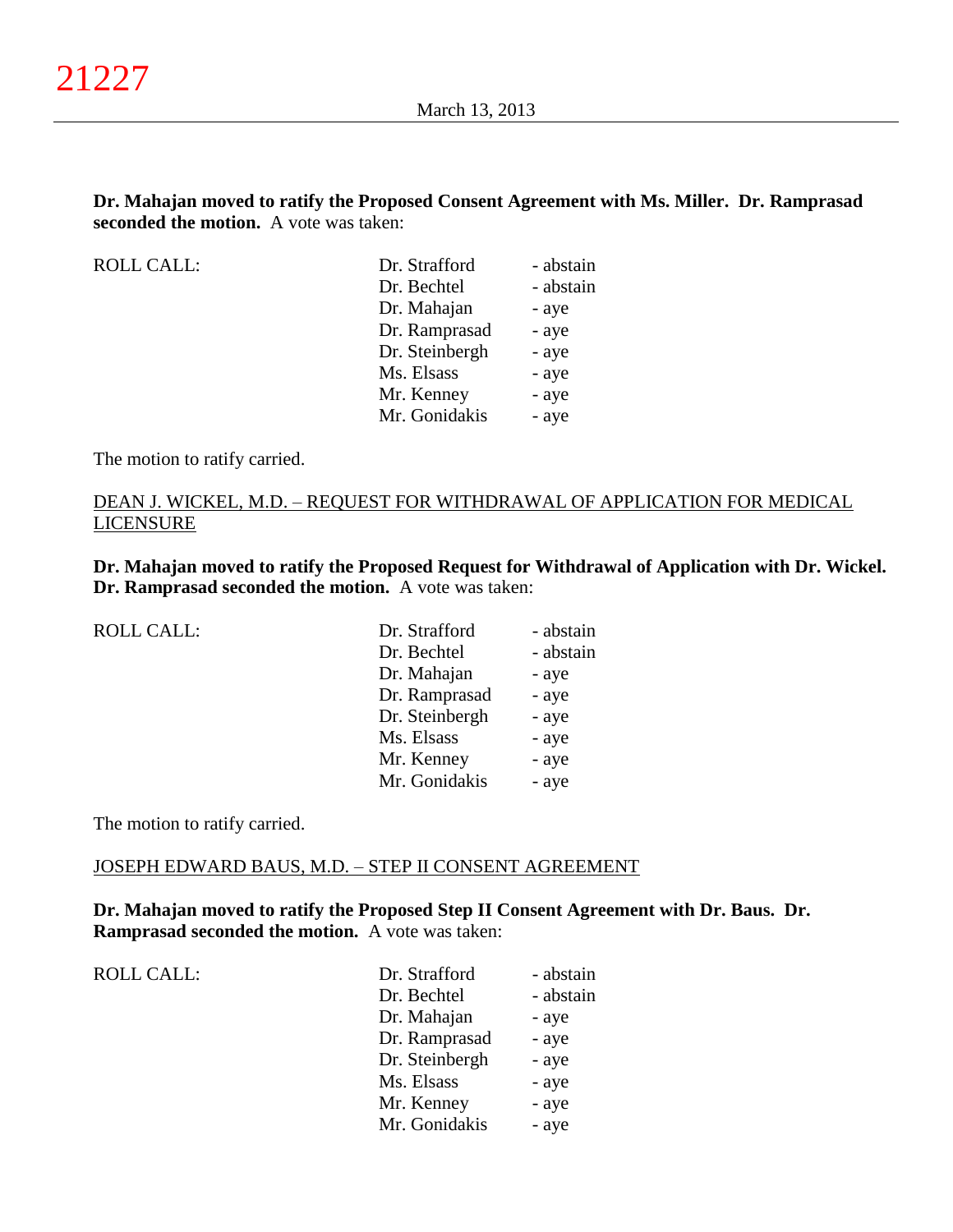**Dr. Mahajan moved to ratify the Proposed Consent Agreement with Ms. Miller. Dr. Ramprasad seconded the motion.** A vote was taken:

| ROLL CALL: | Dr. Strafford | - abstain |
|---|---|---|
| | Dr. Bechtel | - abstain |
| | Dr. Mahajan | - aye |
| | Dr. Ramprasad | - aye |
| | Dr. Steinbergh | - aye |
| | Ms. Elsass | - aye |
| | Mr. Kenney | - aye |
| | Mr. Gonidakis | - aye |

The motion to ratify carried.

DEAN J. WICKEL, M.D. – REQUEST FOR WITHDRAWAL OF APPLICATION FOR MEDICAL LICENSURE

**Dr. Mahajan moved to ratify the Proposed Request for Withdrawal of Application with Dr. Wickel. Dr. Ramprasad seconded the motion.** A vote was taken:

| ROLL CALL: | Dr. Strafford | - abstain |
|---|---|---|
| | Dr. Bechtel | - abstain |
| | Dr. Mahajan | - aye |
| | Dr. Ramprasad | - aye |
| | Dr. Steinbergh | - aye |
| | Ms. Elsass | - aye |
| | Mr. Kenney | - aye |
| | Mr. Gonidakis | - aye |

The motion to ratify carried.

JOSEPH EDWARD BAUS, M.D. – STEP II CONSENT AGREEMENT

**Dr. Mahajan moved to ratify the Proposed Step II Consent Agreement with Dr. Baus. Dr. Ramprasad seconded the motion.** A vote was taken:

| ROLL CALL: | Dr. Strafford | - abstain |
|---|---|---|
| | Dr. Bechtel | - abstain |
| | Dr. Mahajan | - aye |
| | Dr. Ramprasad | - aye |
| | Dr. Steinbergh | - aye |
| | Ms. Elsass | - aye |
| | Mr. Kenney | - aye |
| | Mr. Gonidakis | - aye |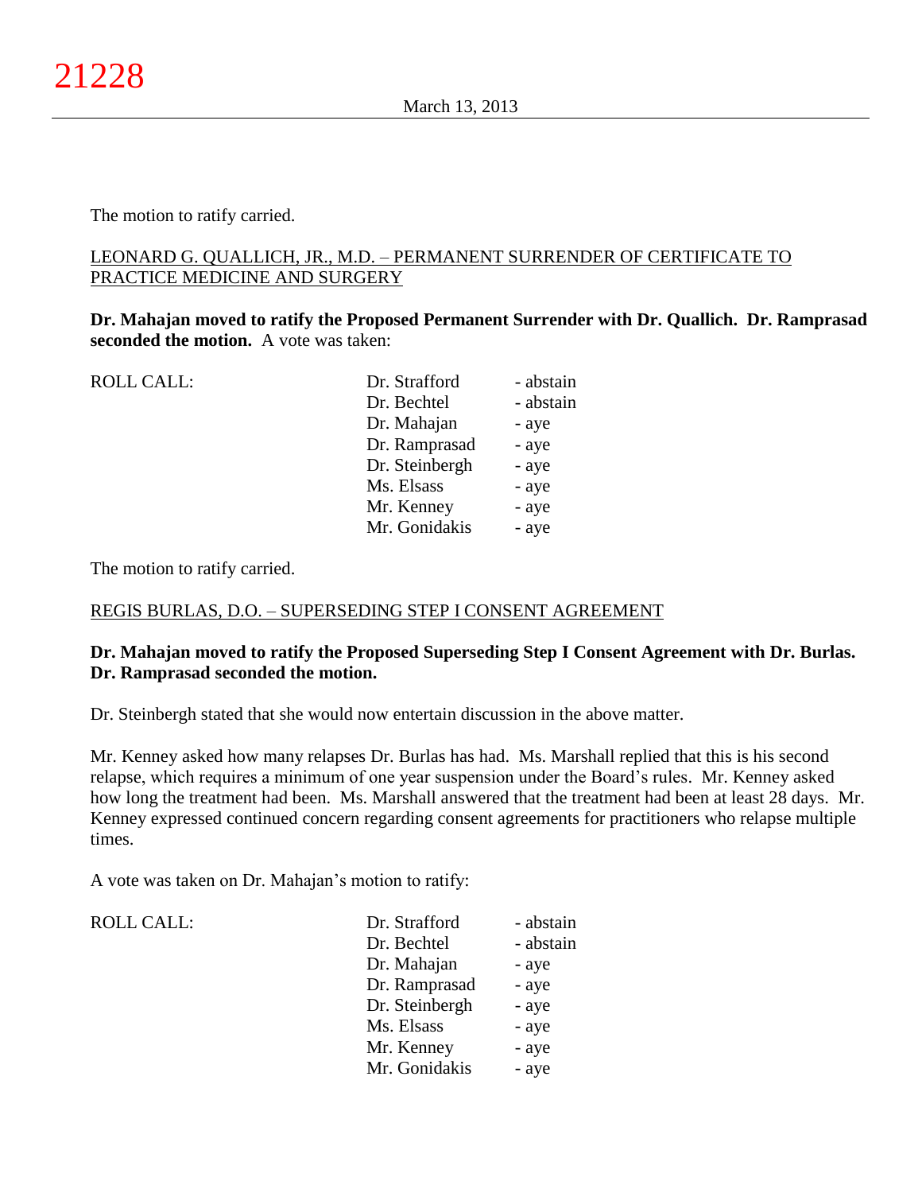The motion to ratify carried.

LEONARD G. QUALLICH, JR., M.D. – PERMANENT SURRENDER OF CERTIFICATE TO PRACTICE MEDICINE AND SURGERY

**Dr. Mahajan moved to ratify the Proposed Permanent Surrender with Dr. Quallich. Dr. Ramprasad seconded the motion.** A vote was taken:

| ROLL CALL: | | |
|---|---|---|
| | Dr. Strafford | - abstain |
| | Dr. Bechtel | - abstain |
| | Dr. Mahajan | - aye |
| | Dr. Ramprasad | - aye |
| | Dr. Steinbergh | - aye |
| | Ms. Elsass | - aye |
| | Mr. Kenney | - aye |
| | Mr. Gonidakis | - aye |

The motion to ratify carried.

REGIS BURLAS, D.O. – SUPERSEDING STEP I CONSENT AGREEMENT

**Dr. Mahajan moved to ratify the Proposed Superseding Step I Consent Agreement with Dr. Burlas. Dr. Ramprasad seconded the motion.**

Dr. Steinbergh stated that she would now entertain discussion in the above matter.

Mr. Kenney asked how many relapses Dr. Burlas has had. Ms. Marshall replied that this is his second relapse, which requires a minimum of one year suspension under the Board's rules. Mr. Kenney asked how long the treatment had been. Ms. Marshall answered that the treatment had been at least 28 days. Mr. Kenney expressed continued concern regarding consent agreements for practitioners who relapse multiple times.

A vote was taken on Dr. Mahajan's motion to ratify:

| ROLL CALL: | | |
|---|---|---|
| | Dr. Strafford | - abstain |
| | Dr. Bechtel | - abstain |
| | Dr. Mahajan | - aye |
| | Dr. Ramprasad | - aye |
| | Dr. Steinbergh | - aye |
| | Ms. Elsass | - aye |
| | Mr. Kenney | - aye |
| | Mr. Gonidakis | - aye |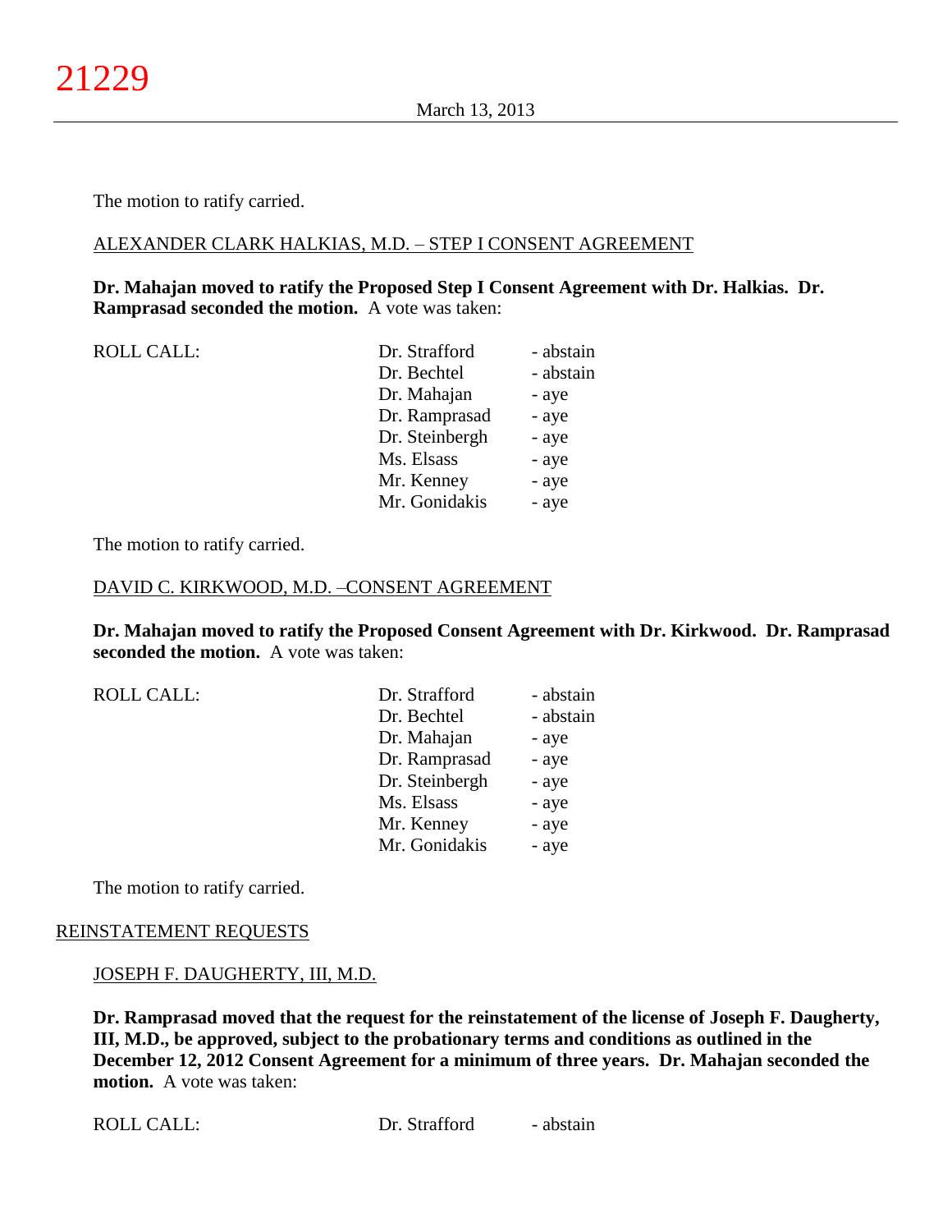The motion to ratify carried.

ALEXANDER CLARK HALKIAS, M.D. – STEP I CONSENT AGREEMENT

**Dr. Mahajan moved to ratify the Proposed Step I Consent Agreement with Dr. Halkias. Dr. Ramprasad seconded the motion.** A vote was taken:

| ROLL CALL: | Dr. Strafford | - abstain |
|---|---|---|
| | Dr. Bechtel | - abstain |
| | Dr. Mahajan | - aye |
| | Dr. Ramprasad | - aye |
| | Dr. Steinbergh | - aye |
| | Ms. Elsass | - aye |
| | Mr. Kenney | - aye |
| | Mr. Gonidakis | - aye |

The motion to ratify carried.

DAVID C. KIRKWOOD, M.D. –CONSENT AGREEMENT

**Dr. Mahajan moved to ratify the Proposed Consent Agreement with Dr. Kirkwood. Dr. Ramprasad seconded the motion.** A vote was taken:

| ROLL CALL: | Dr. Strafford | - abstain |
|---|---|---|
| | Dr. Bechtel | - abstain |
| | Dr. Mahajan | - aye |
| | Dr. Ramprasad | - aye |
| | Dr. Steinbergh | - aye |
| | Ms. Elsass | - aye |
| | Mr. Kenney | - aye |
| | Mr. Gonidakis | - aye |

The motion to ratify carried.

REINSTATEMENT REQUESTS

JOSEPH F. DAUGHERTY, III, M.D.

**Dr. Ramprasad moved that the request for the reinstatement of the license of Joseph F. Daugherty, III, M.D., be approved, subject to the probationary terms and conditions as outlined in the December 12, 2012 Consent Agreement for a minimum of three years. Dr. Mahajan seconded the motion.** A vote was taken:

| ROLL CALL: | Dr. Strafford | - abstain |
|---|---|---|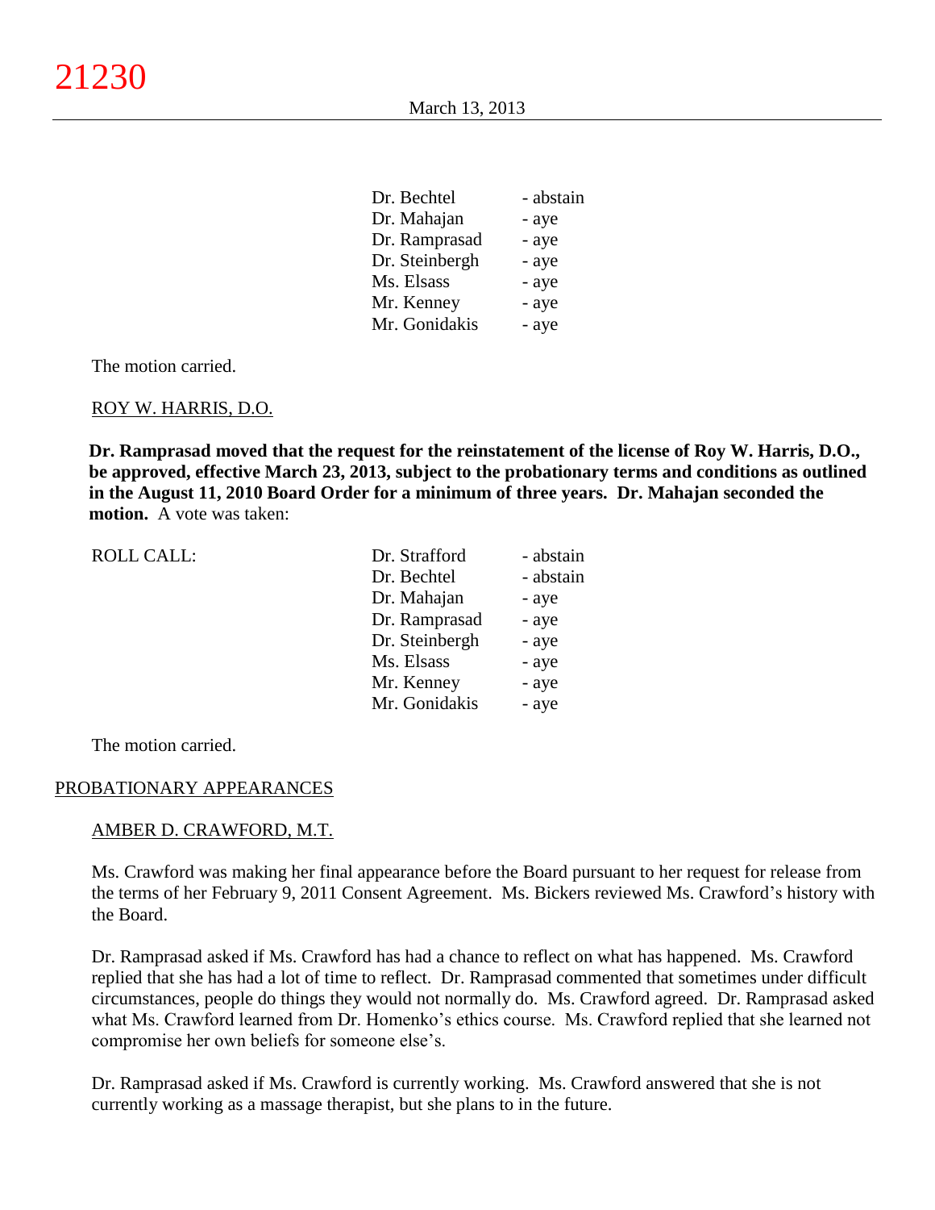| | |
|---|---|
| Dr. Bechtel | - abstain |
| Dr. Mahajan | - aye |
| Dr. Ramprasad | - aye |
| Dr. Steinbergh | - aye |
| Ms. Elsass | - aye |
| Mr. Kenney | - aye |
| Mr. Gonidakis | - aye |

The motion carried.

ROY W. HARRIS, D.O.

**Dr. Ramprasad moved that the request for the reinstatement of the license of Roy W. Harris, D.O., be approved, effective March 23, 2013, subject to the probationary terms and conditions as outlined in the August 11, 2010 Board Order for a minimum of three years. Dr. Mahajan seconded the motion.** A vote was taken:

| ROLL CALL: | | |
|---|---|---|
| | Dr. Strafford | - abstain |
| | Dr. Bechtel | - abstain |
| | Dr. Mahajan | - aye |
| | Dr. Ramprasad | - aye |
| | Dr. Steinbergh | - aye |
| | Ms. Elsass | - aye |
| | Mr. Kenney | - aye |
| | Mr. Gonidakis | - aye |

The motion carried.

PROBATIONARY APPEARANCES

AMBER D. CRAWFORD, M.T.

Ms. Crawford was making her final appearance before the Board pursuant to her request for release from the terms of her February 9, 2011 Consent Agreement. Ms. Bickers reviewed Ms. Crawford's history with the Board.

Dr. Ramprasad asked if Ms. Crawford has had a chance to reflect on what has happened. Ms. Crawford replied that she has had a lot of time to reflect. Dr. Ramprasad commented that sometimes under difficult circumstances, people do things they would not normally do. Ms. Crawford agreed. Dr. Ramprasad asked what Ms. Crawford learned from Dr. Homenko's ethics course. Ms. Crawford replied that she learned not compromise her own beliefs for someone else's.

Dr. Ramprasad asked if Ms. Crawford is currently working. Ms. Crawford answered that she is not currently working as a massage therapist, but she plans to in the future.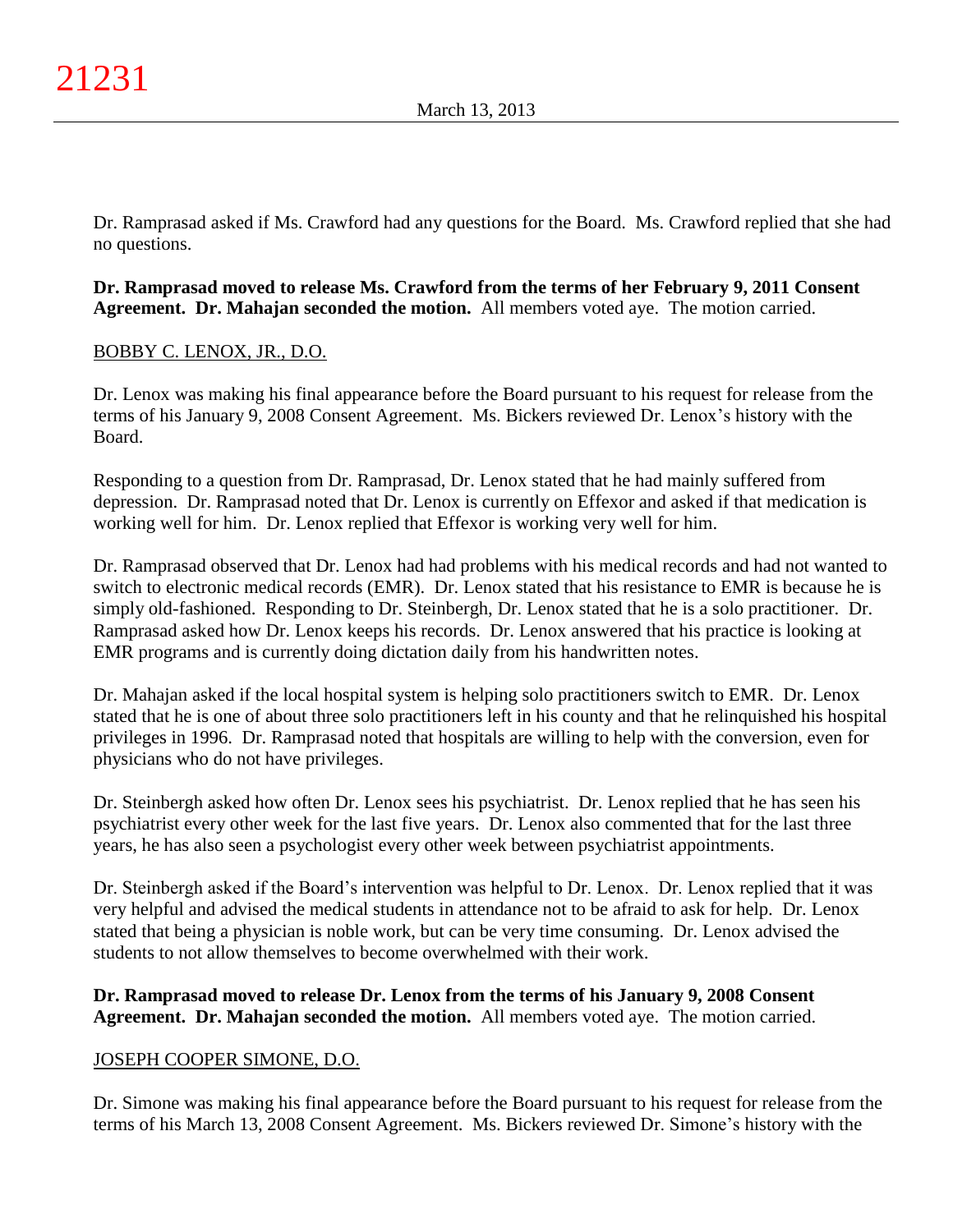Dr. Ramprasad asked if Ms. Crawford had any questions for the Board. Ms. Crawford replied that she had no questions.

**Dr. Ramprasad moved to release Ms. Crawford from the terms of her February 9, 2011 Consent Agreement. Dr. Mahajan seconded the motion.** All members voted aye. The motion carried.

BOBBY C. LENOX, JR., D.O.

Dr. Lenox was making his final appearance before the Board pursuant to his request for release from the terms of his January 9, 2008 Consent Agreement. Ms. Bickers reviewed Dr. Lenox's history with the Board.

Responding to a question from Dr. Ramprasad, Dr. Lenox stated that he had mainly suffered from depression. Dr. Ramprasad noted that Dr. Lenox is currently on Effexor and asked if that medication is working well for him. Dr. Lenox replied that Effexor is working very well for him.

Dr. Ramprasad observed that Dr. Lenox had had problems with his medical records and had not wanted to switch to electronic medical records (EMR). Dr. Lenox stated that his resistance to EMR is because he is simply old-fashioned. Responding to Dr. Steinbergh, Dr. Lenox stated that he is a solo practitioner. Dr. Ramprasad asked how Dr. Lenox keeps his records. Dr. Lenox answered that his practice is looking at EMR programs and is currently doing dictation daily from his handwritten notes.

Dr. Mahajan asked if the local hospital system is helping solo practitioners switch to EMR. Dr. Lenox stated that he is one of about three solo practitioners left in his county and that he relinquished his hospital privileges in 1996. Dr. Ramprasad noted that hospitals are willing to help with the conversion, even for physicians who do not have privileges.

Dr. Steinbergh asked how often Dr. Lenox sees his psychiatrist. Dr. Lenox replied that he has seen his psychiatrist every other week for the last five years. Dr. Lenox also commented that for the last three years, he has also seen a psychologist every other week between psychiatrist appointments.

Dr. Steinbergh asked if the Board's intervention was helpful to Dr. Lenox. Dr. Lenox replied that it was very helpful and advised the medical students in attendance not to be afraid to ask for help. Dr. Lenox stated that being a physician is noble work, but can be very time consuming. Dr. Lenox advised the students to not allow themselves to become overwhelmed with their work.

**Dr. Ramprasad moved to release Dr. Lenox from the terms of his January 9, 2008 Consent Agreement. Dr. Mahajan seconded the motion.** All members voted aye. The motion carried.

JOSEPH COOPER SIMONE, D.O.

Dr. Simone was making his final appearance before the Board pursuant to his request for release from the terms of his March 13, 2008 Consent Agreement. Ms. Bickers reviewed Dr. Simone's history with the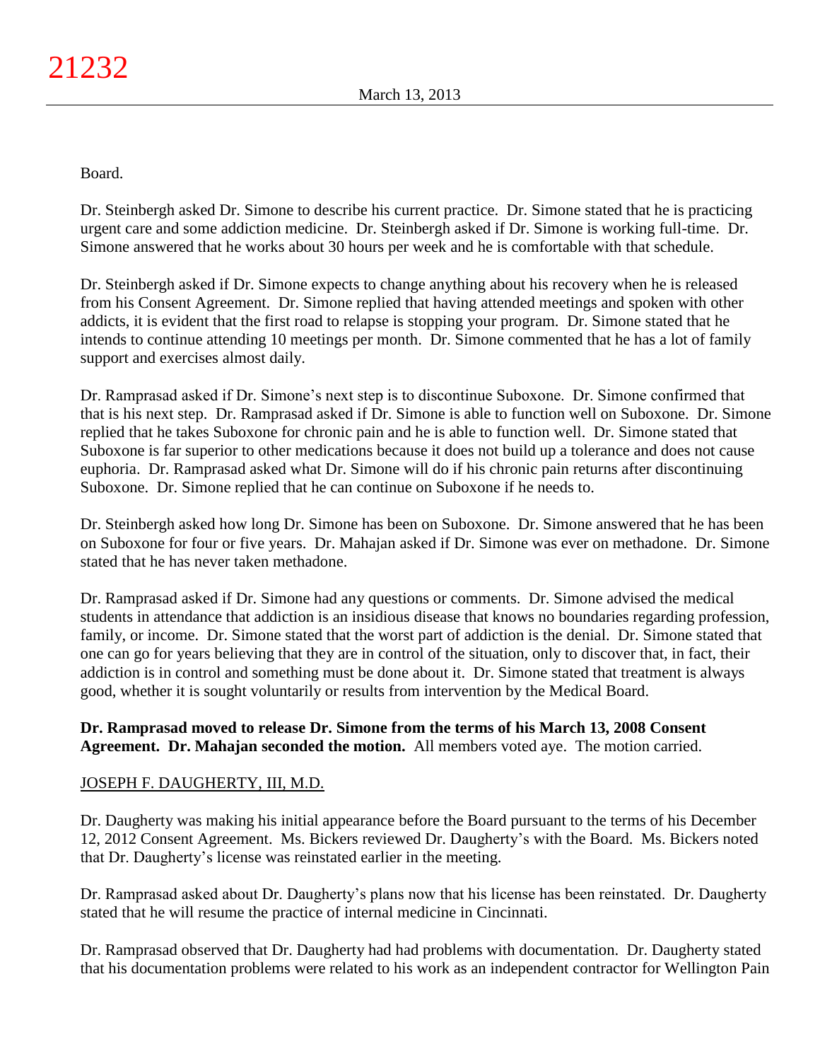Board.

Dr. Steinbergh asked Dr. Simone to describe his current practice. Dr. Simone stated that he is practicing urgent care and some addiction medicine. Dr. Steinbergh asked if Dr. Simone is working full-time. Dr. Simone answered that he works about 30 hours per week and he is comfortable with that schedule.

Dr. Steinbergh asked if Dr. Simone expects to change anything about his recovery when he is released from his Consent Agreement. Dr. Simone replied that having attended meetings and spoken with other addicts, it is evident that the first road to relapse is stopping your program. Dr. Simone stated that he intends to continue attending 10 meetings per month. Dr. Simone commented that he has a lot of family support and exercises almost daily.

Dr. Ramprasad asked if Dr. Simone's next step is to discontinue Suboxone. Dr. Simone confirmed that that is his next step. Dr. Ramprasad asked if Dr. Simone is able to function well on Suboxone. Dr. Simone replied that he takes Suboxone for chronic pain and he is able to function well. Dr. Simone stated that Suboxone is far superior to other medications because it does not build up a tolerance and does not cause euphoria. Dr. Ramprasad asked what Dr. Simone will do if his chronic pain returns after discontinuing Suboxone. Dr. Simone replied that he can continue on Suboxone if he needs to.

Dr. Steinbergh asked how long Dr. Simone has been on Suboxone. Dr. Simone answered that he has been on Suboxone for four or five years. Dr. Mahajan asked if Dr. Simone was ever on methadone. Dr. Simone stated that he has never taken methadone.

Dr. Ramprasad asked if Dr. Simone had any questions or comments. Dr. Simone advised the medical students in attendance that addiction is an insidious disease that knows no boundaries regarding profession, family, or income. Dr. Simone stated that the worst part of addiction is the denial. Dr. Simone stated that one can go for years believing that they are in control of the situation, only to discover that, in fact, their addiction is in control and something must be done about it. Dr. Simone stated that treatment is always good, whether it is sought voluntarily or results from intervention by the Medical Board.

**Dr. Ramprasad moved to release Dr. Simone from the terms of his March 13, 2008 Consent Agreement. Dr. Mahajan seconded the motion.** All members voted aye. The motion carried.

JOSEPH F. DAUGHERTY, III, M.D.

Dr. Daugherty was making his initial appearance before the Board pursuant to the terms of his December 12, 2012 Consent Agreement. Ms. Bickers reviewed Dr. Daugherty's with the Board. Ms. Bickers noted that Dr. Daugherty's license was reinstated earlier in the meeting.

Dr. Ramprasad asked about Dr. Daugherty's plans now that his license has been reinstated. Dr. Daugherty stated that he will resume the practice of internal medicine in Cincinnati.

Dr. Ramprasad observed that Dr. Daugherty had had problems with documentation. Dr. Daugherty stated that his documentation problems were related to his work as an independent contractor for Wellington Pain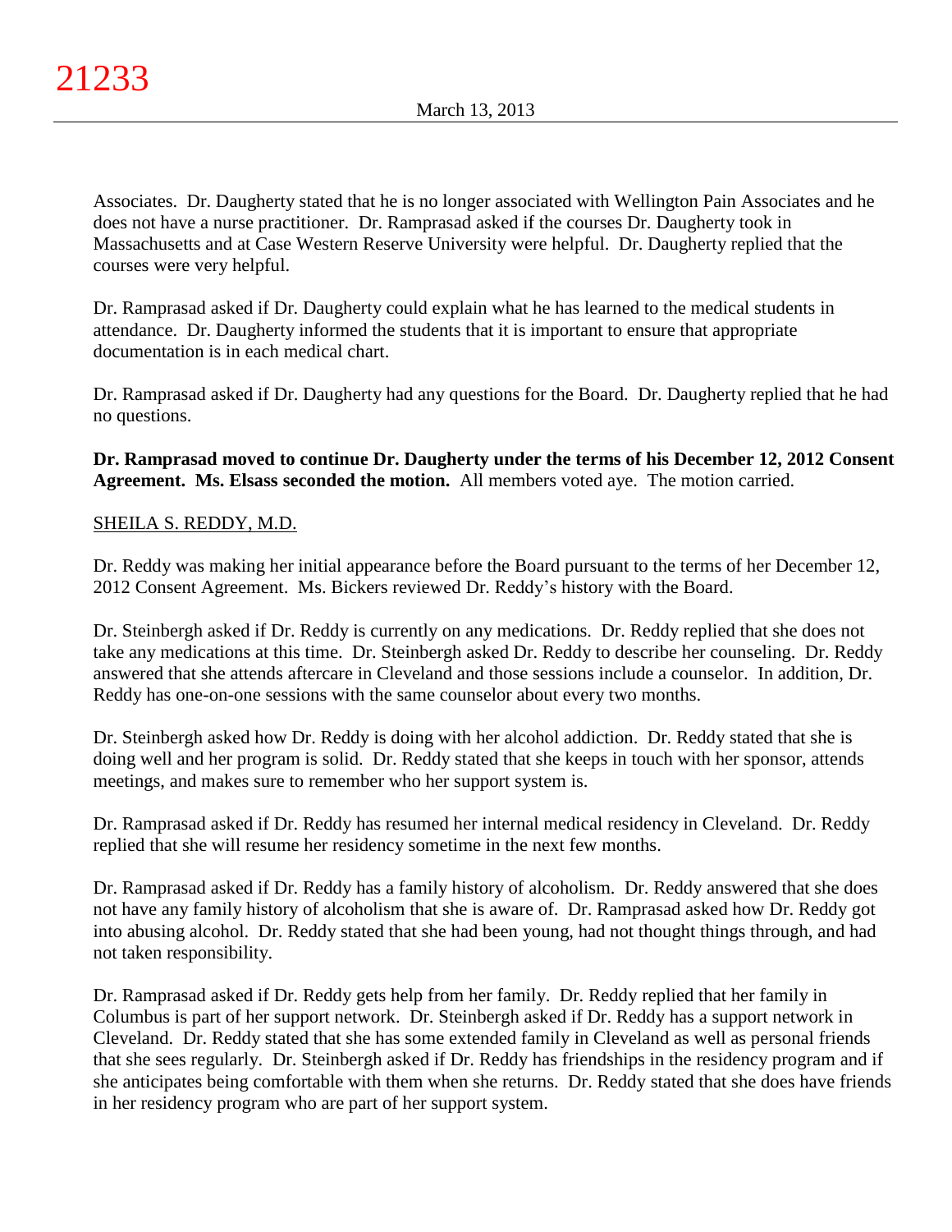Associates. Dr. Daugherty stated that he is no longer associated with Wellington Pain Associates and he does not have a nurse practitioner. Dr. Ramprasad asked if the courses Dr. Daugherty took in Massachusetts and at Case Western Reserve University were helpful. Dr. Daugherty replied that the courses were very helpful.

Dr. Ramprasad asked if Dr. Daugherty could explain what he has learned to the medical students in attendance. Dr. Daugherty informed the students that it is important to ensure that appropriate documentation is in each medical chart.

Dr. Ramprasad asked if Dr. Daugherty had any questions for the Board. Dr. Daugherty replied that he had no questions.

**Dr. Ramprasad moved to continue Dr. Daugherty under the terms of his December 12, 2012 Consent Agreement. Ms. Elsass seconded the motion.** All members voted aye. The motion carried.

<u>SHEILA S. REDDY, M.D.</u>

Dr. Reddy was making her initial appearance before the Board pursuant to the terms of her December 12, 2012 Consent Agreement. Ms. Bickers reviewed Dr. Reddy's history with the Board.

Dr. Steinbergh asked if Dr. Reddy is currently on any medications. Dr. Reddy replied that she does not take any medications at this time. Dr. Steinbergh asked Dr. Reddy to describe her counseling. Dr. Reddy answered that she attends aftercare in Cleveland and those sessions include a counselor. In addition, Dr. Reddy has one-on-one sessions with the same counselor about every two months.

Dr. Steinbergh asked how Dr. Reddy is doing with her alcohol addiction. Dr. Reddy stated that she is doing well and her program is solid. Dr. Reddy stated that she keeps in touch with her sponsor, attends meetings, and makes sure to remember who her support system is.

Dr. Ramprasad asked if Dr. Reddy has resumed her internal medical residency in Cleveland. Dr. Reddy replied that she will resume her residency sometime in the next few months.

Dr. Ramprasad asked if Dr. Reddy has a family history of alcoholism. Dr. Reddy answered that she does not have any family history of alcoholism that she is aware of. Dr. Ramprasad asked how Dr. Reddy got into abusing alcohol. Dr. Reddy stated that she had been young, had not thought things through, and had not taken responsibility.

Dr. Ramprasad asked if Dr. Reddy gets help from her family. Dr. Reddy replied that her family in Columbus is part of her support network. Dr. Steinbergh asked if Dr. Reddy has a support network in Cleveland. Dr. Reddy stated that she has some extended family in Cleveland as well as personal friends that she sees regularly. Dr. Steinbergh asked if Dr. Reddy has friendships in the residency program and if she anticipates being comfortable with them when she returns. Dr. Reddy stated that she does have friends in her residency program who are part of her support system.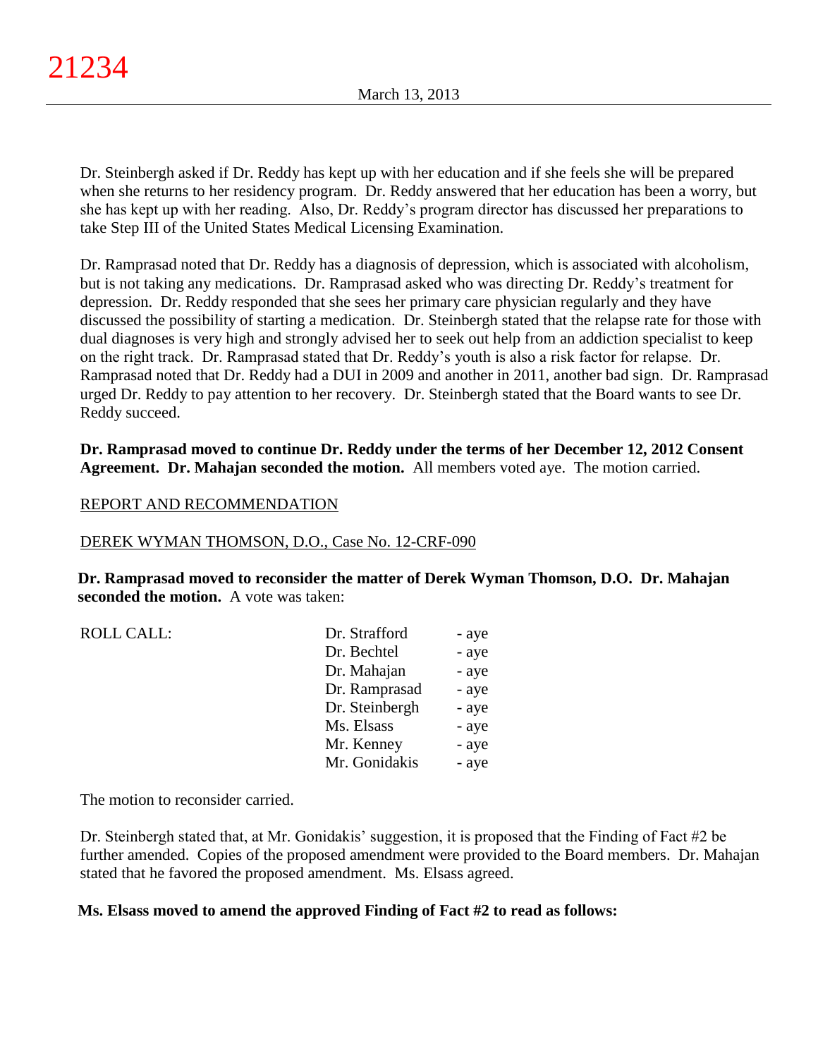Dr. Steinbergh asked if Dr. Reddy has kept up with her education and if she feels she will be prepared when she returns to her residency program. Dr. Reddy answered that her education has been a worry, but she has kept up with her reading. Also, Dr. Reddy's program director has discussed her preparations to take Step III of the United States Medical Licensing Examination.

Dr. Ramprasad noted that Dr. Reddy has a diagnosis of depression, which is associated with alcoholism, but is not taking any medications. Dr. Ramprasad asked who was directing Dr. Reddy's treatment for depression. Dr. Reddy responded that she sees her primary care physician regularly and they have discussed the possibility of starting a medication. Dr. Steinbergh stated that the relapse rate for those with dual diagnoses is very high and strongly advised her to seek out help from an addiction specialist to keep on the right track. Dr. Ramprasad stated that Dr. Reddy's youth is also a risk factor for relapse. Dr. Ramprasad noted that Dr. Reddy had a DUI in 2009 and another in 2011, another bad sign. Dr. Ramprasad urged Dr. Reddy to pay attention to her recovery. Dr. Steinbergh stated that the Board wants to see Dr. Reddy succeed.

**Dr. Ramprasad moved to continue Dr. Reddy under the terms of her December 12, 2012 Consent Agreement. Dr. Mahajan seconded the motion.** All members voted aye. The motion carried.

<u>REPORT AND RECOMMENDATION</u>

<u>DEREK WYMAN THOMSON, D.O., Case No. 12-CRF-090</u>

**Dr. Ramprasad moved to reconsider the matter of Derek Wyman Thomson, D.O. Dr. Mahajan seconded the motion.** A vote was taken:

| ROLL CALL: | | |
|---|---|---|
| | Dr. Strafford | - aye |
| | Dr. Bechtel | - aye |
| | Dr. Mahajan | - aye |
| | Dr. Ramprasad | - aye |
| | Dr. Steinbergh | - aye |
| | Ms. Elsass | - aye |
| | Mr. Kenney | - aye |
| | Mr. Gonidakis | - aye |

The motion to reconsider carried.

Dr. Steinbergh stated that, at Mr. Gonidakis' suggestion, it is proposed that the Finding of Fact #2 be further amended. Copies of the proposed amendment were provided to the Board members. Dr. Mahajan stated that he favored the proposed amendment. Ms. Elsass agreed.

**Ms. Elsass moved to amend the approved Finding of Fact #2 to read as follows:**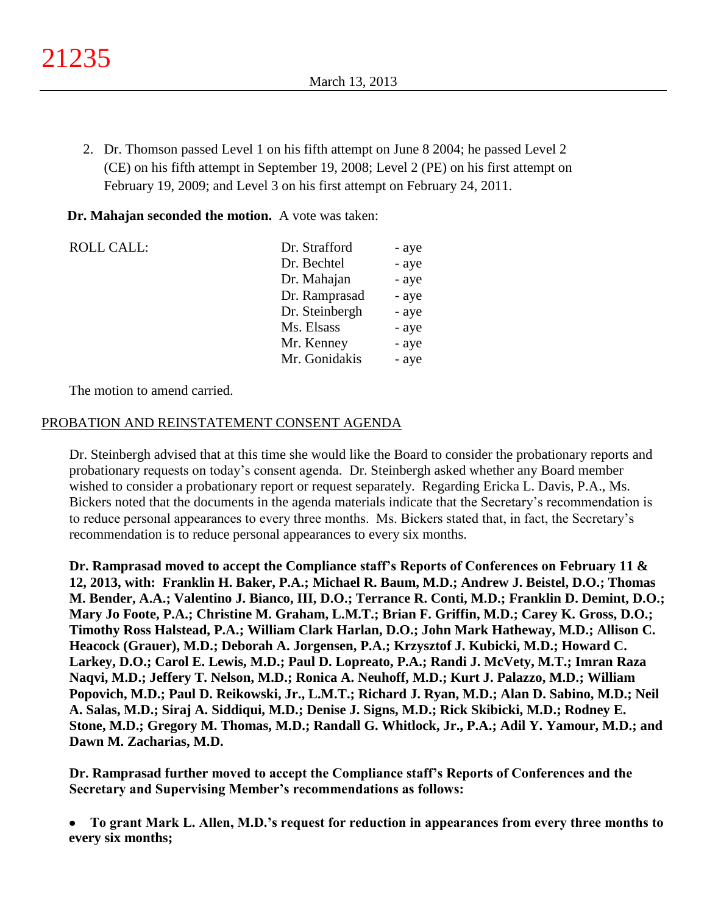2. Dr. Thomson passed Level 1 on his fifth attempt on June 8 2004; he passed Level 2 (CE) on his fifth attempt in September 19, 2008; Level 2 (PE) on his first attempt on February 19, 2009; and Level 3 on his first attempt on February 24, 2011.

**Dr. Mahajan seconded the motion.** A vote was taken:

| ROLL CALL: | Dr. Strafford | - aye |
|---|---|---|
| | Dr. Bechtel | - aye |
| | Dr. Mahajan | - aye |
| | Dr. Ramprasad | - aye |
| | Dr. Steinbergh | - aye |
| | Ms. Elsass | - aye |
| | Mr. Kenney | - aye |
| | Mr. Gonidakis | - aye |

The motion to amend carried.

## PROBATION AND REINSTATEMENT CONSENT AGENDA

Dr. Steinbergh advised that at this time she would like the Board to consider the probationary reports and probationary requests on today's consent agenda. Dr. Steinbergh asked whether any Board member wished to consider a probationary report or request separately. Regarding Ericka L. Davis, P.A., Ms. Bickers noted that the documents in the agenda materials indicate that the Secretary's recommendation is to reduce personal appearances to every three months. Ms. Bickers stated that, in fact, the Secretary's recommendation is to reduce personal appearances to every six months.

**Dr. Ramprasad moved to accept the Compliance staff's Reports of Conferences on February 11 & 12, 2013, with: Franklin H. Baker, P.A.; Michael R. Baum, M.D.; Andrew J. Beistel, D.O.; Thomas M. Bender, A.A.; Valentino J. Bianco, III, D.O.; Terrance R. Conti, M.D.; Franklin D. Demint, D.O.; Mary Jo Foote, P.A.; Christine M. Graham, L.M.T.; Brian F. Griffin, M.D.; Carey K. Gross, D.O.; Timothy Ross Halstead, P.A.; William Clark Harlan, D.O.; John Mark Hatheway, M.D.; Allison C. Heacock (Grauer), M.D.; Deborah A. Jorgensen, P.A.; Krzysztof J. Kubicki, M.D.; Howard C. Larkey, D.O.; Carol E. Lewis, M.D.; Paul D. Lopreato, P.A.; Randi J. McVety, M.T.; Imran Raza Naqvi, M.D.; Jeffery T. Nelson, M.D.; Ronica A. Neuhoff, M.D.; Kurt J. Palazzo, M.D.; William Popovich, M.D.; Paul D. Reikowski, Jr., L.M.T.; Richard J. Ryan, M.D.; Alan D. Sabino, M.D.; Neil A. Salas, M.D.; Siraj A. Siddiqui, M.D.; Denise J. Signs, M.D.; Rick Skibicki, M.D.; Rodney E. Stone, M.D.; Gregory M. Thomas, M.D.; Randall G. Whitlock, Jr., P.A.; Adil Y. Yamour, M.D.; and Dawn M. Zacharias, M.D.**

**Dr. Ramprasad further moved to accept the Compliance staff's Reports of Conferences and the Secretary and Supervising Member's recommendations as follows:**

- **To grant Mark L. Allen, M.D.'s request for reduction in appearances from every three months to every six months;**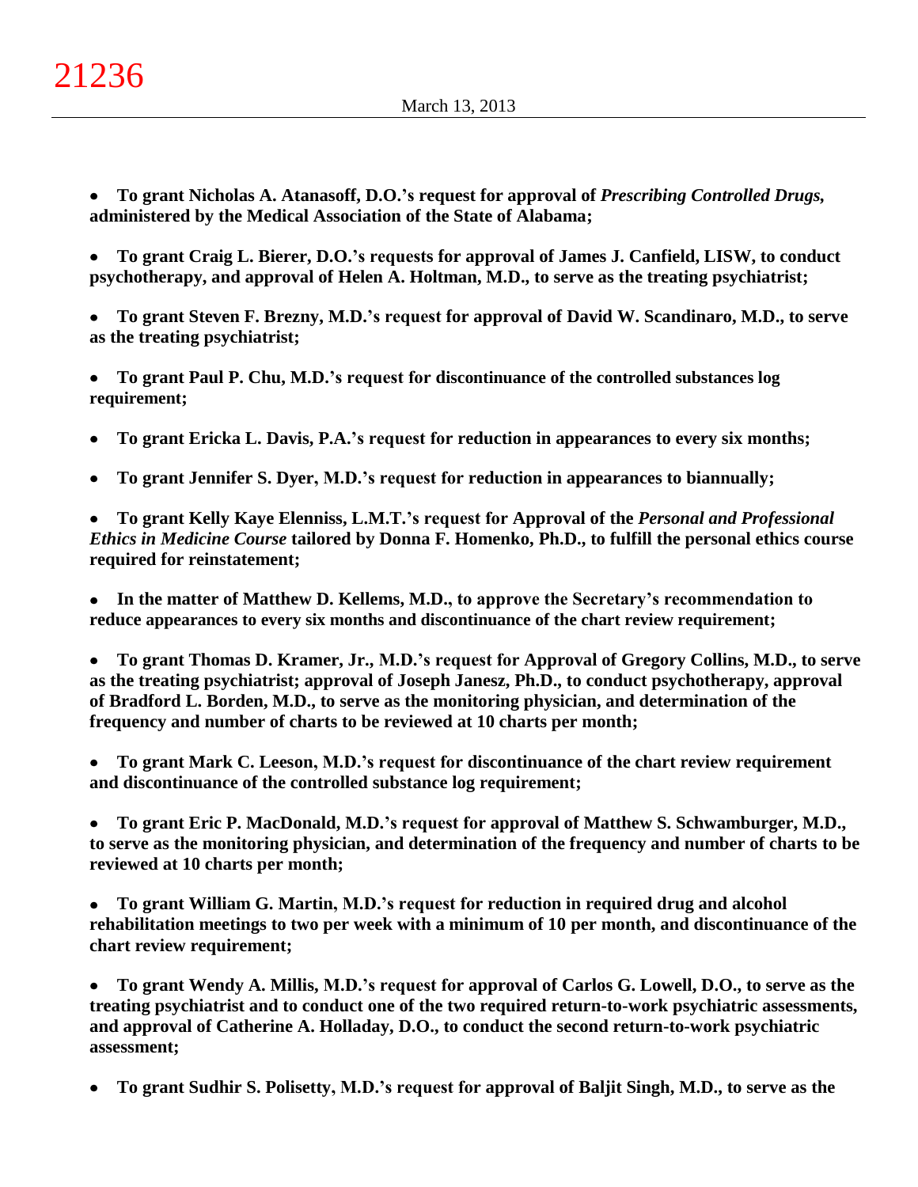- **To grant Nicholas A. Atanasoff, D.O.'s request for approval of *Prescribing Controlled Drugs*, administered by the Medical Association of the State of Alabama;**

- **To grant Craig L. Bierer, D.O.'s requests for approval of James J. Canfield, LISW, to conduct psychotherapy, and approval of Helen A. Holtman, M.D., to serve as the treating psychiatrist;**

- **To grant Steven F. Brezny, M.D.'s request for approval of David W. Scandinaro, M.D., to serve as the treating psychiatrist;**

- **To grant Paul P. Chu, M.D.'s request for discontinuance of the controlled substances log requirement;**

- **To grant Ericka L. Davis, P.A.'s request for reduction in appearances to every six months;**

- **To grant Jennifer S. Dyer, M.D.'s request for reduction in appearances to biannually;**

- **To grant Kelly Kaye Elenniss, L.M.T.'s request for Approval of the *Personal and Professional Ethics in Medicine Course* tailored by Donna F. Homenko, Ph.D., to fulfill the personal ethics course required for reinstatement;**

- **In the matter of Matthew D. Kellems, M.D., to approve the Secretary's recommendation to reduce appearances to every six months and discontinuance of the chart review requirement;**

- **To grant Thomas D. Kramer, Jr., M.D.'s request for Approval of Gregory Collins, M.D., to serve as the treating psychiatrist; approval of Joseph Janesz, Ph.D., to conduct psychotherapy, approval of Bradford L. Borden, M.D., to serve as the monitoring physician, and determination of the frequency and number of charts to be reviewed at 10 charts per month;**

- **To grant Mark C. Leeson, M.D.'s request for discontinuance of the chart review requirement and discontinuance of the controlled substance log requirement;**

- **To grant Eric P. MacDonald, M.D.'s request for approval of Matthew S. Schwamburger, M.D., to serve as the monitoring physician, and determination of the frequency and number of charts to be reviewed at 10 charts per month;**

- **To grant William G. Martin, M.D.'s request for reduction in required drug and alcohol rehabilitation meetings to two per week with a minimum of 10 per month, and discontinuance of the chart review requirement;**

- **To grant Wendy A. Millis, M.D.'s request for approval of Carlos G. Lowell, D.O., to serve as the treating psychiatrist and to conduct one of the two required return-to-work psychiatric assessments, and approval of Catherine A. Holladay, D.O., to conduct the second return-to-work psychiatric assessment;**

- **To grant Sudhir S. Polisetty, M.D.'s request for approval of Baljit Singh, M.D., to serve as the**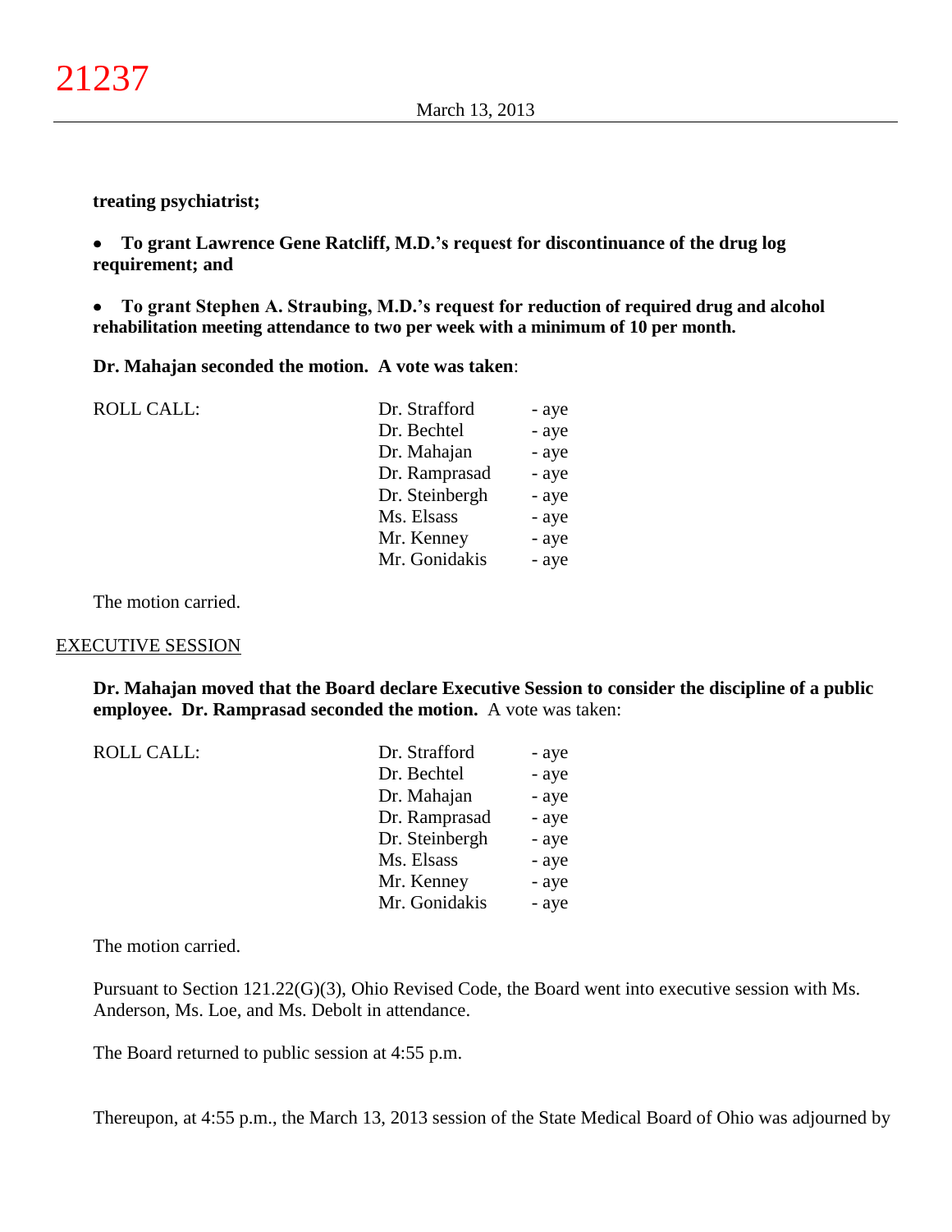**treating psychiatrist;**

- **To grant Lawrence Gene Ratcliff, M.D.'s request for discontinuance of the drug log requirement; and**

- **To grant Stephen A. Straubing, M.D.'s request for reduction of required drug and alcohol rehabilitation meeting attendance to two per week with a minimum of 10 per month.**

**Dr. Mahajan seconded the motion. A vote was taken**:

| ROLL CALL: | Dr. Strafford | - aye |
|---|---|---|
| | Dr. Bechtel | - aye |
| | Dr. Mahajan | - aye |
| | Dr. Ramprasad | - aye |
| | Dr. Steinbergh | - aye |
| | Ms. Elsass | - aye |
| | Mr. Kenney | - aye |
| | Mr. Gonidakis | - aye |

The motion carried.

## EXECUTIVE SESSION

**Dr. Mahajan moved that the Board declare Executive Session to consider the discipline of a public employee. Dr. Ramprasad seconded the motion.** A vote was taken:

| ROLL CALL: | Dr. Strafford | - aye |
|---|---|---|
| | Dr. Bechtel | - aye |
| | Dr. Mahajan | - aye |
| | Dr. Ramprasad | - aye |
| | Dr. Steinbergh | - aye |
| | Ms. Elsass | - aye |
| | Mr. Kenney | - aye |
| | Mr. Gonidakis | - aye |

The motion carried.

Pursuant to Section 121.22(G)(3), Ohio Revised Code, the Board went into executive session with Ms. Anderson, Ms. Loe, and Ms. Debolt in attendance.

The Board returned to public session at 4:55 p.m.

Thereupon, at 4:55 p.m., the March 13, 2013 session of the State Medical Board of Ohio was adjourned by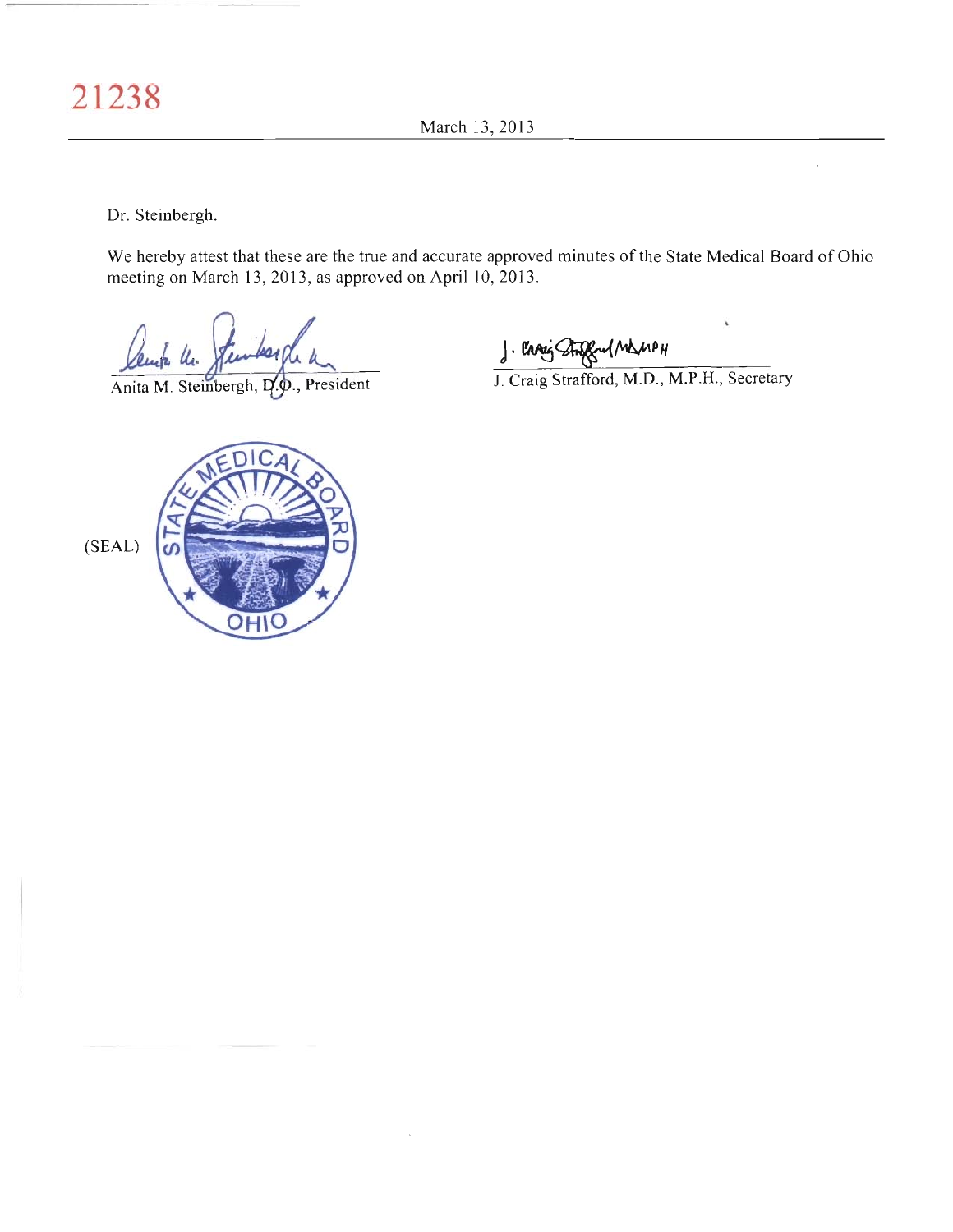21238

March 13, 2013

Dr. Steinbergh.

We hereby attest that these are the true and accurate approved minutes of the State Medical Board of Ohio meeting on March 13, 2013, as approved on April 10, 2013.

Anita M. Steinbergh, D.O., President

J. Craig Strafford, M.D., M.P.H., Secretary

(SEAL)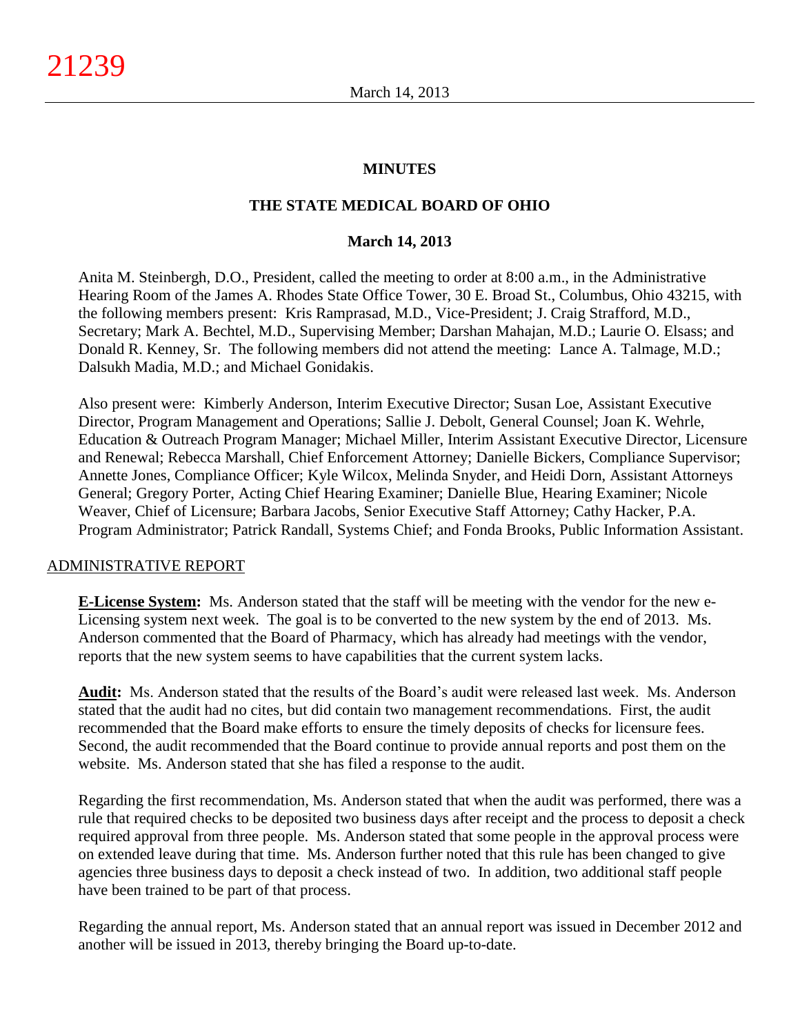## MINUTES

## THE STATE MEDICAL BOARD OF OHIO

### March 14, 2013

Anita M. Steinbergh, D.O., President, called the meeting to order at 8:00 a.m., in the Administrative Hearing Room of the James A. Rhodes State Office Tower, 30 E. Broad St., Columbus, Ohio 43215, with the following members present: Kris Ramprasad, M.D., Vice-President; J. Craig Strafford, M.D., Secretary; Mark A. Bechtel, M.D., Supervising Member; Darshan Mahajan, M.D.; Laurie O. Elsass; and Donald R. Kenney, Sr. The following members did not attend the meeting: Lance A. Talmage, M.D.; Dalsukh Madia, M.D.; and Michael Gonidakis.

Also present were: Kimberly Anderson, Interim Executive Director; Susan Loe, Assistant Executive Director, Program Management and Operations; Sallie J. Debolt, General Counsel; Joan K. Wehrle, Education & Outreach Program Manager; Michael Miller, Interim Assistant Executive Director, Licensure and Renewal; Rebecca Marshall, Chief Enforcement Attorney; Danielle Bickers, Compliance Supervisor; Annette Jones, Compliance Officer; Kyle Wilcox, Melinda Snyder, and Heidi Dorn, Assistant Attorneys General; Gregory Porter, Acting Chief Hearing Examiner; Danielle Blue, Hearing Examiner; Nicole Weaver, Chief of Licensure; Barbara Jacobs, Senior Executive Staff Attorney; Cathy Hacker, P.A. Program Administrator; Patrick Randall, Systems Chief; and Fonda Brooks, Public Information Assistant.

ADMINISTRATIVE REPORT

**E-License System:** Ms. Anderson stated that the staff will be meeting with the vendor for the new e-Licensing system next week. The goal is to be converted to the new system by the end of 2013. Ms. Anderson commented that the Board of Pharmacy, which has already had meetings with the vendor, reports that the new system seems to have capabilities that the current system lacks.

**Audit:** Ms. Anderson stated that the results of the Board's audit were released last week. Ms. Anderson stated that the audit had no cites, but did contain two management recommendations. First, the audit recommended that the Board make efforts to ensure the timely deposits of checks for licensure fees. Second, the audit recommended that the Board continue to provide annual reports and post them on the website. Ms. Anderson stated that she has filed a response to the audit.

Regarding the first recommendation, Ms. Anderson stated that when the audit was performed, there was a rule that required checks to be deposited two business days after receipt and the process to deposit a check required approval from three people. Ms. Anderson stated that some people in the approval process were on extended leave during that time. Ms. Anderson further noted that this rule has been changed to give agencies three business days to deposit a check instead of two. In addition, two additional staff people have been trained to be part of that process.

Regarding the annual report, Ms. Anderson stated that an annual report was issued in December 2012 and another will be issued in 2013, thereby bringing the Board up-to-date.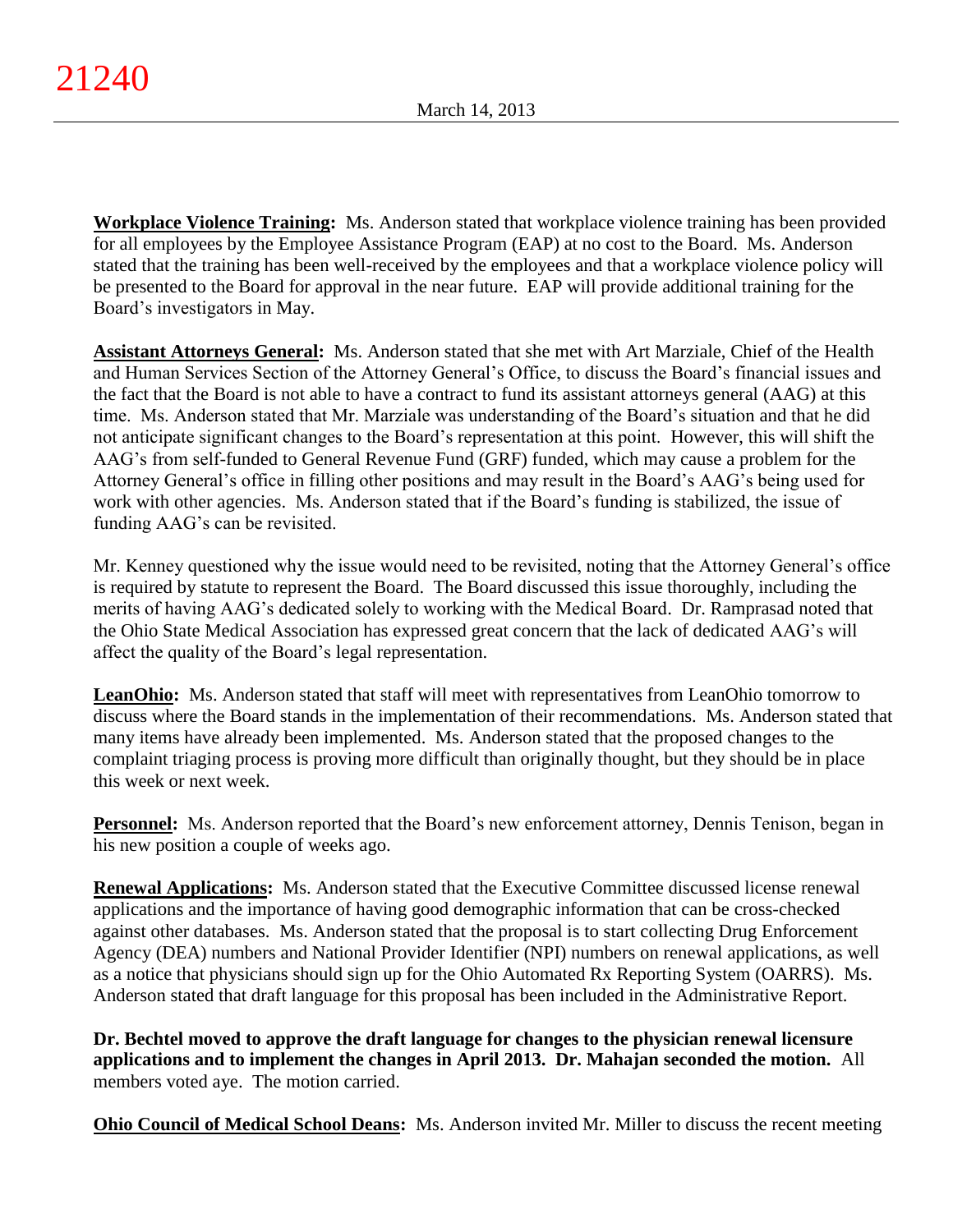**Workplace Violence Training:** Ms. Anderson stated that workplace violence training has been provided for all employees by the Employee Assistance Program (EAP) at no cost to the Board. Ms. Anderson stated that the training has been well-received by the employees and that a workplace violence policy will be presented to the Board for approval in the near future. EAP will provide additional training for the Board's investigators in May.

**Assistant Attorneys General:** Ms. Anderson stated that she met with Art Marziale, Chief of the Health and Human Services Section of the Attorney General's Office, to discuss the Board's financial issues and the fact that the Board is not able to have a contract to fund its assistant attorneys general (AAG) at this time. Ms. Anderson stated that Mr. Marziale was understanding of the Board's situation and that he did not anticipate significant changes to the Board's representation at this point. However, this will shift the AAG's from self-funded to General Revenue Fund (GRF) funded, which may cause a problem for the Attorney General's office in filling other positions and may result in the Board's AAG's being used for work with other agencies. Ms. Anderson stated that if the Board's funding is stabilized, the issue of funding AAG's can be revisited.

Mr. Kenney questioned why the issue would need to be revisited, noting that the Attorney General's office is required by statute to represent the Board. The Board discussed this issue thoroughly, including the merits of having AAG's dedicated solely to working with the Medical Board. Dr. Ramprasad noted that the Ohio State Medical Association has expressed great concern that the lack of dedicated AAG's will affect the quality of the Board's legal representation.

**LeanOhio:** Ms. Anderson stated that staff will meet with representatives from LeanOhio tomorrow to discuss where the Board stands in the implementation of their recommendations. Ms. Anderson stated that many items have already been implemented. Ms. Anderson stated that the proposed changes to the complaint triaging process is proving more difficult than originally thought, but they should be in place this week or next week.

**Personnel:** Ms. Anderson reported that the Board's new enforcement attorney, Dennis Tenison, began in his new position a couple of weeks ago.

**Renewal Applications:** Ms. Anderson stated that the Executive Committee discussed license renewal applications and the importance of having good demographic information that can be cross-checked against other databases. Ms. Anderson stated that the proposal is to start collecting Drug Enforcement Agency (DEA) numbers and National Provider Identifier (NPI) numbers on renewal applications, as well as a notice that physicians should sign up for the Ohio Automated Rx Reporting System (OARRS). Ms. Anderson stated that draft language for this proposal has been included in the Administrative Report.

**Dr. Bechtel moved to approve the draft language for changes to the physician renewal licensure applications and to implement the changes in April 2013. Dr. Mahajan seconded the motion.** All members voted aye. The motion carried.

**Ohio Council of Medical School Deans:** Ms. Anderson invited Mr. Miller to discuss the recent meeting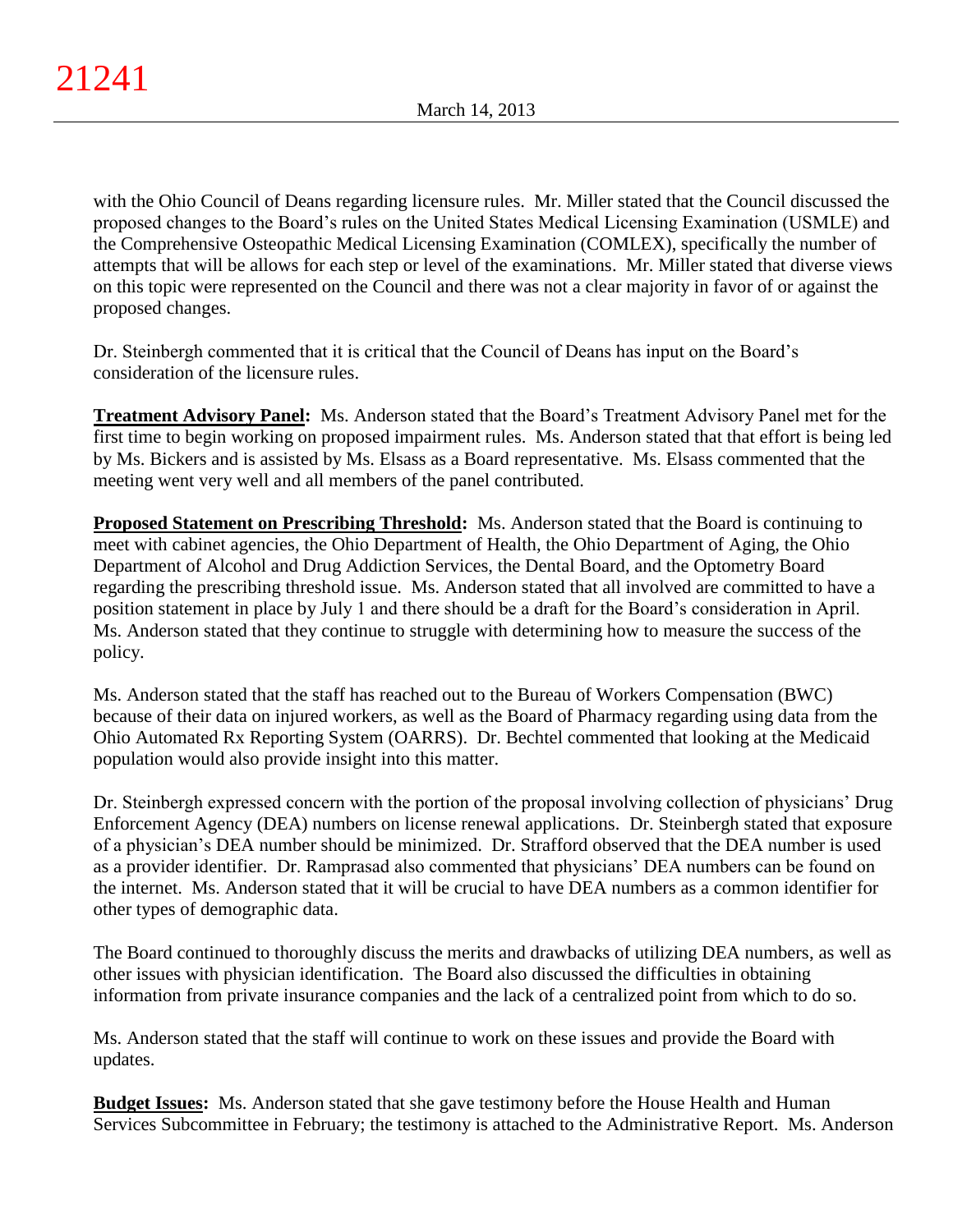with the Ohio Council of Deans regarding licensure rules. Mr. Miller stated that the Council discussed the proposed changes to the Board's rules on the United States Medical Licensing Examination (USMLE) and the Comprehensive Osteopathic Medical Licensing Examination (COMLEX), specifically the number of attempts that will be allows for each step or level of the examinations. Mr. Miller stated that diverse views on this topic were represented on the Council and there was not a clear majority in favor of or against the proposed changes.

Dr. Steinbergh commented that it is critical that the Council of Deans has input on the Board's consideration of the licensure rules.

**Treatment Advisory Panel:** Ms. Anderson stated that the Board's Treatment Advisory Panel met for the first time to begin working on proposed impairment rules. Ms. Anderson stated that that effort is being led by Ms. Bickers and is assisted by Ms. Elsass as a Board representative. Ms. Elsass commented that the meeting went very well and all members of the panel contributed.

**Proposed Statement on Prescribing Threshold:** Ms. Anderson stated that the Board is continuing to meet with cabinet agencies, the Ohio Department of Health, the Ohio Department of Aging, the Ohio Department of Alcohol and Drug Addiction Services, the Dental Board, and the Optometry Board regarding the prescribing threshold issue. Ms. Anderson stated that all involved are committed to have a position statement in place by July 1 and there should be a draft for the Board's consideration in April. Ms. Anderson stated that they continue to struggle with determining how to measure the success of the policy.

Ms. Anderson stated that the staff has reached out to the Bureau of Workers Compensation (BWC) because of their data on injured workers, as well as the Board of Pharmacy regarding using data from the Ohio Automated Rx Reporting System (OARRS). Dr. Bechtel commented that looking at the Medicaid population would also provide insight into this matter.

Dr. Steinbergh expressed concern with the portion of the proposal involving collection of physicians' Drug Enforcement Agency (DEA) numbers on license renewal applications. Dr. Steinbergh stated that exposure of a physician's DEA number should be minimized. Dr. Strafford observed that the DEA number is used as a provider identifier. Dr. Ramprasad also commented that physicians' DEA numbers can be found on the internet. Ms. Anderson stated that it will be crucial to have DEA numbers as a common identifier for other types of demographic data.

The Board continued to thoroughly discuss the merits and drawbacks of utilizing DEA numbers, as well as other issues with physician identification. The Board also discussed the difficulties in obtaining information from private insurance companies and the lack of a centralized point from which to do so.

Ms. Anderson stated that the staff will continue to work on these issues and provide the Board with updates.

**Budget Issues:** Ms. Anderson stated that she gave testimony before the House Health and Human Services Subcommittee in February; the testimony is attached to the Administrative Report. Ms. Anderson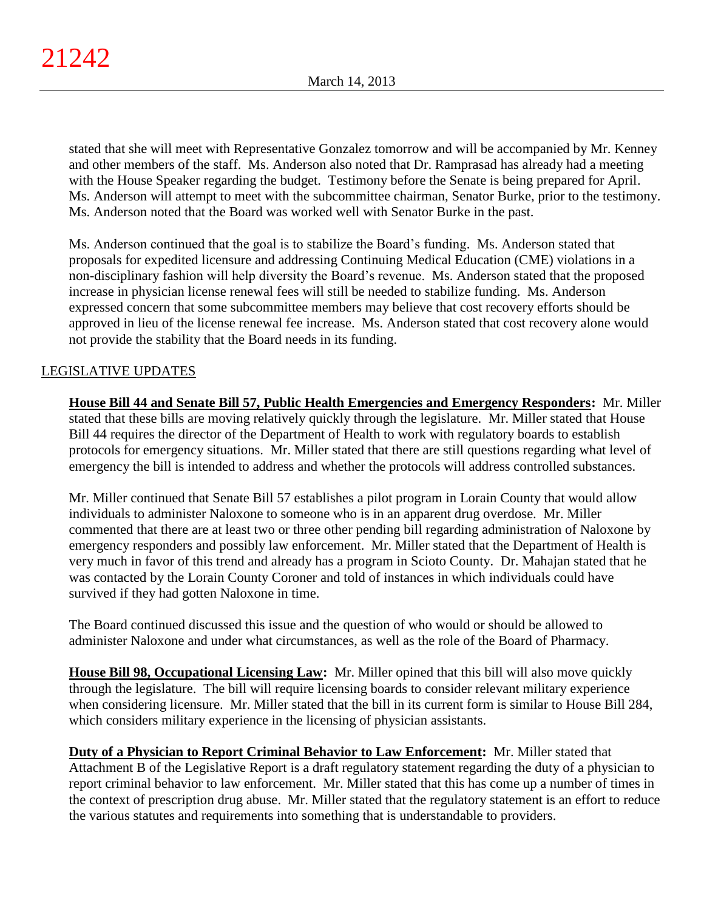stated that she will meet with Representative Gonzalez tomorrow and will be accompanied by Mr. Kenney and other members of the staff. Ms. Anderson also noted that Dr. Ramprasad has already had a meeting with the House Speaker regarding the budget. Testimony before the Senate is being prepared for April. Ms. Anderson will attempt to meet with the subcommittee chairman, Senator Burke, prior to the testimony. Ms. Anderson noted that the Board was worked well with Senator Burke in the past.

Ms. Anderson continued that the goal is to stabilize the Board's funding. Ms. Anderson stated that proposals for expedited licensure and addressing Continuing Medical Education (CME) violations in a non-disciplinary fashion will help diversity the Board's revenue. Ms. Anderson stated that the proposed increase in physician license renewal fees will still be needed to stabilize funding. Ms. Anderson expressed concern that some subcommittee members may believe that cost recovery efforts should be approved in lieu of the license renewal fee increase. Ms. Anderson stated that cost recovery alone would not provide the stability that the Board needs in its funding.

## LEGISLATIVE UPDATES

**House Bill 44 and Senate Bill 57, Public Health Emergencies and Emergency Responders:** Mr. Miller stated that these bills are moving relatively quickly through the legislature. Mr. Miller stated that House Bill 44 requires the director of the Department of Health to work with regulatory boards to establish protocols for emergency situations. Mr. Miller stated that there are still questions regarding what level of emergency the bill is intended to address and whether the protocols will address controlled substances.

Mr. Miller continued that Senate Bill 57 establishes a pilot program in Lorain County that would allow individuals to administer Naloxone to someone who is in an apparent drug overdose. Mr. Miller commented that there are at least two or three other pending bill regarding administration of Naloxone by emergency responders and possibly law enforcement. Mr. Miller stated that the Department of Health is very much in favor of this trend and already has a program in Scioto County. Dr. Mahajan stated that he was contacted by the Lorain County Coroner and told of instances in which individuals could have survived if they had gotten Naloxone in time.

The Board continued discussed this issue and the question of who would or should be allowed to administer Naloxone and under what circumstances, as well as the role of the Board of Pharmacy.

**House Bill 98, Occupational Licensing Law:** Mr. Miller opined that this bill will also move quickly through the legislature. The bill will require licensing boards to consider relevant military experience when considering licensure. Mr. Miller stated that the bill in its current form is similar to House Bill 284, which considers military experience in the licensing of physician assistants.

**Duty of a Physician to Report Criminal Behavior to Law Enforcement:** Mr. Miller stated that Attachment B of the Legislative Report is a draft regulatory statement regarding the duty of a physician to report criminal behavior to law enforcement. Mr. Miller stated that this has come up a number of times in the context of prescription drug abuse. Mr. Miller stated that the regulatory statement is an effort to reduce the various statutes and requirements into something that is understandable to providers.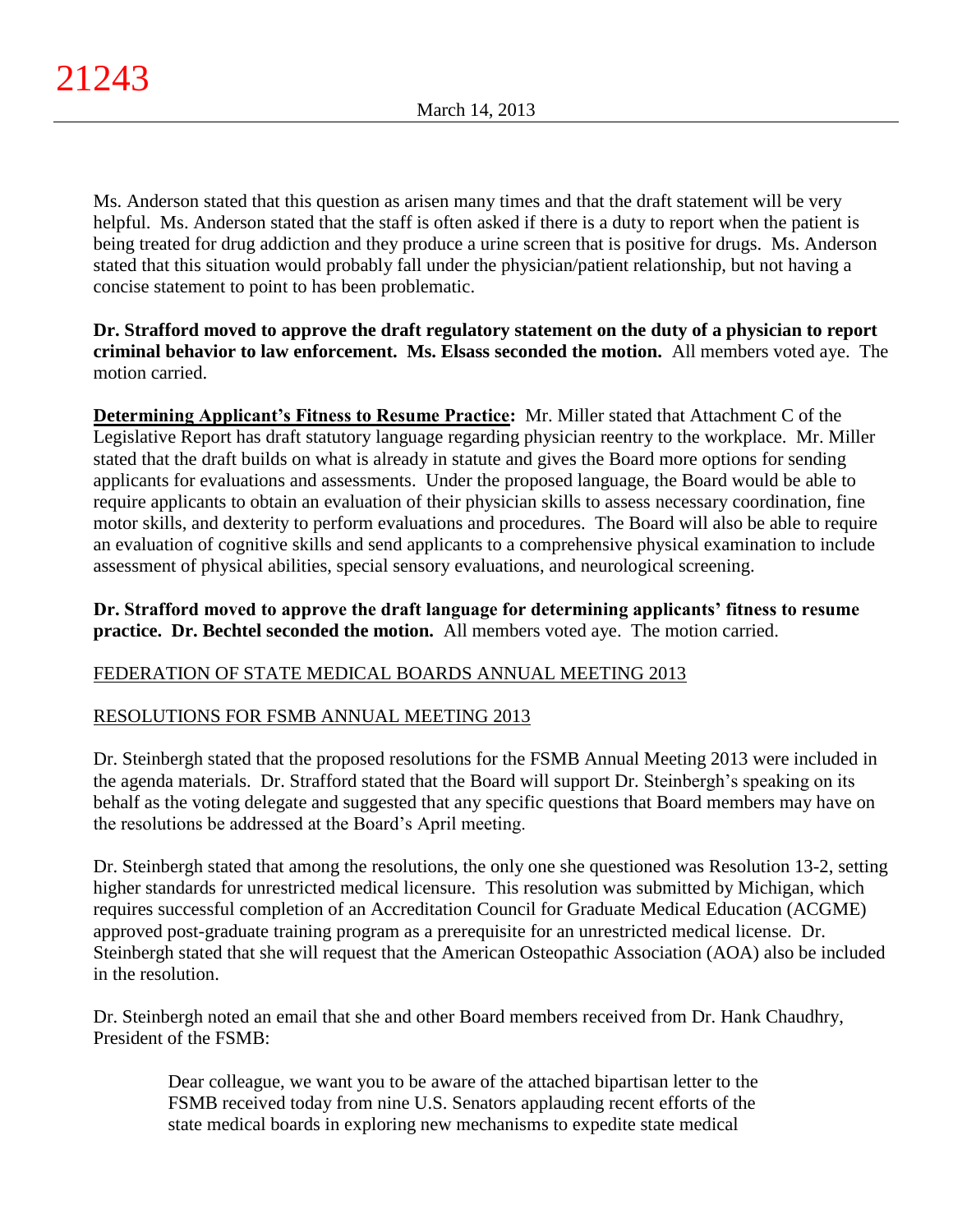Ms. Anderson stated that this question as arisen many times and that the draft statement will be very helpful. Ms. Anderson stated that the staff is often asked if there is a duty to report when the patient is being treated for drug addiction and they produce a urine screen that is positive for drugs. Ms. Anderson stated that this situation would probably fall under the physician/patient relationship, but not having a concise statement to point to has been problematic.

**Dr. Strafford moved to approve the draft regulatory statement on the duty of a physician to report criminal behavior to law enforcement. Ms. Elsass seconded the motion.** All members voted aye. The motion carried.

**Determining Applicant's Fitness to Resume Practice:** Mr. Miller stated that Attachment C of the Legislative Report has draft statutory language regarding physician reentry to the workplace. Mr. Miller stated that the draft builds on what is already in statute and gives the Board more options for sending applicants for evaluations and assessments. Under the proposed language, the Board would be able to require applicants to obtain an evaluation of their physician skills to assess necessary coordination, fine motor skills, and dexterity to perform evaluations and procedures. The Board will also be able to require an evaluation of cognitive skills and send applicants to a comprehensive physical examination to include assessment of physical abilities, special sensory evaluations, and neurological screening.

**Dr. Strafford moved to approve the draft language for determining applicants' fitness to resume practice. Dr. Bechtel seconded the motion.** All members voted aye. The motion carried.

FEDERATION OF STATE MEDICAL BOARDS ANNUAL MEETING 2013

RESOLUTIONS FOR FSMB ANNUAL MEETING 2013

Dr. Steinbergh stated that the proposed resolutions for the FSMB Annual Meeting 2013 were included in the agenda materials. Dr. Strafford stated that the Board will support Dr. Steinbergh's speaking on its behalf as the voting delegate and suggested that any specific questions that Board members may have on the resolutions be addressed at the Board's April meeting.

Dr. Steinbergh stated that among the resolutions, the only one she questioned was Resolution 13-2, setting higher standards for unrestricted medical licensure. This resolution was submitted by Michigan, which requires successful completion of an Accreditation Council for Graduate Medical Education (ACGME) approved post-graduate training program as a prerequisite for an unrestricted medical license. Dr. Steinbergh stated that she will request that the American Osteopathic Association (AOA) also be included in the resolution.

Dr. Steinbergh noted an email that she and other Board members received from Dr. Hank Chaudhry, President of the FSMB:

> Dear colleague, we want you to be aware of the attached bipartisan letter to the FSMB received today from nine U.S. Senators applauding recent efforts of the state medical boards in exploring new mechanisms to expedite state medical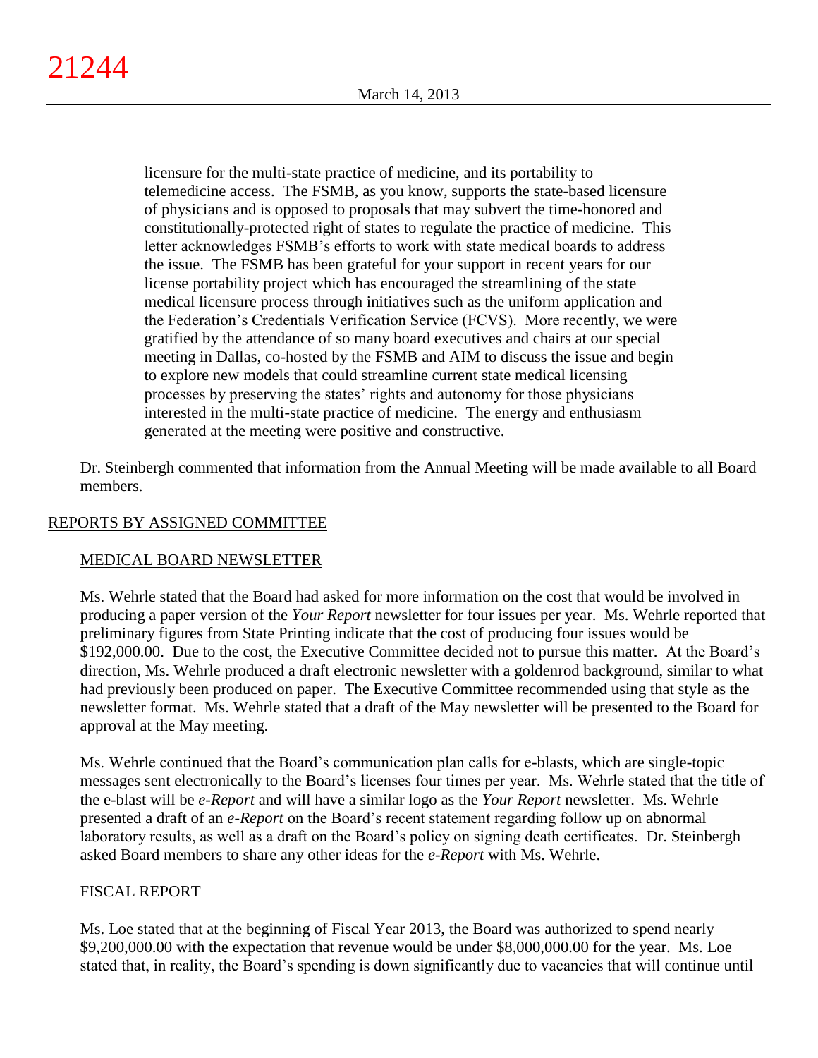> licensure for the multi-state practice of medicine, and its portability to telemedicine access. The FSMB, as you know, supports the state-based licensure of physicians and is opposed to proposals that may subvert the time-honored and constitutionally-protected right of states to regulate the practice of medicine. This letter acknowledges FSMB's efforts to work with state medical boards to address the issue. The FSMB has been grateful for your support in recent years for our license portability project which has encouraged the streamlining of the state medical licensure process through initiatives such as the uniform application and the Federation's Credentials Verification Service (FCVS). More recently, we were gratified by the attendance of so many board executives and chairs at our special meeting in Dallas, co-hosted by the FSMB and AIM to discuss the issue and begin to explore new models that could streamline current state medical licensing processes by preserving the states' rights and autonomy for those physicians interested in the multi-state practice of medicine. The energy and enthusiasm generated at the meeting were positive and constructive.

Dr. Steinbergh commented that information from the Annual Meeting will be made available to all Board members.

## REPORTS BY ASSIGNED COMMITTEE

### MEDICAL BOARD NEWSLETTER

Ms. Wehrle stated that the Board had asked for more information on the cost that would be involved in producing a paper version of the *Your Report* newsletter for four issues per year. Ms. Wehrle reported that preliminary figures from State Printing indicate that the cost of producing four issues would be $192,000.00. Due to the cost, the Executive Committee decided not to pursue this matter. At the Board's direction, Ms. Wehrle produced a draft electronic newsletter with a goldenrod background, similar to what had previously been produced on paper. The Executive Committee recommended using that style as the newsletter format. Ms. Wehrle stated that a draft of the May newsletter will be presented to the Board for approval at the May meeting.

Ms. Wehrle continued that the Board's communication plan calls for e-blasts, which are single-topic messages sent electronically to the Board's licenses four times per year. Ms. Wehrle stated that the title of the e-blast will be *e-Report* and will have a similar logo as the *Your Report* newsletter. Ms. Wehrle presented a draft of an *e-Report* on the Board's recent statement regarding follow up on abnormal laboratory results, as well as a draft on the Board's policy on signing death certificates. Dr. Steinbergh asked Board members to share any other ideas for the *e-Report* with Ms. Wehrle.

### FISCAL REPORT

Ms. Loe stated that at the beginning of Fiscal Year 2013, the Board was authorized to spend nearly $9,200,000.00 with the expectation that revenue would be under $8,000,000.00 for the year. Ms. Loe stated that, in reality, the Board's spending is down significantly due to vacancies that will continue until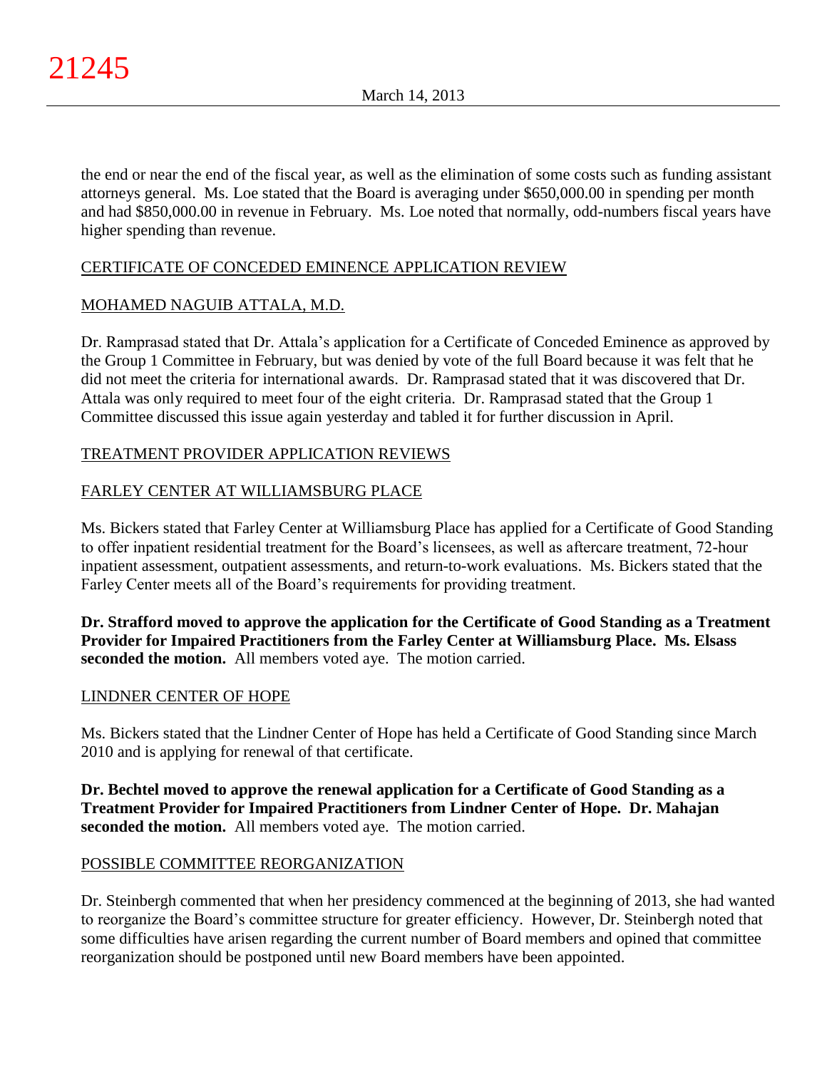the end or near the end of the fiscal year, as well as the elimination of some costs such as funding assistant attorneys general. Ms. Loe stated that the Board is averaging under $650,000.00 in spending per month and had $850,000.00 in revenue in February. Ms. Loe noted that normally, odd-numbers fiscal years have higher spending than revenue.

## CERTIFICATE OF CONCEDED EMINENCE APPLICATION REVIEW

### MOHAMED NAGUIB ATTALA, M.D.

Dr. Ramprasad stated that Dr. Attala's application for a Certificate of Conceded Eminence as approved by the Group 1 Committee in February, but was denied by vote of the full Board because it was felt that he did not meet the criteria for international awards. Dr. Ramprasad stated that it was discovered that Dr. Attala was only required to meet four of the eight criteria. Dr. Ramprasad stated that the Group 1 Committee discussed this issue again yesterday and tabled it for further discussion in April.

## TREATMENT PROVIDER APPLICATION REVIEWS

### FARLEY CENTER AT WILLIAMSBURG PLACE

Ms. Bickers stated that Farley Center at Williamsburg Place has applied for a Certificate of Good Standing to offer inpatient residential treatment for the Board's licensees, as well as aftercare treatment, 72-hour inpatient assessment, outpatient assessments, and return-to-work evaluations. Ms. Bickers stated that the Farley Center meets all of the Board's requirements for providing treatment.

**Dr. Strafford moved to approve the application for the Certificate of Good Standing as a Treatment Provider for Impaired Practitioners from the Farley Center at Williamsburg Place. Ms. Elsass seconded the motion.** All members voted aye. The motion carried.

### LINDNER CENTER OF HOPE

Ms. Bickers stated that the Lindner Center of Hope has held a Certificate of Good Standing since March 2010 and is applying for renewal of that certificate.

**Dr. Bechtel moved to approve the renewal application for a Certificate of Good Standing as a Treatment Provider for Impaired Practitioners from Lindner Center of Hope. Dr. Mahajan seconded the motion.** All members voted aye. The motion carried.

## POSSIBLE COMMITTEE REORGANIZATION

Dr. Steinbergh commented that when her presidency commenced at the beginning of 2013, she had wanted to reorganize the Board's committee structure for greater efficiency. However, Dr. Steinbergh noted that some difficulties have arisen regarding the current number of Board members and opined that committee reorganization should be postponed until new Board members have been appointed.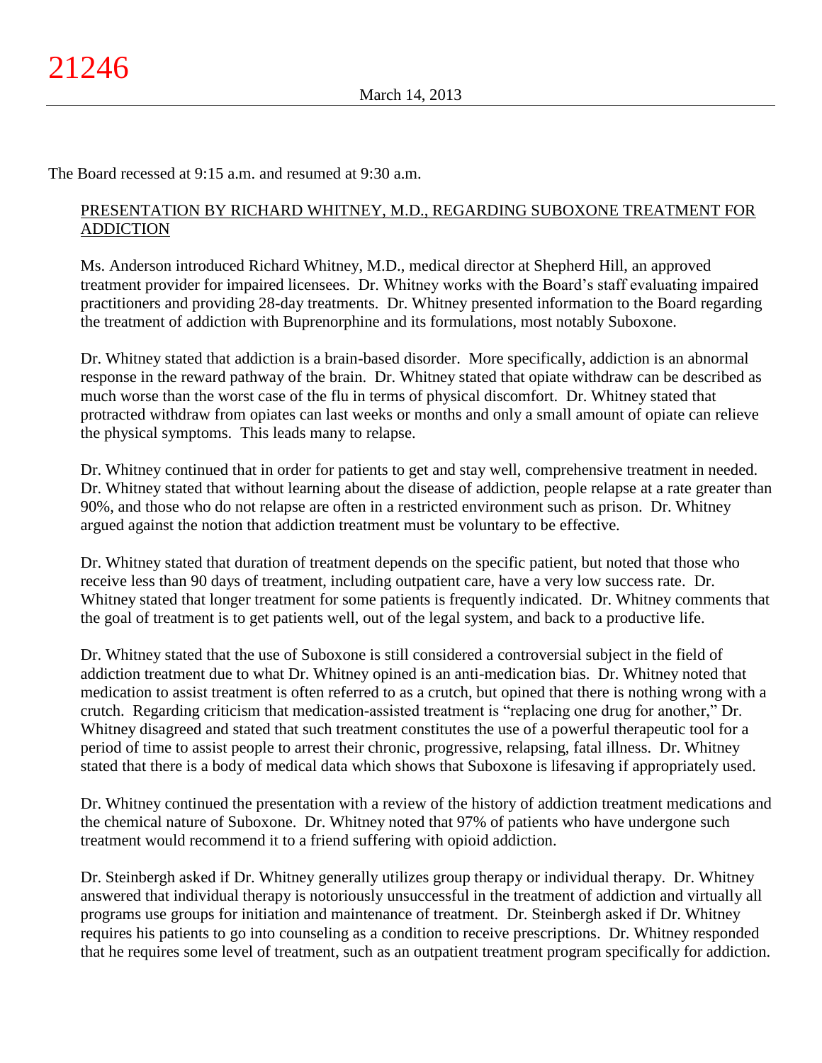The Board recessed at 9:15 a.m. and resumed at 9:30 a.m.

## PRESENTATION BY RICHARD WHITNEY, M.D., REGARDING SUBOXONE TREATMENT FOR ADDICTION

Ms. Anderson introduced Richard Whitney, M.D., medical director at Shepherd Hill, an approved treatment provider for impaired licensees. Dr. Whitney works with the Board's staff evaluating impaired practitioners and providing 28-day treatments. Dr. Whitney presented information to the Board regarding the treatment of addiction with Buprenorphine and its formulations, most notably Suboxone.

Dr. Whitney stated that addiction is a brain-based disorder. More specifically, addiction is an abnormal response in the reward pathway of the brain. Dr. Whitney stated that opiate withdraw can be described as much worse than the worst case of the flu in terms of physical discomfort. Dr. Whitney stated that protracted withdraw from opiates can last weeks or months and only a small amount of opiate can relieve the physical symptoms. This leads many to relapse.

Dr. Whitney continued that in order for patients to get and stay well, comprehensive treatment in needed. Dr. Whitney stated that without learning about the disease of addiction, people relapse at a rate greater than 90%, and those who do not relapse are often in a restricted environment such as prison. Dr. Whitney argued against the notion that addiction treatment must be voluntary to be effective.

Dr. Whitney stated that duration of treatment depends on the specific patient, but noted that those who receive less than 90 days of treatment, including outpatient care, have a very low success rate. Dr. Whitney stated that longer treatment for some patients is frequently indicated. Dr. Whitney comments that the goal of treatment is to get patients well, out of the legal system, and back to a productive life.

Dr. Whitney stated that the use of Suboxone is still considered a controversial subject in the field of addiction treatment due to what Dr. Whitney opined is an anti-medication bias. Dr. Whitney noted that medication to assist treatment is often referred to as a crutch, but opined that there is nothing wrong with a crutch. Regarding criticism that medication-assisted treatment is "replacing one drug for another," Dr. Whitney disagreed and stated that such treatment constitutes the use of a powerful therapeutic tool for a period of time to assist people to arrest their chronic, progressive, relapsing, fatal illness. Dr. Whitney stated that there is a body of medical data which shows that Suboxone is lifesaving if appropriately used.

Dr. Whitney continued the presentation with a review of the history of addiction treatment medications and the chemical nature of Suboxone. Dr. Whitney noted that 97% of patients who have undergone such treatment would recommend it to a friend suffering with opioid addiction.

Dr. Steinbergh asked if Dr. Whitney generally utilizes group therapy or individual therapy. Dr. Whitney answered that individual therapy is notoriously unsuccessful in the treatment of addiction and virtually all programs use groups for initiation and maintenance of treatment. Dr. Steinbergh asked if Dr. Whitney requires his patients to go into counseling as a condition to receive prescriptions. Dr. Whitney responded that he requires some level of treatment, such as an outpatient treatment program specifically for addiction.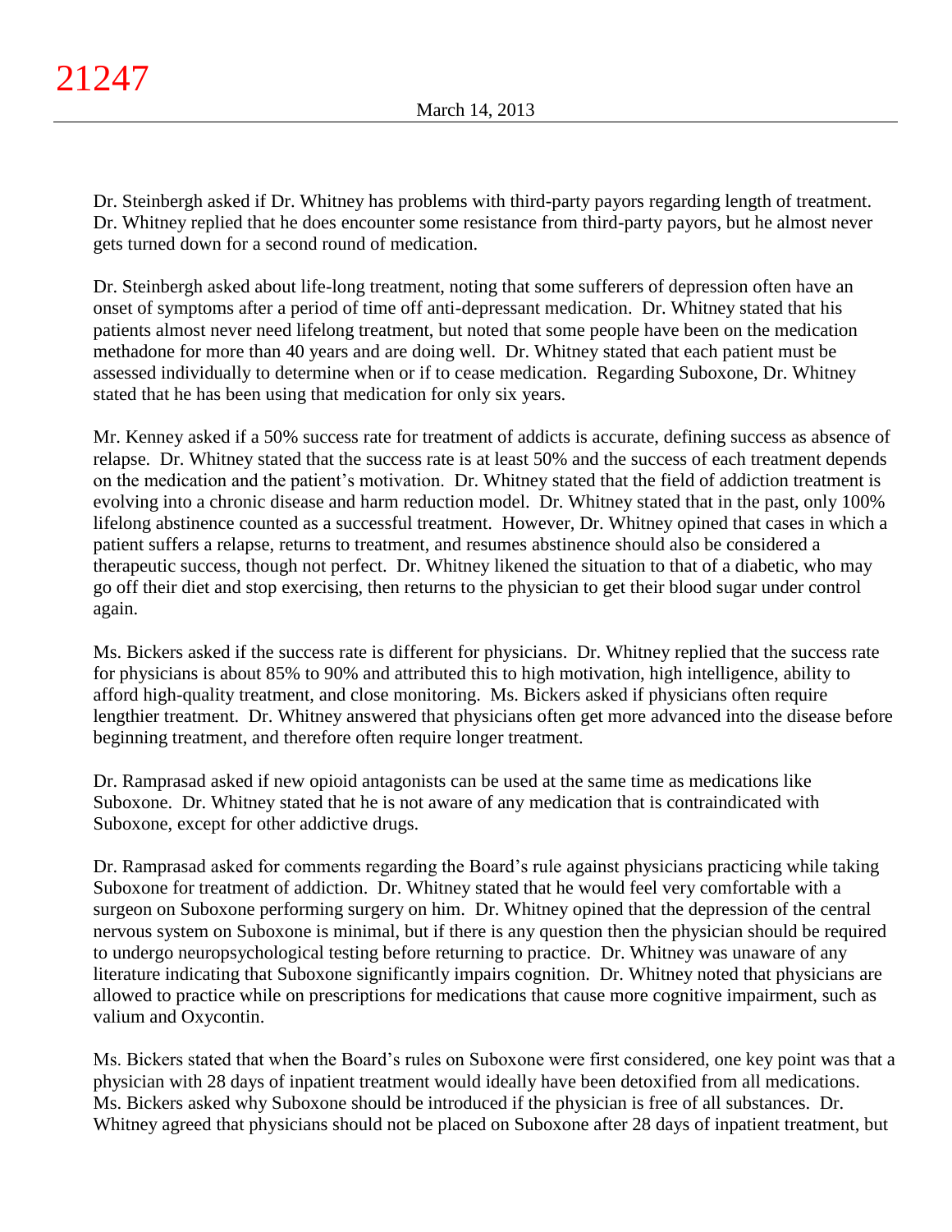Dr. Steinbergh asked if Dr. Whitney has problems with third-party payors regarding length of treatment. Dr. Whitney replied that he does encounter some resistance from third-party payors, but he almost never gets turned down for a second round of medication.

Dr. Steinbergh asked about life-long treatment, noting that some sufferers of depression often have an onset of symptoms after a period of time off anti-depressant medication. Dr. Whitney stated that his patients almost never need lifelong treatment, but noted that some people have been on the medication methadone for more than 40 years and are doing well. Dr. Whitney stated that each patient must be assessed individually to determine when or if to cease medication. Regarding Suboxone, Dr. Whitney stated that he has been using that medication for only six years.

Mr. Kenney asked if a 50% success rate for treatment of addicts is accurate, defining success as absence of relapse. Dr. Whitney stated that the success rate is at least 50% and the success of each treatment depends on the medication and the patient's motivation. Dr. Whitney stated that the field of addiction treatment is evolving into a chronic disease and harm reduction model. Dr. Whitney stated that in the past, only 100% lifelong abstinence counted as a successful treatment. However, Dr. Whitney opined that cases in which a patient suffers a relapse, returns to treatment, and resumes abstinence should also be considered a therapeutic success, though not perfect. Dr. Whitney likened the situation to that of a diabetic, who may go off their diet and stop exercising, then returns to the physician to get their blood sugar under control again.

Ms. Bickers asked if the success rate is different for physicians. Dr. Whitney replied that the success rate for physicians is about 85% to 90% and attributed this to high motivation, high intelligence, ability to afford high-quality treatment, and close monitoring. Ms. Bickers asked if physicians often require lengthier treatment. Dr. Whitney answered that physicians often get more advanced into the disease before beginning treatment, and therefore often require longer treatment.

Dr. Ramprasad asked if new opioid antagonists can be used at the same time as medications like Suboxone. Dr. Whitney stated that he is not aware of any medication that is contraindicated with Suboxone, except for other addictive drugs.

Dr. Ramprasad asked for comments regarding the Board's rule against physicians practicing while taking Suboxone for treatment of addiction. Dr. Whitney stated that he would feel very comfortable with a surgeon on Suboxone performing surgery on him. Dr. Whitney opined that the depression of the central nervous system on Suboxone is minimal, but if there is any question then the physician should be required to undergo neuropsychological testing before returning to practice. Dr. Whitney was unaware of any literature indicating that Suboxone significantly impairs cognition. Dr. Whitney noted that physicians are allowed to practice while on prescriptions for medications that cause more cognitive impairment, such as valium and Oxycontin.

Ms. Bickers stated that when the Board's rules on Suboxone were first considered, one key point was that a physician with 28 days of inpatient treatment would ideally have been detoxified from all medications. Ms. Bickers asked why Suboxone should be introduced if the physician is free of all substances. Dr. Whitney agreed that physicians should not be placed on Suboxone after 28 days of inpatient treatment, but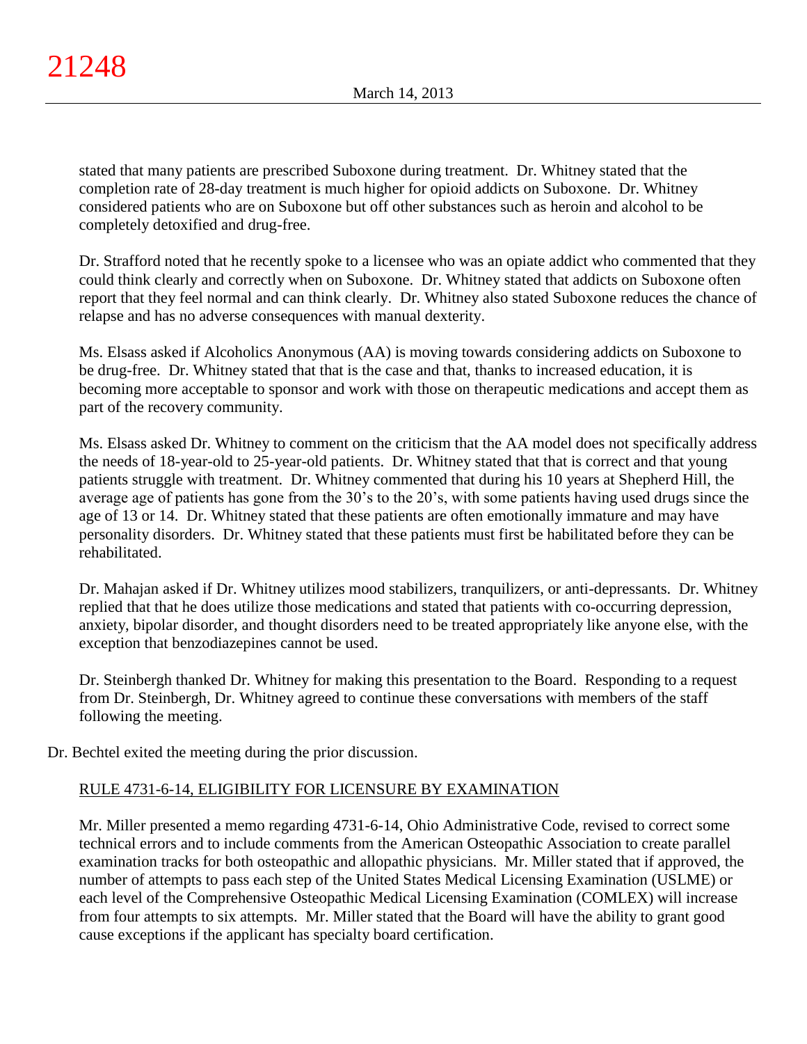stated that many patients are prescribed Suboxone during treatment. Dr. Whitney stated that the completion rate of 28-day treatment is much higher for opioid addicts on Suboxone. Dr. Whitney considered patients who are on Suboxone but off other substances such as heroin and alcohol to be completely detoxified and drug-free.

Dr. Strafford noted that he recently spoke to a licensee who was an opiate addict who commented that they could think clearly and correctly when on Suboxone. Dr. Whitney stated that addicts on Suboxone often report that they feel normal and can think clearly. Dr. Whitney also stated Suboxone reduces the chance of relapse and has no adverse consequences with manual dexterity.

Ms. Elsass asked if Alcoholics Anonymous (AA) is moving towards considering addicts on Suboxone to be drug-free. Dr. Whitney stated that that is the case and that, thanks to increased education, it is becoming more acceptable to sponsor and work with those on therapeutic medications and accept them as part of the recovery community.

Ms. Elsass asked Dr. Whitney to comment on the criticism that the AA model does not specifically address the needs of 18-year-old to 25-year-old patients. Dr. Whitney stated that that is correct and that young patients struggle with treatment. Dr. Whitney commented that during his 10 years at Shepherd Hill, the average age of patients has gone from the 30's to the 20's, with some patients having used drugs since the age of 13 or 14. Dr. Whitney stated that these patients are often emotionally immature and may have personality disorders. Dr. Whitney stated that these patients must first be habilitated before they can be rehabilitated.

Dr. Mahajan asked if Dr. Whitney utilizes mood stabilizers, tranquilizers, or anti-depressants. Dr. Whitney replied that that he does utilize those medications and stated that patients with co-occurring depression, anxiety, bipolar disorder, and thought disorders need to be treated appropriately like anyone else, with the exception that benzodiazepines cannot be used.

Dr. Steinbergh thanked Dr. Whitney for making this presentation to the Board. Responding to a request from Dr. Steinbergh, Dr. Whitney agreed to continue these conversations with members of the staff following the meeting.

Dr. Bechtel exited the meeting during the prior discussion.

## RULE 4731-6-14, ELIGIBILITY FOR LICENSURE BY EXAMINATION

Mr. Miller presented a memo regarding 4731-6-14, Ohio Administrative Code, revised to correct some technical errors and to include comments from the American Osteopathic Association to create parallel examination tracks for both osteopathic and allopathic physicians. Mr. Miller stated that if approved, the number of attempts to pass each step of the United States Medical Licensing Examination (USLME) or each level of the Comprehensive Osteopathic Medical Licensing Examination (COMLEX) will increase from four attempts to six attempts. Mr. Miller stated that the Board will have the ability to grant good cause exceptions if the applicant has specialty board certification.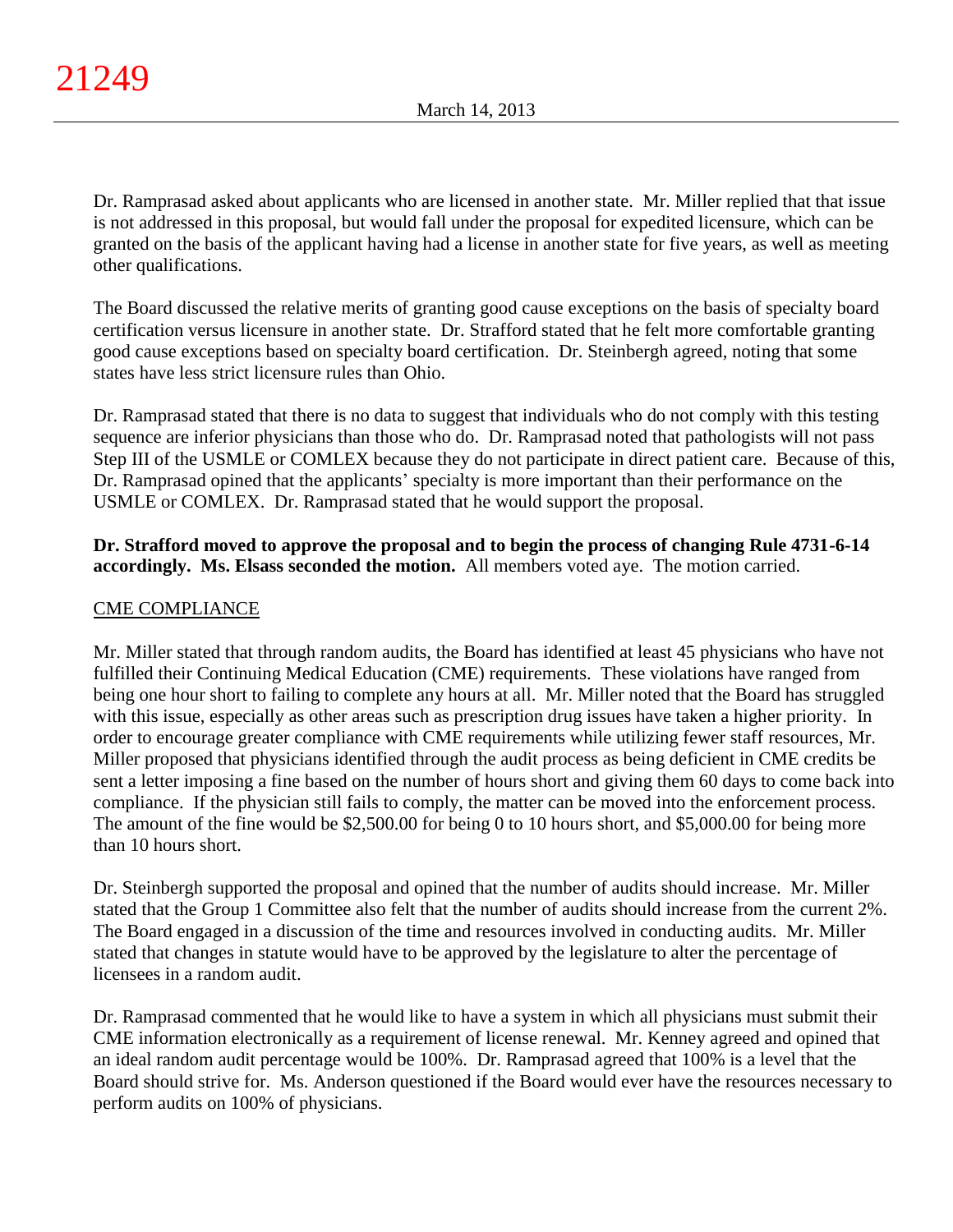Dr. Ramprasad asked about applicants who are licensed in another state. Mr. Miller replied that that issue is not addressed in this proposal, but would fall under the proposal for expedited licensure, which can be granted on the basis of the applicant having had a license in another state for five years, as well as meeting other qualifications.

The Board discussed the relative merits of granting good cause exceptions on the basis of specialty board certification versus licensure in another state. Dr. Strafford stated that he felt more comfortable granting good cause exceptions based on specialty board certification. Dr. Steinbergh agreed, noting that some states have less strict licensure rules than Ohio.

Dr. Ramprasad stated that there is no data to suggest that individuals who do not comply with this testing sequence are inferior physicians than those who do. Dr. Ramprasad noted that pathologists will not pass Step III of the USMLE or COMLEX because they do not participate in direct patient care. Because of this, Dr. Ramprasad opined that the applicants' specialty is more important than their performance on the USMLE or COMLEX. Dr. Ramprasad stated that he would support the proposal.

**Dr. Strafford moved to approve the proposal and to begin the process of changing Rule 4731-6-14 accordingly. Ms. Elsass seconded the motion.** All members voted aye. The motion carried.

CME COMPLIANCE

Mr. Miller stated that through random audits, the Board has identified at least 45 physicians who have not fulfilled their Continuing Medical Education (CME) requirements. These violations have ranged from being one hour short to failing to complete any hours at all. Mr. Miller noted that the Board has struggled with this issue, especially as other areas such as prescription drug issues have taken a higher priority. In order to encourage greater compliance with CME requirements while utilizing fewer staff resources, Mr. Miller proposed that physicians identified through the audit process as being deficient in CME credits be sent a letter imposing a fine based on the number of hours short and giving them 60 days to come back into compliance. If the physician still fails to comply, the matter can be moved into the enforcement process. The amount of the fine would be $2,500.00 for being 0 to 10 hours short, and $5,000.00 for being more than 10 hours short.

Dr. Steinbergh supported the proposal and opined that the number of audits should increase. Mr. Miller stated that the Group 1 Committee also felt that the number of audits should increase from the current 2%. The Board engaged in a discussion of the time and resources involved in conducting audits. Mr. Miller stated that changes in statute would have to be approved by the legislature to alter the percentage of licensees in a random audit.

Dr. Ramprasad commented that he would like to have a system in which all physicians must submit their CME information electronically as a requirement of license renewal. Mr. Kenney agreed and opined that an ideal random audit percentage would be 100%. Dr. Ramprasad agreed that 100% is a level that the Board should strive for. Ms. Anderson questioned if the Board would ever have the resources necessary to perform audits on 100% of physicians.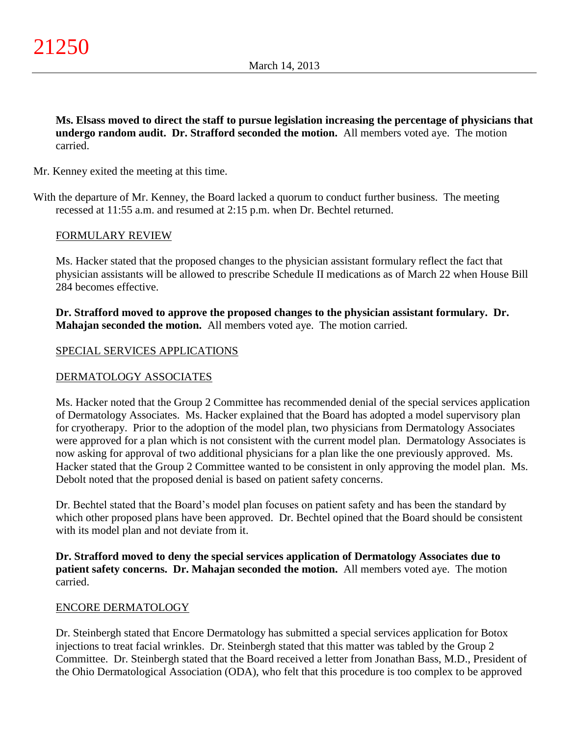**Ms. Elsass moved to direct the staff to pursue legislation increasing the percentage of physicians that undergo random audit. Dr. Strafford seconded the motion.** All members voted aye. The motion carried.

Mr. Kenney exited the meeting at this time.

With the departure of Mr. Kenney, the Board lacked a quorum to conduct further business. The meeting recessed at 11:55 a.m. and resumed at 2:15 p.m. when Dr. Bechtel returned.

## FORMULARY REVIEW

Ms. Hacker stated that the proposed changes to the physician assistant formulary reflect the fact that physician assistants will be allowed to prescribe Schedule II medications as of March 22 when House Bill 284 becomes effective.

**Dr. Strafford moved to approve the proposed changes to the physician assistant formulary. Dr. Mahajan seconded the motion.** All members voted aye. The motion carried.

## SPECIAL SERVICES APPLICATIONS

### DERMATOLOGY ASSOCIATES

Ms. Hacker noted that the Group 2 Committee has recommended denial of the special services application of Dermatology Associates. Ms. Hacker explained that the Board has adopted a model supervisory plan for cryotherapy. Prior to the adoption of the model plan, two physicians from Dermatology Associates were approved for a plan which is not consistent with the current model plan. Dermatology Associates is now asking for approval of two additional physicians for a plan like the one previously approved. Ms. Hacker stated that the Group 2 Committee wanted to be consistent in only approving the model plan. Ms. Debolt noted that the proposed denial is based on patient safety concerns.

Dr. Bechtel stated that the Board's model plan focuses on patient safety and has been the standard by which other proposed plans have been approved. Dr. Bechtel opined that the Board should be consistent with its model plan and not deviate from it.

**Dr. Strafford moved to deny the special services application of Dermatology Associates due to patient safety concerns. Dr. Mahajan seconded the motion.** All members voted aye. The motion carried.

### ENCORE DERMATOLOGY

Dr. Steinbergh stated that Encore Dermatology has submitted a special services application for Botox injections to treat facial wrinkles. Dr. Steinbergh stated that this matter was tabled by the Group 2 Committee. Dr. Steinbergh stated that the Board received a letter from Jonathan Bass, M.D., President of the Ohio Dermatological Association (ODA), who felt that this procedure is too complex to be approved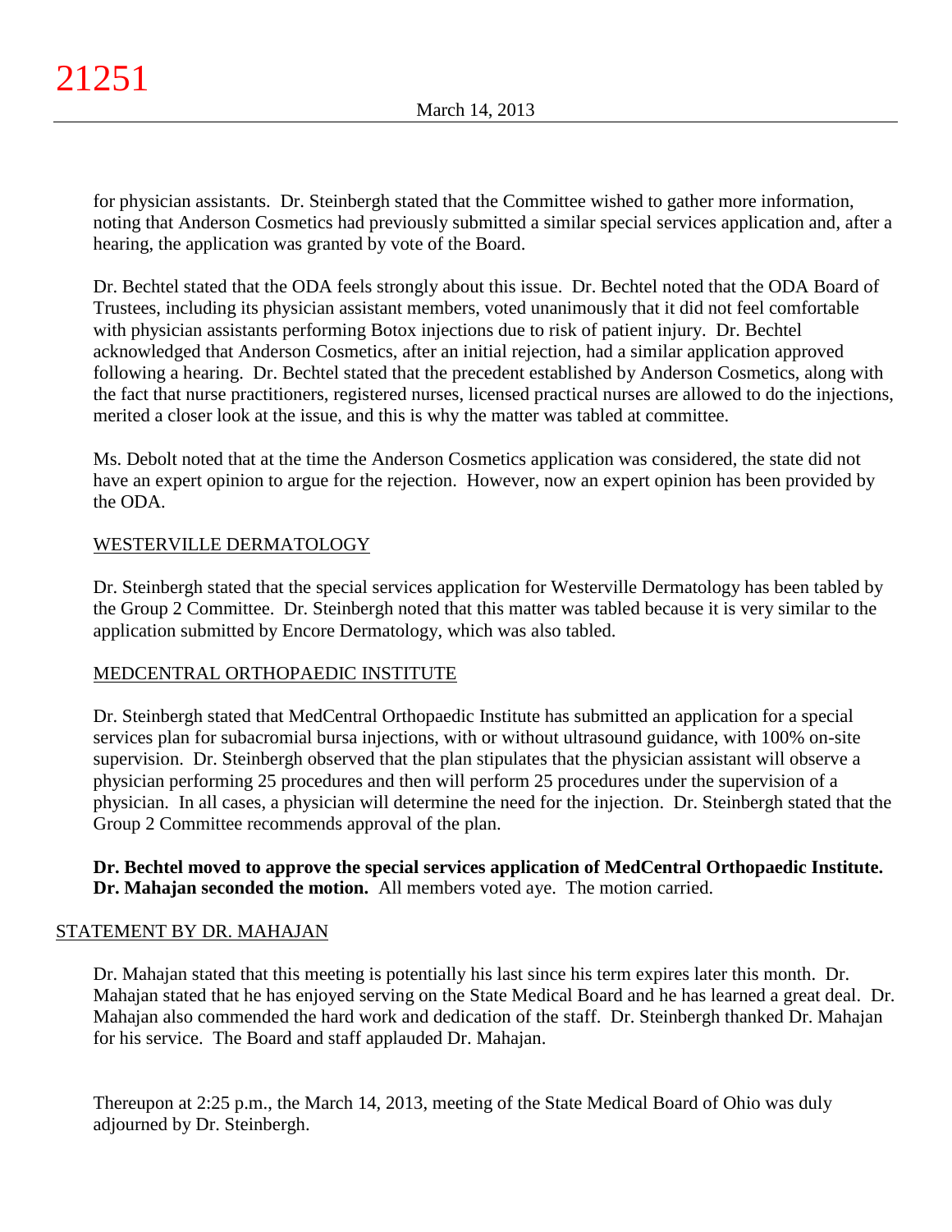for physician assistants. Dr. Steinbergh stated that the Committee wished to gather more information, noting that Anderson Cosmetics had previously submitted a similar special services application and, after a hearing, the application was granted by vote of the Board.

Dr. Bechtel stated that the ODA feels strongly about this issue. Dr. Bechtel noted that the ODA Board of Trustees, including its physician assistant members, voted unanimously that it did not feel comfortable with physician assistants performing Botox injections due to risk of patient injury. Dr. Bechtel acknowledged that Anderson Cosmetics, after an initial rejection, had a similar application approved following a hearing. Dr. Bechtel stated that the precedent established by Anderson Cosmetics, along with the fact that nurse practitioners, registered nurses, licensed practical nurses are allowed to do the injections, merited a closer look at the issue, and this is why the matter was tabled at committee.

Ms. Debolt noted that at the time the Anderson Cosmetics application was considered, the state did not have an expert opinion to argue for the rejection. However, now an expert opinion has been provided by the ODA.

WESTERVILLE DERMATOLOGY

Dr. Steinbergh stated that the special services application for Westerville Dermatology has been tabled by the Group 2 Committee. Dr. Steinbergh noted that this matter was tabled because it is very similar to the application submitted by Encore Dermatology, which was also tabled.

MEDCENTRAL ORTHOPAEDIC INSTITUTE

Dr. Steinbergh stated that MedCentral Orthopaedic Institute has submitted an application for a special services plan for subacromial bursa injections, with or without ultrasound guidance, with 100% on-site supervision. Dr. Steinbergh observed that the plan stipulates that the physician assistant will observe a physician performing 25 procedures and then will perform 25 procedures under the supervision of a physician. In all cases, a physician will determine the need for the injection. Dr. Steinbergh stated that the Group 2 Committee recommends approval of the plan.

**Dr. Bechtel moved to approve the special services application of MedCentral Orthopaedic Institute. Dr. Mahajan seconded the motion.** All members voted aye. The motion carried.

## STATEMENT BY DR. MAHAJAN

Dr. Mahajan stated that this meeting is potentially his last since his term expires later this month. Dr. Mahajan stated that he has enjoyed serving on the State Medical Board and he has learned a great deal. Dr. Mahajan also commended the hard work and dedication of the staff. Dr. Steinbergh thanked Dr. Mahajan for his service. The Board and staff applauded Dr. Mahajan.

Thereupon at 2:25 p.m., the March 14, 2013, meeting of the State Medical Board of Ohio was duly adjourned by Dr. Steinbergh.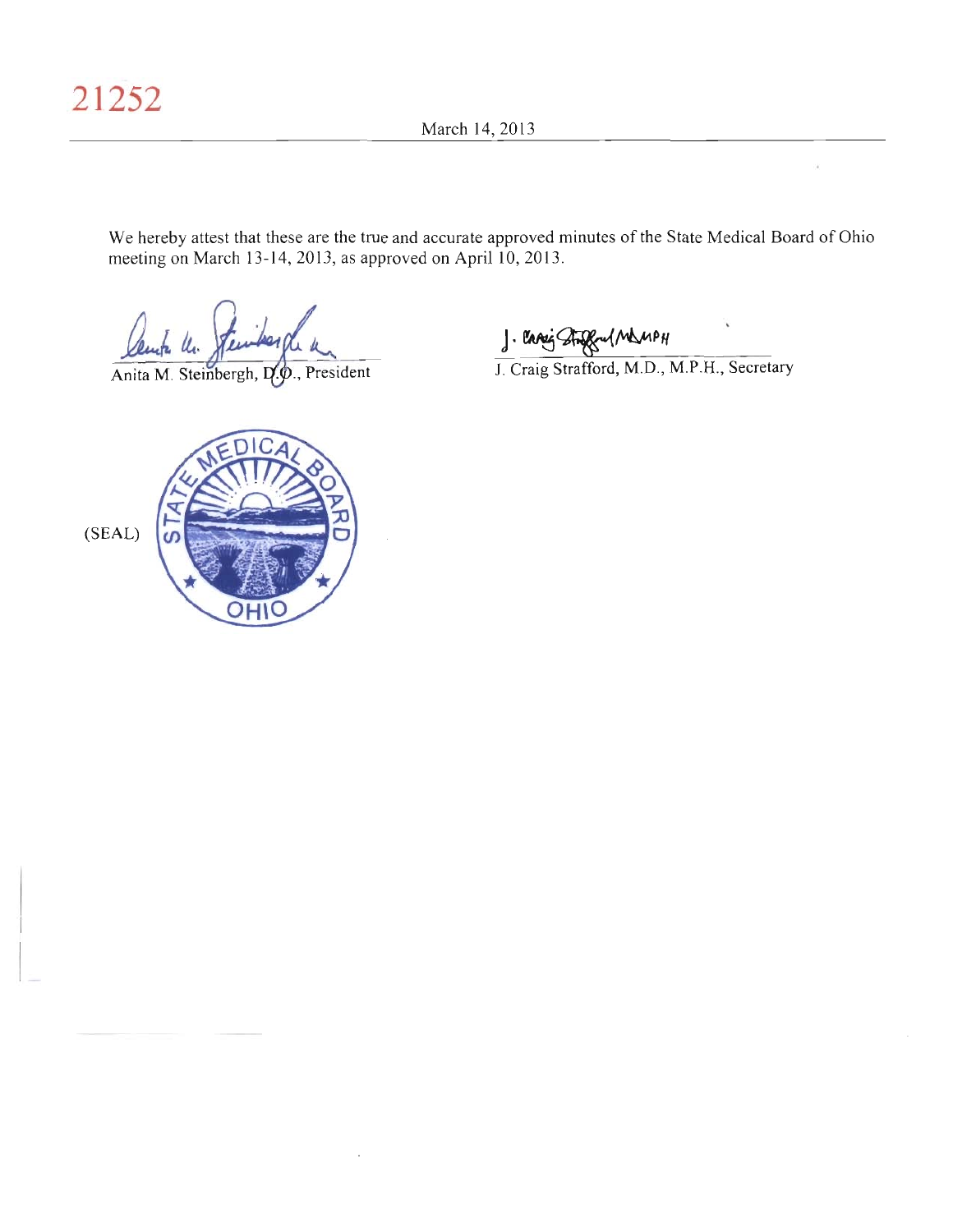21252

March 14, 2013

We hereby attest that these are the true and accurate approved minutes of the State Medical Board of Ohio meeting on March 13-14, 2013, as approved on April 10, 2013.

Anita M. Steinbergh, D.O., President

J. Craig Strafford, M.D., M.P.H., Secretary

(SEAL)

STATE MEDICAL BOARD OHIO